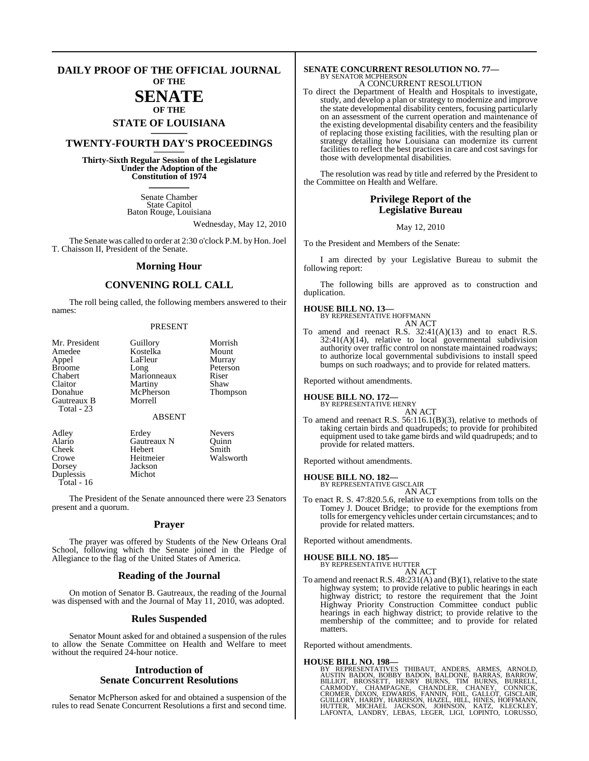# DAILY PROOF OF THE OFFICIAL JOURNAL OF THE SENATE OF THE STATE OF LOUISIANA

## TWENTY-FOURTH DAY'S PROCEEDINGS

**Thirty-Sixth Regular Session of the Legislature Under the Adoption of the Constitution of 1974**

Senate Chamber
State Capitol
Baton Rouge, Louisiana

Wednesday, May 12, 2010

The Senate was called to order at 2:30 o'clock P.M. by Hon. Joel T. Chaisson II, President of the Senate.

## Morning Hour

## CONVENING ROLL CALL

The roll being called, the following members answered to their names:

PRESENT

| | | |
|---|---|---|
| Mr. President | Guillory | Morrish |
| Amedee | Kostelka | Mount |
| Appel | LaFleur | Murray |
| Broome | Long | Peterson |
| Chabert | Marionneaux | Riser |
| Claitor | Martiny | Shaw |
| Donahue | McPherson | Thompson |
| Gautreaux B | Morrell | |
| Total - 23 | | |

ABSENT

| | | |
|---|---|---|
| Adley | Erdey | Nevers |
| Alario | Gautreaux N | Quinn |
| Cheek | Hebert | Smith |
| Crowe | Heitmeier | Walsworth |
| Dorsey | Jackson | |
| Duplessis | Michot | |
| Total - 16 | | |

The President of the Senate announced there were 23 Senators present and a quorum.

## Prayer

The prayer was offered by Students of the New Orleans Oral School, following which the Senate joined in the Pledge of Allegiance to the flag of the United States of America.

## Reading of the Journal

On motion of Senator B. Gautreaux, the reading of the Journal was dispensed with and the Journal of May 11, 2010, was adopted.

## Rules Suspended

Senator Mount asked for and obtained a suspension of the rules to allow the Senate Committee on Health and Welfare to meet without the required 24-hour notice.

## Introduction of Senate Concurrent Resolutions

Senator McPherson asked for and obtained a suspension of the rules to read Senate Concurrent Resolutions a first and second time.

**SENATE CONCURRENT RESOLUTION NO. 77—**
BY SENATOR MCPHERSON
A CONCURRENT RESOLUTION

To direct the Department of Health and Hospitals to investigate, study, and develop a plan or strategy to modernize and improve the state developmental disability centers, focusing particularly on an assessment of the current operation and maintenance of the existing developmental disability centers and the feasibility of replacing those existing facilities, with the resulting plan or strategy detailing how Louisiana can modernize its current facilities to reflect the best practices in care and cost savings for those with developmental disabilities.

The resolution was read by title and referred by the President to the Committee on Health and Welfare.

## Privilege Report of the Legislative Bureau

May 12, 2010

To the President and Members of the Senate:

I am directed by your Legislative Bureau to submit the following report:

The following bills are approved as to construction and duplication.

**HOUSE BILL NO. 13—**
BY REPRESENTATIVE HOFFMANN
AN ACT

To amend and reenact R.S. 32:41(A)(13) and to enact R.S. 32:41(A)(14), relative to local governmental subdivision authority over traffic control on nonstate maintained roadways; to authorize local governmental subdivisions to install speed bumps on such roadways; and to provide for related matters.

Reported without amendments.

**HOUSE BILL NO. 172—**
BY REPRESENTATIVE HENRY
AN ACT

To amend and reenact R.S. 56:116.1(B)(3), relative to methods of taking certain birds and quadrupeds; to provide for prohibited equipment used to take game birds and wild quadrupeds; and to provide for related matters.

Reported without amendments.

**HOUSE BILL NO. 182—**
BY REPRESENTATIVE GISCLAIR
AN ACT

To enact R. S. 47:820.5.6, relative to exemptions from tolls on the Tomey J. Doucet Bridge; to provide for the exemptions from tolls for emergency vehicles under certain circumstances; and to provide for related matters.

Reported without amendments.

**HOUSE BILL NO. 185—**
BY REPRESENTATIVE HUTTER
AN ACT

To amend and reenact R.S. 48:231(A) and (B)(1), relative to the state highway system; to provide relative to public hearings in each highway district; to restore the requirement that the Joint Highway Priority Construction Committee conduct public hearings in each highway district; to provide relative to the membership of the committee; and to provide for related matters.

Reported without amendments.

**HOUSE BILL NO. 198—**
BY REPRESENTATIVES THIBAUT, ANDERS, ARMES, ARNOLD, AUSTIN BADON, BOBBY BADON, BALDONE, BARRAS, BARROW, BILLIOT, BROSSETT, HENRY BURNS, TIM BURNS, BURRELL, CARMODY, CHAMPAGNE, CHANDLER, CHANEY, CONNICK, CROMER, DIXON, EDWARDS, FANNIN, FOIL, GALLOT, GISCLAIR, GUILLORY, HARDY, HARRISON, HAZEL, HILL, HINES, HOFFMANN, HUTTER, MICHAEL JACKSON, JOHNSON, KATZ, KLECKLEY, LAFONTA, LANDRY, LEBAS, LEGER, LIGI, LOPINTO, LORUSSO,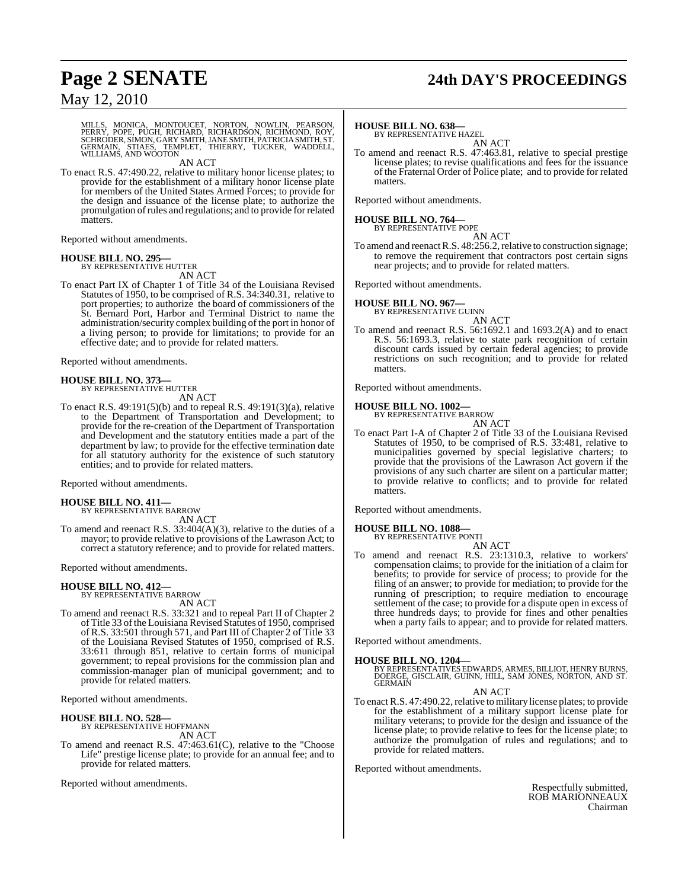MILLS, MONICA, MONTOUCET, NORTON, NOWLIN, PEARSON, PERRY, POPE, PUGH, RICHARD, RICHARDSON, RICHMOND, ROY, SCHRODER, SIMON, GARY SMITH, JANE SMITH, PATRICIA SMITH, ST. GERMAIN, STIAES, TEMPLET, THIERRY, TUCKER, WADDELL, WILLIAMS, AND WOOTON

AN ACT

To enact R.S. 47:490.22, relative to military honor license plates; to provide for the establishment of a military honor license plate for members of the United States Armed Forces; to provide for the design and issuance of the license plate; to authorize the promulgation of rules and regulations; and to provide for related matters.

Reported without amendments.

**HOUSE BILL NO. 295—**
BY REPRESENTATIVE HUTTER

AN ACT

To enact Part IX of Chapter 1 of Title 34 of the Louisiana Revised Statutes of 1950, to be comprised of R.S. 34:340.31, relative to port properties; to authorize the board of commissioners of the St. Bernard Port, Harbor and Terminal District to name the administration/security complex building of the port in honor of a living person; to provide for limitations; to provide for an effective date; and to provide for related matters.

Reported without amendments.

**HOUSE BILL NO. 373—**
BY REPRESENTATIVE HUTTER

AN ACT

To enact R.S. 49:191(5)(b) and to repeal R.S. 49:191(3)(a), relative to the Department of Transportation and Development; to provide for the re-creation of the Department of Transportation and Development and the statutory entities made a part of the department by law; to provide for the effective termination date for all statutory authority for the existence of such statutory entities; and to provide for related matters.

Reported without amendments.

**HOUSE BILL NO. 411—**
BY REPRESENTATIVE BARROW

AN ACT

To amend and reenact R.S. 33:404(A)(3), relative to the duties of a mayor; to provide relative to provisions of the Lawrason Act; to correct a statutory reference; and to provide for related matters.

Reported without amendments.

**HOUSE BILL NO. 412—**
BY REPRESENTATIVE BARROW

AN ACT

To amend and reenact R.S. 33:321 and to repeal Part II of Chapter 2 of Title 33 of the Louisiana Revised Statutes of 1950, comprised of R.S. 33:501 through 571, and Part III of Chapter 2 of Title 33 of the Louisiana Revised Statutes of 1950, comprised of R.S. 33:611 through 851, relative to certain forms of municipal government; to repeal provisions for the commission plan and commission-manager plan of municipal government; and to provide for related matters.

Reported without amendments.

**HOUSE BILL NO. 528—**
BY REPRESENTATIVE HOFFMANN

AN ACT

To amend and reenact R.S. 47:463.61(C), relative to the "Choose Life" prestige license plate; to provide for an annual fee; and to provide for related matters.

Reported without amendments.

**HOUSE BILL NO. 638—**
BY REPRESENTATIVE HAZEL

AN ACT

To amend and reenact R.S. 47:463.81, relative to special prestige license plates; to revise qualifications and fees for the issuance of the Fraternal Order of Police plate; and to provide for related matters.

Reported without amendments.

**HOUSE BILL NO. 764—**
BY REPRESENTATIVE POPE

AN ACT

To amend and reenact R.S. 48:256.2, relative to construction signage; to remove the requirement that contractors post certain signs near projects; and to provide for related matters.

Reported without amendments.

**HOUSE BILL NO. 967—**
BY REPRESENTATIVE GUINN

AN ACT

To amend and reenact R.S. 56:1692.1 and 1693.2(A) and to enact R.S. 56:1693.3, relative to state park recognition of certain discount cards issued by certain federal agencies; to provide restrictions on such recognition; and to provide for related matters.

Reported without amendments.

**HOUSE BILL NO. 1002—**
BY REPRESENTATIVE BARROW

AN ACT

To enact Part I-A of Chapter 2 of Title 33 of the Louisiana Revised Statutes of 1950, to be comprised of R.S. 33:481, relative to municipalities governed by special legislative charters; to provide that the provisions of the Lawrason Act govern if the provisions of any such charter are silent on a particular matter; to provide relative to conflicts; and to provide for related matters.

Reported without amendments.

**HOUSE BILL NO. 1088—**
BY REPRESENTATIVE PONTI

AN ACT

To amend and reenact R.S. 23:1310.3, relative to workers' compensation claims; to provide for the initiation of a claim for benefits; to provide for service of process; to provide for the filing of an answer; to provide for mediation; to provide for the running of prescription; to require mediation to encourage settlement of the case; to provide for a dispute open in excess of three hundreds days; to provide for fines and other penalties when a party fails to appear; and to provide for related matters.

Reported without amendments.

**HOUSE BILL NO. 1204—**
BY REPRESENTATIVES EDWARDS, ARMES, BILLIOT, HENRY BURNS, DOERGE, GISCLAIR, GUINN, HILL, SAM JONES, NORTON, AND ST. GERMAIN

AN ACT

To enact R.S. 47:490.22, relative to military license plates; to provide for the establishment of a military support license plate for military veterans; to provide for the design and issuance of the license plate; to provide relative to fees for the license plate; to authorize the promulgation of rules and regulations; and to provide for related matters.

Reported without amendments.

Respectfully submitted,
ROB MARIONNEAUX
Chairman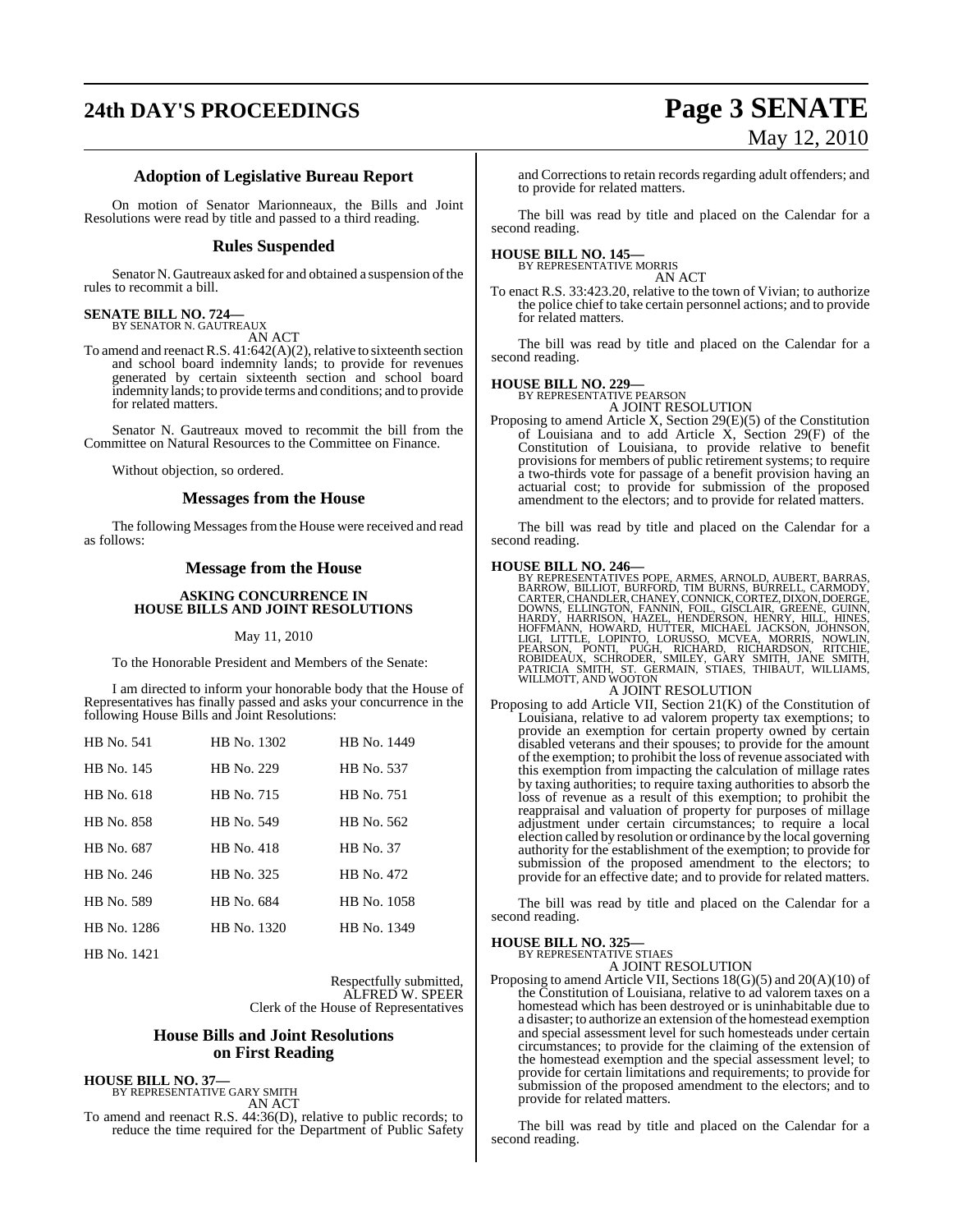## Adoption of Legislative Bureau Report

On motion of Senator Marionneaux, the Bills and Joint Resolutions were read by title and passed to a third reading.

## Rules Suspended

Senator N. Gautreaux asked for and obtained a suspension of the rules to recommit a bill.

**SENATE BILL NO. 724—**
BY SENATOR N. GAUTREAUX

AN ACT

To amend and reenact R.S. 41:642(A)(2), relative to sixteenth section and school board indemnity lands; to provide for revenues generated by certain sixteenth section and school board indemnity lands; to provide terms and conditions; and to provide for related matters.

Senator N. Gautreaux moved to recommit the bill from the Committee on Natural Resources to the Committee on Finance.

Without objection, so ordered.

## Messages from the House

The following Messages from the House were received and read as follows:

## Message from the House

**ASKING CONCURRENCE IN HOUSE BILLS AND JOINT RESOLUTIONS**

May 11, 2010

To the Honorable President and Members of the Senate:

I am directed to inform your honorable body that the House of Representatives has finally passed and asks your concurrence in the following House Bills and Joint Resolutions:

| | | |
|---|---|---|
| HB No. 541 | HB No. 1302 | HB No. 1449 |
| HB No. 145 | HB No. 229 | HB No. 537 |
| HB No. 618 | HB No. 715 | HB No. 751 |
| HB No. 858 | HB No. 549 | HB No. 562 |
| HB No. 687 | HB No. 418 | HB No. 37 |
| HB No. 246 | HB No. 325 | HB No. 472 |
| HB No. 589 | HB No. 684 | HB No. 1058 |
| HB No. 1286 | HB No. 1320 | HB No. 1349 |
| HB No. 1421 | | |

Respectfully submitted,
ALFRED W. SPEER
Clerk of the House of Representatives

## House Bills and Joint Resolutions on First Reading

**HOUSE BILL NO. 37—**
BY REPRESENTATIVE GARY SMITH

AN ACT

To amend and reenact R.S. 44:36(D), relative to public records; to reduce the time required for the Department of Public Safety and Corrections to retain records regarding adult offenders; and to provide for related matters.

The bill was read by title and placed on the Calendar for a second reading.

**HOUSE BILL NO. 145—**
BY REPRESENTATIVE MORRIS

AN ACT

To enact R.S. 33:423.20, relative to the town of Vivian; to authorize the police chief to take certain personnel actions; and to provide for related matters.

The bill was read by title and placed on the Calendar for a second reading.

**HOUSE BILL NO. 229—**
BY REPRESENTATIVE PEARSON

A JOINT RESOLUTION

Proposing to amend Article X, Section 29(E)(5) of the Constitution of Louisiana and to add Article X, Section 29(F) of the Constitution of Louisiana, to provide relative to benefit provisions for members of public retirement systems; to require a two-thirds vote for passage of a benefit provision having an actuarial cost; to provide for submission of the proposed amendment to the electors; and to provide for related matters.

The bill was read by title and placed on the Calendar for a second reading.

**HOUSE BILL NO. 246—**
BY REPRESENTATIVES POPE, ARMES, ARNOLD, AUBERT, BARRAS, BARROW, BILLIOT, BURFORD, TIM BURNS, BURRELL, CARMODY, CARTER, CHANDLER, CHANEY, CONNICK, CORTEZ, DIXON, DOERGE, DOWNS, ELLINGTON, FANNIN, FOIL, GISCLAIR, GREENE, GUINN, HARDY, HARRISON, HAZEL, HENDERSON, HENRY, HILL, HINES, HOFFMANN, HOWARD, HUTTER, MICHAEL JACKSON, JOHNSON, LIGI, LITTLE, LOPINTO, LORUSSO, MCVEA, MORRIS, NOWLIN, PEARSON, PONTI, PUGH, RICHARD, RICHARDSON, RITCHIE, ROBIDEAUX, SCHRODER, SMILEY, GARY SMITH, JANE SMITH, PATRICIA SMITH, ST. GERMAIN, STIAES, THIBAUT, WILLIAMS, WILLMOTT, AND WOOTON

A JOINT RESOLUTION

Proposing to add Article VII, Section 21(K) of the Constitution of Louisiana, relative to ad valorem property tax exemptions; to provide an exemption for certain property owned by certain disabled veterans and their spouses; to provide for the amount of the exemption; to prohibit the loss of revenue associated with this exemption from impacting the calculation of millage rates by taxing authorities; to require taxing authorities to absorb the loss of revenue as a result of this exemption; to prohibit the reappraisal and valuation of property for purposes of millage adjustment under certain circumstances; to require a local election called by resolution or ordinance by the local governing authority for the establishment of the exemption; to provide for submission of the proposed amendment to the electors; to provide for an effective date; and to provide for related matters.

The bill was read by title and placed on the Calendar for a second reading.

**HOUSE BILL NO. 325—**
BY REPRESENTATIVE STIAES

A JOINT RESOLUTION

Proposing to amend Article VII, Sections 18(G)(5) and 20(A)(10) of the Constitution of Louisiana, relative to ad valorem taxes on a homestead which has been destroyed or is uninhabitable due to a disaster; to authorize an extension of the homestead exemption and special assessment level for such homesteads under certain circumstances; to provide for the claiming of the extension of the homestead exemption and the special assessment level; to provide for certain limitations and requirements; to provide for submission of the proposed amendment to the electors; and to provide for related matters.

The bill was read by title and placed on the Calendar for a second reading.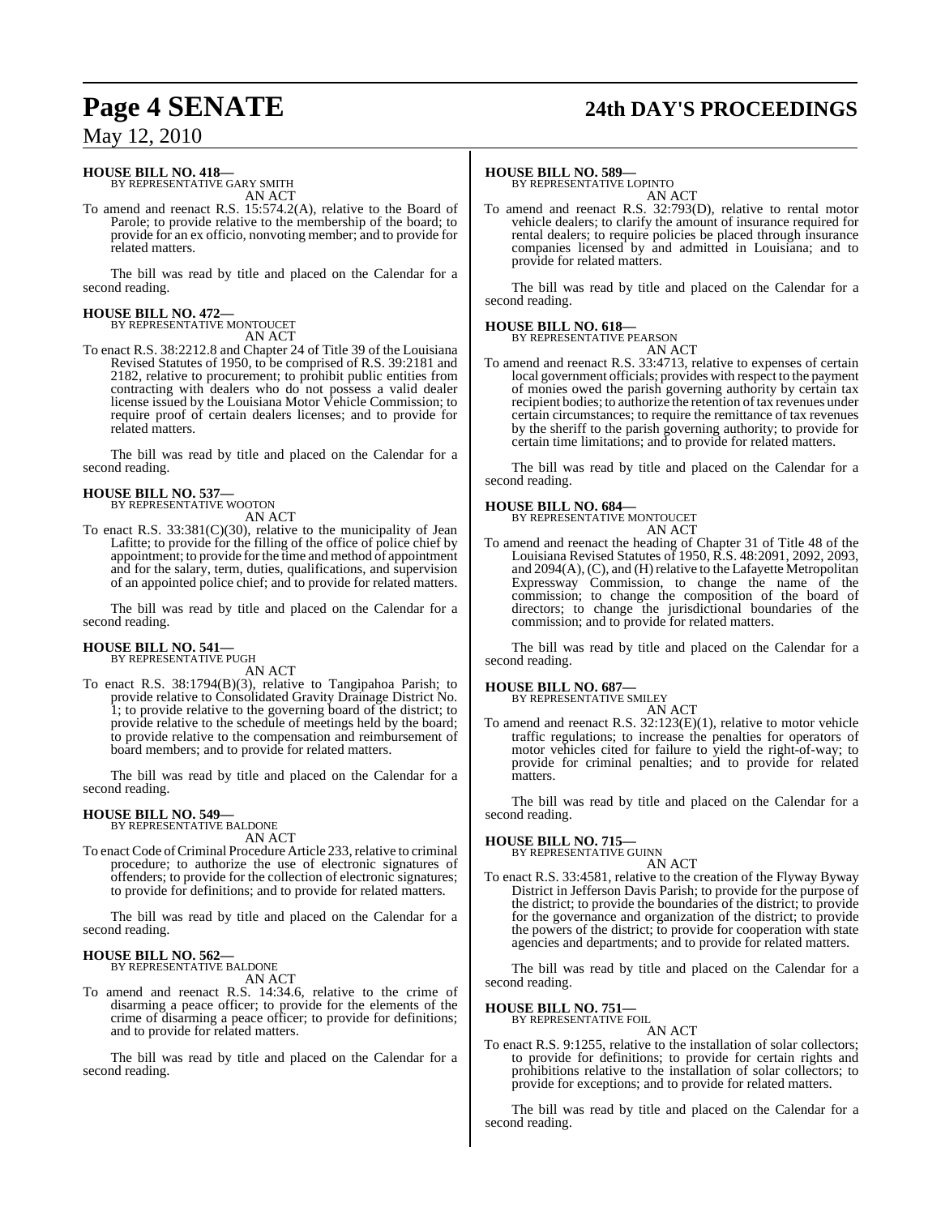**HOUSE BILL NO. 418—**
BY REPRESENTATIVE GARY SMITH

AN ACT

To amend and reenact R.S. 15:574.2(A), relative to the Board of Parole; to provide relative to the membership of the board; to provide for an ex officio, nonvoting member; and to provide for related matters.

The bill was read by title and placed on the Calendar for a second reading.

**HOUSE BILL NO. 472—**
BY REPRESENTATIVE MONTOUCET

AN ACT

To enact R.S. 38:2212.8 and Chapter 24 of Title 39 of the Louisiana Revised Statutes of 1950, to be comprised of R.S. 39:2181 and 2182, relative to procurement; to prohibit public entities from contracting with dealers who do not possess a valid dealer license issued by the Louisiana Motor Vehicle Commission; to require proof of certain dealers licenses; and to provide for related matters.

The bill was read by title and placed on the Calendar for a second reading.

**HOUSE BILL NO. 537—**
BY REPRESENTATIVE WOOTON

AN ACT

To enact R.S. 33:381(C)(30), relative to the municipality of Jean Lafitte; to provide for the filling of the office of police chief by appointment; to provide for the time and method of appointment and for the salary, term, duties, qualifications, and supervision of an appointed police chief; and to provide for related matters.

The bill was read by title and placed on the Calendar for a second reading.

**HOUSE BILL NO. 541—**
BY REPRESENTATIVE PUGH

AN ACT

To enact R.S. 38:1794(B)(3), relative to Tangipahoa Parish; to provide relative to Consolidated Gravity Drainage District No. 1; to provide relative to the governing board of the district; to provide relative to the schedule of meetings held by the board; to provide relative to the compensation and reimbursement of board members; and to provide for related matters.

The bill was read by title and placed on the Calendar for a second reading.

**HOUSE BILL NO. 549—**
BY REPRESENTATIVE BALDONE

AN ACT

To enact Code of Criminal Procedure Article 233, relative to criminal procedure; to authorize the use of electronic signatures of offenders; to provide for the collection of electronic signatures; to provide for definitions; and to provide for related matters.

The bill was read by title and placed on the Calendar for a second reading.

**HOUSE BILL NO. 562—**
BY REPRESENTATIVE BALDONE

AN ACT

To amend and reenact R.S. 14:34.6, relative to the crime of disarming a peace officer; to provide for the elements of the crime of disarming a peace officer; to provide for definitions; and to provide for related matters.

The bill was read by title and placed on the Calendar for a second reading.

**HOUSE BILL NO. 589—**
BY REPRESENTATIVE LOPINTO

AN ACT

To amend and reenact R.S. 32:793(D), relative to rental motor vehicle dealers; to clarify the amount of insurance required for rental dealers; to require policies be placed through insurance companies licensed by and admitted in Louisiana; and to provide for related matters.

The bill was read by title and placed on the Calendar for a second reading.

**HOUSE BILL NO. 618—**
BY REPRESENTATIVE PEARSON

AN ACT

To amend and reenact R.S. 33:4713, relative to expenses of certain local government officials; provides with respect to the payment of monies owed the parish governing authority by certain tax recipient bodies; to authorize the retention of tax revenues under certain circumstances; to require the remittance of tax revenues by the sheriff to the parish governing authority; to provide for certain time limitations; and to provide for related matters.

The bill was read by title and placed on the Calendar for a second reading.

**HOUSE BILL NO. 684—**
BY REPRESENTATIVE MONTOUCET

AN ACT

To amend and reenact the heading of Chapter 31 of Title 48 of the Louisiana Revised Statutes of 1950, R.S. 48:2091, 2092, 2093, and 2094(A), (C), and (H) relative to the Lafayette Metropolitan Expressway Commission, to change the name of the commission; to change the composition of the board of directors; to change the jurisdictional boundaries of the commission; and to provide for related matters.

The bill was read by title and placed on the Calendar for a second reading.

**HOUSE BILL NO. 687—**
BY REPRESENTATIVE SMILEY

AN ACT

To amend and reenact R.S. 32:123(E)(1), relative to motor vehicle traffic regulations; to increase the penalties for operators of motor vehicles cited for failure to yield the right-of-way; to provide for criminal penalties; and to provide for related matters.

The bill was read by title and placed on the Calendar for a second reading.

**HOUSE BILL NO. 715—**
BY REPRESENTATIVE GUINN

AN ACT

To enact R.S. 33:4581, relative to the creation of the Flyway Byway District in Jefferson Davis Parish; to provide for the purpose of the district; to provide the boundaries of the district; to provide for the governance and organization of the district; to provide the powers of the district; to provide for cooperation with state agencies and departments; and to provide for related matters.

The bill was read by title and placed on the Calendar for a second reading.

**HOUSE BILL NO. 751—**
BY REPRESENTATIVE FOIL

AN ACT

To enact R.S. 9:1255, relative to the installation of solar collectors; to provide for definitions; to provide for certain rights and prohibitions relative to the installation of solar collectors; to provide for exceptions; and to provide for related matters.

The bill was read by title and placed on the Calendar for a second reading.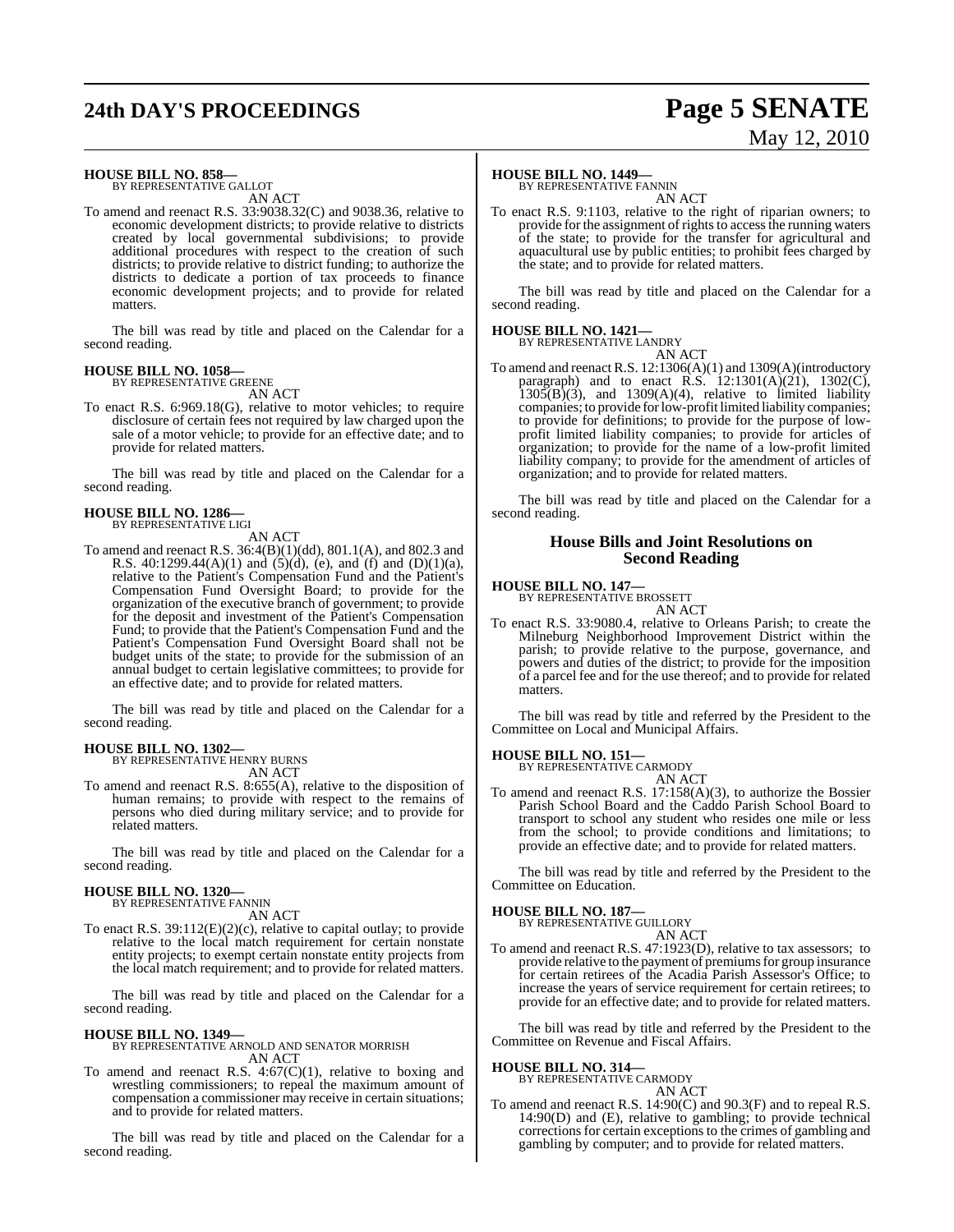**HOUSE BILL NO. 858—**
BY REPRESENTATIVE GALLOT

AN ACT

To amend and reenact R.S. 33:9038.32(C) and 9038.36, relative to economic development districts; to provide relative to districts created by local governmental subdivisions; to provide additional procedures with respect to the creation of such districts; to provide relative to district funding; to authorize the districts to dedicate a portion of tax proceeds to finance economic development projects; and to provide for related matters.

The bill was read by title and placed on the Calendar for a second reading.

**HOUSE BILL NO. 1058—**
BY REPRESENTATIVE GREENE

AN ACT

To enact R.S. 6:969.18(G), relative to motor vehicles; to require disclosure of certain fees not required by law charged upon the sale of a motor vehicle; to provide for an effective date; and to provide for related matters.

The bill was read by title and placed on the Calendar for a second reading.

**HOUSE BILL NO. 1286—**
BY REPRESENTATIVE LIGI

AN ACT

To amend and reenact R.S. 36:4(B)(1)(dd), 801.1(A), and 802.3 and R.S. 40:1299.44(A)(1) and (5)(d), (e), and (f) and (D)(1)(a), relative to the Patient's Compensation Fund and the Patient's Compensation Fund Oversight Board; to provide for the organization of the executive branch of government; to provide for the deposit and investment of the Patient's Compensation Fund; to provide that the Patient's Compensation Fund and the Patient's Compensation Fund Oversight Board shall not be budget units of the state; to provide for the submission of an annual budget to certain legislative committees; to provide for an effective date; and to provide for related matters.

The bill was read by title and placed on the Calendar for a second reading.

**HOUSE BILL NO. 1302—**
BY REPRESENTATIVE HENRY BURNS

AN ACT

To amend and reenact R.S. 8:655(A), relative to the disposition of human remains; to provide with respect to the remains of persons who died during military service; and to provide for related matters.

The bill was read by title and placed on the Calendar for a second reading.

**HOUSE BILL NO. 1320—**
BY REPRESENTATIVE FANNIN

AN ACT

To enact R.S. 39:112(E)(2)(c), relative to capital outlay; to provide relative to the local match requirement for certain nonstate entity projects; to exempt certain nonstate entity projects from the local match requirement; and to provide for related matters.

The bill was read by title and placed on the Calendar for a second reading.

**HOUSE BILL NO. 1349—**
BY REPRESENTATIVE ARNOLD AND SENATOR MORRISH

AN ACT

To amend and reenact R.S. 4:67(C)(1), relative to boxing and wrestling commissioners; to repeal the maximum amount of compensation a commissioner may receive in certain situations; and to provide for related matters.

The bill was read by title and placed on the Calendar for a second reading.

**HOUSE BILL NO. 1449—**
BY REPRESENTATIVE FANNIN

AN ACT

To enact R.S. 9:1103, relative to the right of riparian owners; to provide for the assignment of rights to access the running waters of the state; to provide for the transfer for agricultural and aquacultural use by public entities; to prohibit fees charged by the state; and to provide for related matters.

The bill was read by title and placed on the Calendar for a second reading.

**HOUSE BILL NO. 1421—**
BY REPRESENTATIVE LANDRY

AN ACT

To amend and reenact R.S. 12:1306(A)(1) and 1309(A)(introductory paragraph) and to enact R.S. 12:1301(A)(21), 1302(C), 1305(B)(3), and 1309(A)(4), relative to limited liability companies; to provide for low-profit limited liability companies; to provide for definitions; to provide for the purpose of low-profit limited liability companies; to provide for articles of organization; to provide for the name of a low-profit limited liability company; to provide for the amendment of articles of organization; and to provide for related matters.

The bill was read by title and placed on the Calendar for a second reading.

## House Bills and Joint Resolutions on Second Reading

**HOUSE BILL NO. 147—**
BY REPRESENTATIVE BROSSETT

AN ACT

To enact R.S. 33:9080.4, relative to Orleans Parish; to create the Milneburg Neighborhood Improvement District within the parish; to provide relative to the purpose, governance, and powers and duties of the district; to provide for the imposition of a parcel fee and for the use thereof; and to provide for related matters.

The bill was read by title and referred by the President to the Committee on Local and Municipal Affairs.

**HOUSE BILL NO. 151—**
BY REPRESENTATIVE CARMODY

AN ACT

To amend and reenact R.S. 17:158(A)(3), to authorize the Bossier Parish School Board and the Caddo Parish School Board to transport to school any student who resides one mile or less from the school; to provide conditions and limitations; to provide an effective date; and to provide for related matters.

The bill was read by title and referred by the President to the Committee on Education.

**HOUSE BILL NO. 187—**
BY REPRESENTATIVE GUILLORY

AN ACT

To amend and reenact R.S. 47:1923(D), relative to tax assessors; to provide relative to the payment of premiums for group insurance for certain retirees of the Acadia Parish Assessor's Office; to increase the years of service requirement for certain retirees; to provide for an effective date; and to provide for related matters.

The bill was read by title and referred by the President to the Committee on Revenue and Fiscal Affairs.

**HOUSE BILL NO. 314—**
BY REPRESENTATIVE CARMODY

AN ACT

To amend and reenact R.S. 14:90(C) and 90.3(F) and to repeal R.S. 14:90(D) and (E), relative to gambling; to provide technical corrections for certain exceptions to the crimes of gambling and gambling by computer; and to provide for related matters.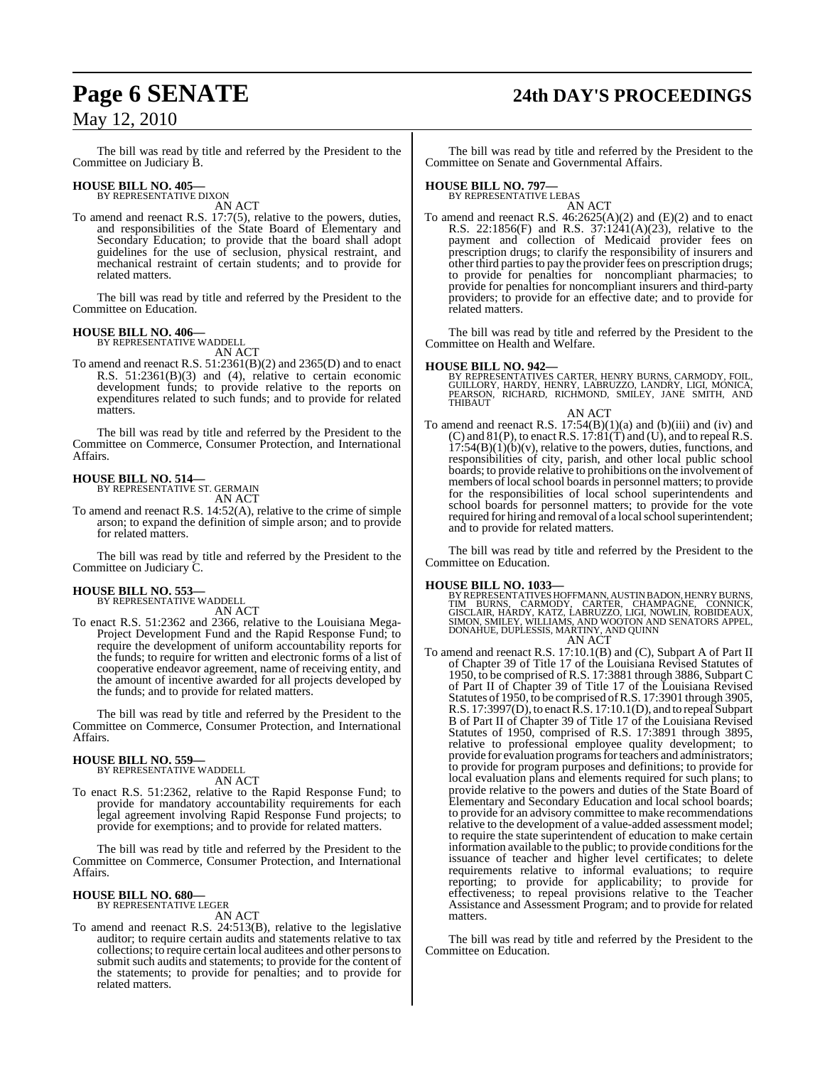The bill was read by title and referred by the President to the Committee on Judiciary B.

**HOUSE BILL NO. 405—**
BY REPRESENTATIVE DIXON
AN ACT

To amend and reenact R.S. 17:7(5), relative to the powers, duties, and responsibilities of the State Board of Elementary and Secondary Education; to provide that the board shall adopt guidelines for the use of seclusion, physical restraint, and mechanical restraint of certain students; and to provide for related matters.

The bill was read by title and referred by the President to the Committee on Education.

**HOUSE BILL NO. 406—**
BY REPRESENTATIVE WADDELL
AN ACT

To amend and reenact R.S. 51:2361(B)(2) and 2365(D) and to enact R.S. 51:2361(B)(3) and (4), relative to certain economic development funds; to provide relative to the reports on expenditures related to such funds; and to provide for related matters.

The bill was read by title and referred by the President to the Committee on Commerce, Consumer Protection, and International Affairs.

**HOUSE BILL NO. 514—**
BY REPRESENTATIVE ST. GERMAIN
AN ACT

To amend and reenact R.S. 14:52(A), relative to the crime of simple arson; to expand the definition of simple arson; and to provide for related matters.

The bill was read by title and referred by the President to the Committee on Judiciary C.

**HOUSE BILL NO. 553—**
BY REPRESENTATIVE WADDELL
AN ACT

To enact R.S. 51:2362 and 2366, relative to the Louisiana Mega-Project Development Fund and the Rapid Response Fund; to require the development of uniform accountability reports for the funds; to require for written and electronic forms of a list of cooperative endeavor agreement, name of receiving entity, and the amount of incentive awarded for all projects developed by the funds; and to provide for related matters.

The bill was read by title and referred by the President to the Committee on Commerce, Consumer Protection, and International Affairs.

**HOUSE BILL NO. 559—**
BY REPRESENTATIVE WADDELL
AN ACT

To enact R.S. 51:2362, relative to the Rapid Response Fund; to provide for mandatory accountability requirements for each legal agreement involving Rapid Response Fund projects; to provide for exemptions; and to provide for related matters.

The bill was read by title and referred by the President to the Committee on Commerce, Consumer Protection, and International Affairs.

**HOUSE BILL NO. 680—**
BY REPRESENTATIVE LEGER
AN ACT

To amend and reenact R.S. 24:513(B), relative to the legislative auditor; to require certain audits and statements relative to tax collections; to require certain local auditees and other persons to submit such audits and statements; to provide for the content of the statements; to provide for penalties; and to provide for related matters.

The bill was read by title and referred by the President to the Committee on Senate and Governmental Affairs.

**HOUSE BILL NO. 797—**
BY REPRESENTATIVE LEBAS
AN ACT

To amend and reenact R.S. 46:2625(A)(2) and (E)(2) and to enact R.S. 22:1856(F) and R.S. 37:1241(A)(23), relative to the payment and collection of Medicaid provider fees on prescription drugs; to clarify the responsibility of insurers and other third parties to pay the provider fees on prescription drugs; to provide for penalties for noncompliant pharmacies; to provide for penalties for noncompliant insurers and third-party providers; to provide for an effective date; and to provide for related matters.

The bill was read by title and referred by the President to the Committee on Health and Welfare.

**HOUSE BILL NO. 942—**
BY REPRESENTATIVES CARTER, HENRY BURNS, CARMODY, FOIL, GUILLORY, HARDY, HENRY, LABRUZZO, LANDRY, LIGI, MONICA, PEARSON, RICHARD, RICHMOND, SMILEY, JANE SMITH, AND THIBAUT
AN ACT

To amend and reenact R.S. 17:54(B)(1)(a) and (b)(iii) and (iv) and (C) and 81(P), to enact R.S. 17:81(T) and (U), and to repeal R.S. 17:54(B)(1)(b)(v), relative to the powers, duties, functions, and responsibilities of city, parish, and other local public school boards; to provide relative to prohibitions on the involvement of members of local school boards in personnel matters; to provide for the responsibilities of local school superintendents and school boards for personnel matters; to provide for the vote required for hiring and removal of a local school superintendent; and to provide for related matters.

The bill was read by title and referred by the President to the Committee on Education.

**HOUSE BILL NO. 1033—**
BY REPRESENTATIVES HOFFMANN, AUSTIN BADON, HENRY BURNS, TIM BURNS, CARMODY, CARTER, CHAMPAGNE, CONNICK, GISCLAIR, HARDY, KATZ, LABRUZZO, LIGI, NOWLIN, ROBIDEAUX, SIMON, SMILEY, WILLIAMS, AND WOOTON AND SENATORS APPEL, DONAHUE, DUPLESSIS, MARTINY, AND QUINN
AN ACT

To amend and reenact R.S. 17:10.1(B) and (C), Subpart A of Part II of Chapter 39 of Title 17 of the Louisiana Revised Statutes of 1950, to be comprised of R.S. 17:3881 through 3886, Subpart C of Part II of Chapter 39 of Title 17 of the Louisiana Revised Statutes of 1950, to be comprised of R.S. 17:3901 through 3905, R.S. 17:3997(D), to enact R.S. 17:10.1(D), and to repeal Subpart B of Part II of Chapter 39 of Title 17 of the Louisiana Revised Statutes of 1950, comprised of R.S. 17:3891 through 3895, relative to professional employee quality development; to provide for evaluation programs for teachers and administrators; to provide for program purposes and definitions; to provide for local evaluation plans and elements required for such plans; to provide relative to the powers and duties of the State Board of Elementary and Secondary Education and local school boards; to provide for an advisory committee to make recommendations relative to the development of a value-added assessment model; to require the state superintendent of education to make certain information available to the public; to provide conditions for the issuance of teacher and higher level certificates; to delete requirements relative to informal evaluations; to require reporting; to provide for applicability; to provide for effectiveness; to repeal provisions relative to the Teacher Assistance and Assessment Program; and to provide for related matters.

The bill was read by title and referred by the President to the Committee on Education.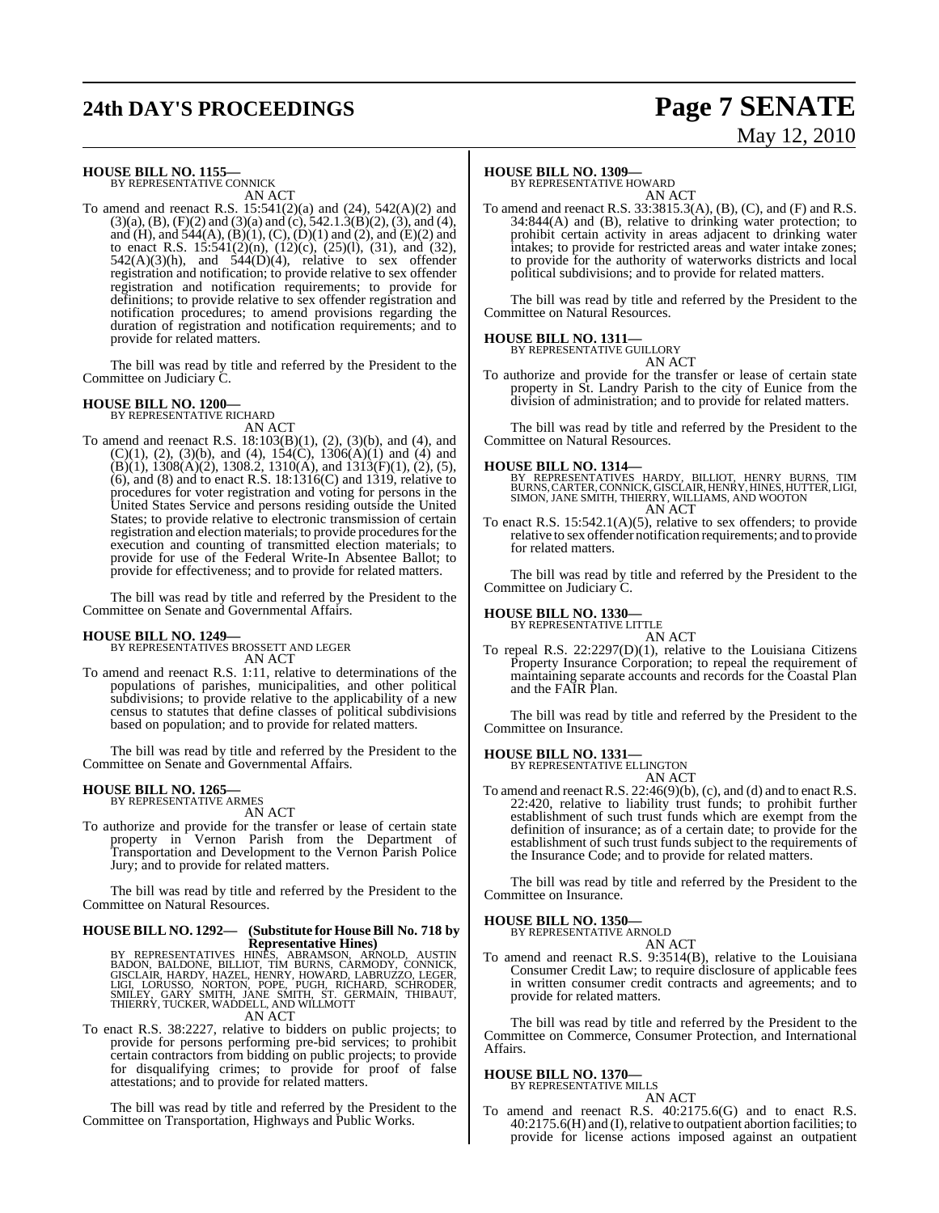**HOUSE BILL NO. 1155—**
BY REPRESENTATIVE CONNICK
AN ACT

To amend and reenact R.S. 15:541(2)(a) and (24), 542(A)(2) and (3)(a), (B), (F)(2) and (3)(a) and (c), 542.1.3(B)(2), (3), and (4), and (H), and 544(A), (B)(1), (C), (D)(1) and (2), and (E)(2) and to enact R.S. 15:541(2)(n), (12)(c), (25)(l), (31), and (32), 542(A)(3)(h), and 544(D)(4), relative to sex offender registration and notification; to provide relative to sex offender registration and notification requirements; to provide for definitions; to provide relative to sex offender registration and notification procedures; to amend provisions regarding the duration of registration and notification requirements; and to provide for related matters.

The bill was read by title and referred by the President to the Committee on Judiciary C.

**HOUSE BILL NO. 1200—**
BY REPRESENTATIVE RICHARD
AN ACT

To amend and reenact R.S. 18:103(B)(1), (2), (3)(b), and (4), and (C)(1), (2), (3)(b), and (4), 154(C), 1306(A)(1) and (4) and (B)(1), 1308(A)(2), 1308.2, 1310(A), and 1313(F)(1), (2), (5), (6), and (8) and to enact R.S. 18:1316(C) and 1319, relative to procedures for voter registration and voting for persons in the United States Service and persons residing outside the United States; to provide relative to electronic transmission of certain registration and election materials; to provide procedures for the execution and counting of transmitted election materials; to provide for use of the Federal Write-In Absentee Ballot; to provide for effectiveness; and to provide for related matters.

The bill was read by title and referred by the President to the Committee on Senate and Governmental Affairs.

**HOUSE BILL NO. 1249—**
BY REPRESENTATIVES BROSSETT AND LEGER
AN ACT

To amend and reenact R.S. 1:11, relative to determinations of the populations of parishes, municipalities, and other political subdivisions; to provide relative to the applicability of a new census to statutes that define classes of political subdivisions based on population; and to provide for related matters.

The bill was read by title and referred by the President to the Committee on Senate and Governmental Affairs.

**HOUSE BILL NO. 1265—**
BY REPRESENTATIVE ARMES
AN ACT

To authorize and provide for the transfer or lease of certain state property in Vernon Parish from the Department of Transportation and Development to the Vernon Parish Police Jury; and to provide for related matters.

The bill was read by title and referred by the President to the Committee on Natural Resources.

**HOUSE BILL NO. 1292— (Substitute for House Bill No. 718 by Representative Hines)**
BY REPRESENTATIVES HINES, ABRAMSON, ARNOLD, AUSTIN BADON, BALDONE, BILLIOT, TIM BURNS, CARMODY, CONNICK, GISCLAIR, HARDY, HAZEL, HENRY, HOWARD, LABRUZZO, LEGER, LIGI, LORUSSO, NORTON, POPE, PUGH, RICHARD, SCHRODER, SMILEY, GARY SMITH, JANE SMITH, ST. GERMAIN, THIBAUT, THIERRY, TUCKER, WADDELL, AND WILLMOTT
AN ACT

To enact R.S. 38:2227, relative to bidders on public projects; to provide for persons performing pre-bid services; to prohibit certain contractors from bidding on public projects; to provide for disqualifying crimes; to provide for proof of false attestations; and to provide for related matters.

The bill was read by title and referred by the President to the Committee on Transportation, Highways and Public Works.

**HOUSE BILL NO. 1309—**
BY REPRESENTATIVE HOWARD
AN ACT

To amend and reenact R.S. 33:3815.3(A), (B), (C), and (F) and R.S. 34:844(A) and (B), relative to drinking water protection; to prohibit certain activity in areas adjacent to drinking water intakes; to provide for restricted areas and water intake zones; to provide for the authority of waterworks districts and local political subdivisions; and to provide for related matters.

The bill was read by title and referred by the President to the Committee on Natural Resources.

**HOUSE BILL NO. 1311—**
BY REPRESENTATIVE GUILLORY
AN ACT

To authorize and provide for the transfer or lease of certain state property in St. Landry Parish to the city of Eunice from the division of administration; and to provide for related matters.

The bill was read by title and referred by the President to the Committee on Natural Resources.

**HOUSE BILL NO. 1314—**
BY REPRESENTATIVES HARDY, BILLIOT, HENRY BURNS, TIM BURNS, CARTER, CONNICK, GISCLAIR, HENRY, HINES, HUTTER, LIGI, SIMON, JANE SMITH, THIERRY, WILLIAMS, AND WOOTON
AN ACT

To enact R.S. 15:542.1(A)(5), relative to sex offenders; to provide relative to sex offender notification requirements; and to provide for related matters.

The bill was read by title and referred by the President to the Committee on Judiciary C.

**HOUSE BILL NO. 1330—**
BY REPRESENTATIVE LITTLE
AN ACT

To repeal R.S. 22:2297(D)(1), relative to the Louisiana Citizens Property Insurance Corporation; to repeal the requirement of maintaining separate accounts and records for the Coastal Plan and the FAIR Plan.

The bill was read by title and referred by the President to the Committee on Insurance.

**HOUSE BILL NO. 1331—**
BY REPRESENTATIVE ELLINGTON
AN ACT

To amend and reenact R.S. 22:46(9)(b), (c), and (d) and to enact R.S. 22:420, relative to liability trust funds; to prohibit further establishment of such trust funds which are exempt from the definition of insurance; as of a certain date; to provide for the establishment of such trust funds subject to the requirements of the Insurance Code; and to provide for related matters.

The bill was read by title and referred by the President to the Committee on Insurance.

**HOUSE BILL NO. 1350—**
BY REPRESENTATIVE ARNOLD
AN ACT

To amend and reenact R.S. 9:3514(B), relative to the Louisiana Consumer Credit Law; to require disclosure of applicable fees in written consumer credit contracts and agreements; and to provide for related matters.

The bill was read by title and referred by the President to the Committee on Commerce, Consumer Protection, and International Affairs.

**HOUSE BILL NO. 1370—**
BY REPRESENTATIVE MILLS
AN ACT

To amend and reenact R.S. 40:2175.6(G) and to enact R.S. 40:2175.6(H) and (I), relative to outpatient abortion facilities; to provide for license actions imposed against an outpatient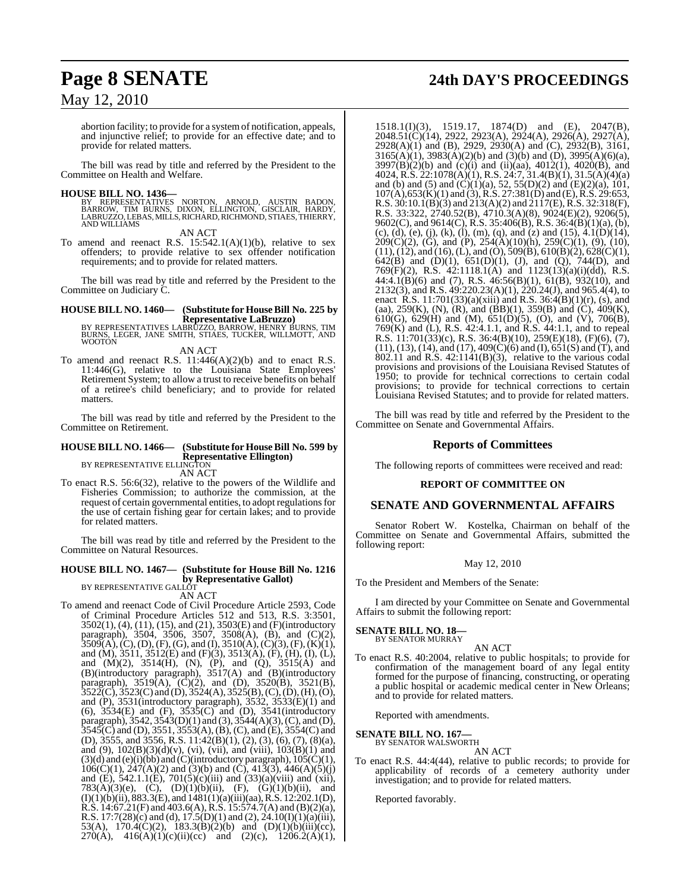abortion facility; to provide for a system of notification, appeals, and injunctive relief; to provide for an effective date; and to provide for related matters.

The bill was read by title and referred by the President to the Committee on Health and Welfare.

**HOUSE BILL NO. 1436—**
BY REPRESENTATIVES NORTON, ARNOLD, AUSTIN BADON, BARROW, TIM BURNS, DIXON, ELLINGTON, GISCLAIR, HARDY, LABRUZZO, LEBAS, MILLS, RICHARD, RICHMOND, STIAES, THIERRY, AND WILLIAMS

AN ACT

To amend and reenact R.S. 15:542.1(A)(1)(b), relative to sex offenders; to provide relative to sex offender notification requirements; and to provide for related matters.

The bill was read by title and referred by the President to the Committee on Judiciary C.

**HOUSE BILL NO. 1460— (Substitute for House Bill No. 225 by Representative LaBruzzo)**
BY REPRESENTATIVES LABRUZZO, BARROW, HENRY BURNS, TIM BURNS, LEGER, JANE SMITH, STIAES, TUCKER, WILLMOTT, AND WOOTON

AN ACT

To amend and reenact R.S. 11:446(A)(2)(b) and to enact R.S. 11:446(G), relative to the Louisiana State Employees' Retirement System; to allow a trust to receive benefits on behalf of a retiree's child beneficiary; and to provide for related matters.

The bill was read by title and referred by the President to the Committee on Retirement.

**HOUSE BILL NO. 1466— (Substitute for House Bill No. 599 by Representative Ellington)**
BY REPRESENTATIVE ELLINGTON

AN ACT

To enact R.S. 56:6(32), relative to the powers of the Wildlife and Fisheries Commission; to authorize the commission, at the request of certain governmental entities, to adopt regulations for the use of certain fishing gear for certain lakes; and to provide for related matters.

The bill was read by title and referred by the President to the Committee on Natural Resources.

**HOUSE BILL NO. 1467— (Substitute for House Bill No. 1216 by Representative Gallot)**
BY REPRESENTATIVE GALLOT

AN ACT

To amend and reenact Code of Civil Procedure Article 2593, Code of Criminal Procedure Articles 512 and 513, R.S. 3:3501, 3502(1), (4), (11), (15), and (21), 3503(E) and (F)(introductory paragraph), 3504, 3506, 3507, 3508(A), (B), and (C)(2), 3509(A), (C), (D), (F), (G), and (I), 3510(A), (C)(3), (F), (K)(1), and (M), 3511, 3512(E) and (F)(3), 3513(A), (F), (H), (I), (L), and (M)(2), 3514(H), (N), (P), and (Q), 3515(A) and (B)(introductory paragraph), 3517(A) and (B)(introductory paragraph), 3519(A), (C)(2), and (D), 3520(B), 3521(B), 3522(C), 3523(C) and (D), 3524(A), 3525(B), (C), (D), (H), (O), and (P), 3531(introductory paragraph), 3532, 3533(E)(1) and (6), 3534(E) and (F), 3535(C) and (D), 3541(introductory paragraph), 3542, 3543(D)(1) and (3), 3544(A)(3), (C), and (D), 3545(C) and (D), 3551, 3553(A), (B), (C), and (E), 3554(C) and (D), 3555, and 3556, R.S. 11:42(B)(1), (2), (3), (6), (7), (8)(a), and (9), 102(B)(3)(d)(v), (vi), (vii), and (viii), 103(B)(1) and (3)(d) and (e)(i)(bb) and (C)(introductory paragraph), 105(C)(1), 106(C)(1), 247(A)(2) and (3)(b) and (C), 413(3), 446(A)(5)(j) and (E), 542.1.1(E), 701(5)(c)(iii) and (33)(a)(viii) and (xii), 783(A)(3)(e), (C), (D)(1)(b)(ii), (F), (G)(1)(b)(ii), and (I)(1)(b)(ii), 883.3(E), and 1481(1)(a)(iii)(aa), R.S. 12:202.1(D), R.S. 14:67.21(F) and 403.6(A), R.S. 15:574.7(A) and (B)(2)(a), R.S. 17:7(28)(c) and (d), 17.5(D)(1) and (2), 24.10(I)(1)(a)(iii), 53(A), 170.4(C)(2), 183.3(B)(2)(b) and (D)(1)(b)(iii)(cc), 270(A), 416(A)(1)(c)(ii)(cc) and (2)(c), 1206.2(A)(1), 1518.1(I)(3), 1519.17, 1874(D) and (E), 2047(B), 2048.51(C)(14), 2922, 2923(A), 2924(A), 2926(A), 2927(A), 2928(A)(1) and (B), 2929, 2930(A) and (C), 2932(B), 3161, 3165(A)(1), 3983(A)(2)(b) and (3)(b) and (D), 3995(A)(6)(a), 3997(B)(2)(b) and (c)(i) and (ii)(aa), 4012(1), 4020(B), and 4024, R.S. 22:1078(A)(1), R.S. 24:7, 31.4(B)(1), 31.5(A)(4)(a) and (b) and (5) and (C)(1)(a), 52, 55(D)(2) and (E)(2)(a), 101, 107(A), 653(K)(1) and (3), R.S. 27:381(D) and (E), R.S. 29:653, R.S. 30:10.1(B)(3) and 213(A)(2) and 2117(E), R.S. 32:318(F), R.S. 33:322, 2740.52(B), 4710.3(A)(8), 9024(E)(2), 9206(5), 9602(C), and 9614(C), R.S. 35:406(B), R.S. 36:4(B)(1)(a), (b), (c), (d), (e), (j), (k), (l), (m), (q), and (z) and (15), 4.1(D)(14), 209(C)(2), (G), and (P), 254(A)(10)(h), 259(C)(1), (9), (10), (11), (12), and (16), (L), and (O), 509(B), 610(B)(2), 628(C)(1), 642(B) and (D)(1), 651(D)(1), (J), and (Q), 744(D), and 769(F)(2), R.S. 42:1118.1(A) and 1123(13)(a)(i)(dd), R.S. 44:4.1(B)(6) and (7), R.S. 46:56(B)(1), 61(B), 932(10), and 2132(3), and R.S. 49:220.23(A)(1), 220.24(J), and 965.4(4), to enact R.S. 11:701(33)(a)(xiii) and R.S. 36:4(B)(1)(r), (s), and (aa), 259(K), (N), (R), and (BB)(1), 359(B) and (C), 409(K), 610(G), 629(H) and (M), 651(D)(5), (O), and (V), 706(B), 769(K) and (L), R.S. 42:4.1.1, and R.S. 44:1.1, and to repeal R.S. 11:701(33)(c), R.S. 36:4(B)(10), 259(E)(18), (F)(6), (7), (11), (13), (14), and (17), 409(C)(6) and (I), 651(S) and (T), and 802.11 and R.S. 42:1141(B)(3), relative to the various codal provisions and provisions of the Louisiana Revised Statutes of 1950; to provide for technical corrections to certain codal provisions; to provide for technical corrections to certain Louisiana Revised Statutes; and to provide for related matters.

The bill was read by title and referred by the President to the Committee on Senate and Governmental Affairs.

## Reports of Committees

The following reports of committees were received and read:

### REPORT OF COMMITTEE ON

### SENATE AND GOVERNMENTAL AFFAIRS

Senator Robert W. Kostelka, Chairman on behalf of the Committee on Senate and Governmental Affairs, submitted the following report:

May 12, 2010

To the President and Members of the Senate:

I am directed by your Committee on Senate and Governmental Affairs to submit the following report:

**SENATE BILL NO. 18—**
BY SENATOR MURRAY

AN ACT

To enact R.S. 40:2004, relative to public hospitals; to provide for confirmation of the management board of any legal entity formed for the purpose of financing, constructing, or operating a public hospital or academic medical center in New Orleans; and to provide for related matters.

Reported with amendments.

**SENATE BILL NO. 167—**
BY SENATOR WALSWORTH

AN ACT

To enact R.S. 44:4(44), relative to public records; to provide for applicability of records of a cemetery authority under investigation; and to provide for related matters.

Reported favorably.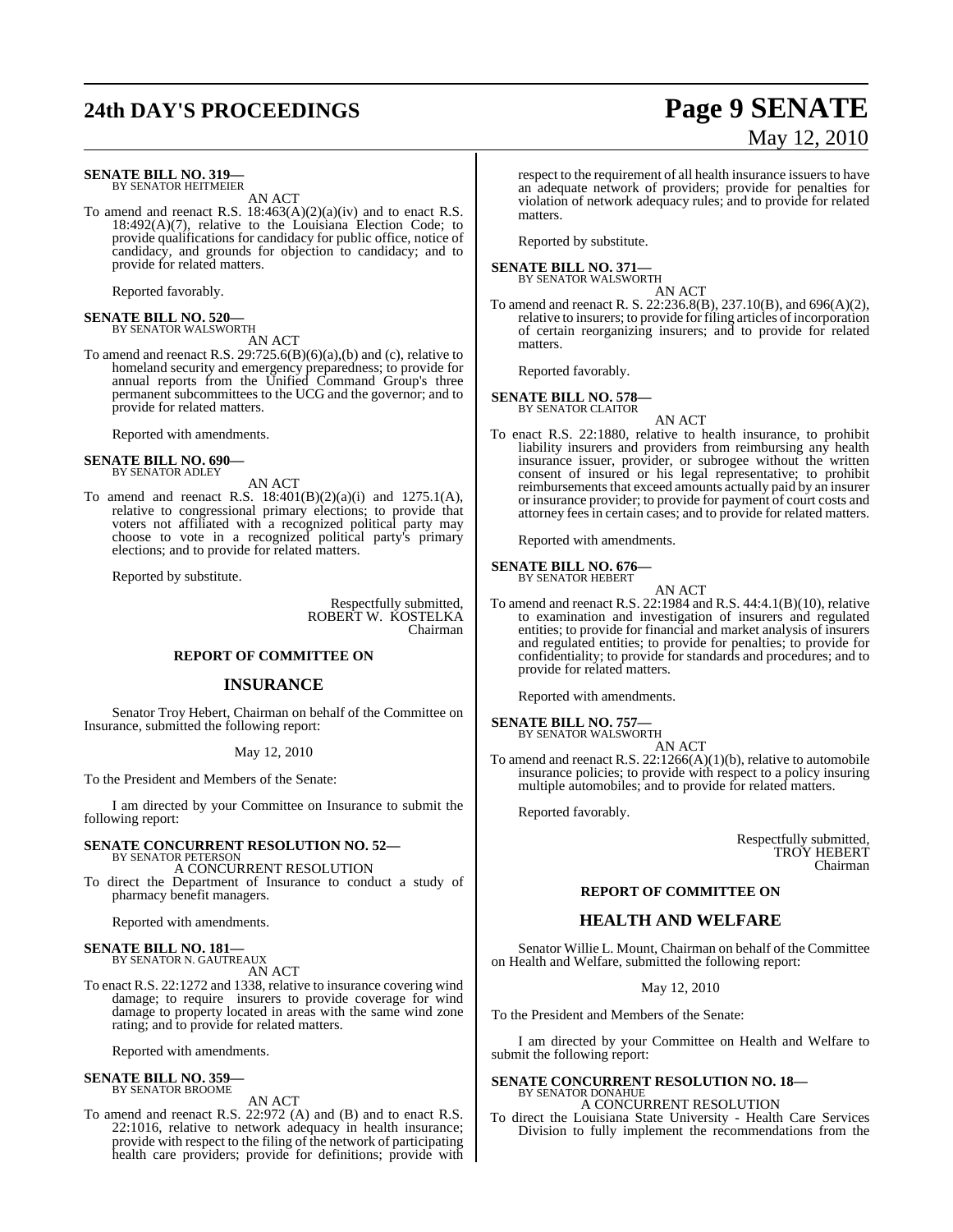**SENATE BILL NO. 319—**
BY SENATOR HEITMEIER

AN ACT

To amend and reenact R.S. 18:463(A)(2)(a)(iv) and to enact R.S. 18:492(A)(7), relative to the Louisiana Election Code; to provide qualifications for candidacy for public office, notice of candidacy, and grounds for objection to candidacy; and to provide for related matters.

Reported favorably.

**SENATE BILL NO. 520—**
BY SENATOR WALSWORTH

AN ACT

To amend and reenact R.S. 29:725.6(B)(6)(a),(b) and (c), relative to homeland security and emergency preparedness; to provide for annual reports from the Unified Command Group's three permanent subcommittees to the UCG and the governor; and to provide for related matters.

Reported with amendments.

**SENATE BILL NO. 690—**
BY SENATOR ADLEY

AN ACT

To amend and reenact R.S. 18:401(B)(2)(a)(i) and 1275.1(A), relative to congressional primary elections; to provide that voters not affiliated with a recognized political party may choose to vote in a recognized political party's primary elections; and to provide for related matters.

Reported by substitute.

Respectfully submitted,
ROBERT W. KOSTELKA
Chairman

**REPORT OF COMMITTEE ON**

## INSURANCE

Senator Troy Hebert, Chairman on behalf of the Committee on Insurance, submitted the following report:

May 12, 2010

To the President and Members of the Senate:

I am directed by your Committee on Insurance to submit the following report:

**SENATE CONCURRENT RESOLUTION NO. 52—**
BY SENATOR PETERSON

A CONCURRENT RESOLUTION

To direct the Department of Insurance to conduct a study of pharmacy benefit managers.

Reported with amendments.

**SENATE BILL NO. 181—**
BY SENATOR N. GAUTREAUX

AN ACT

To enact R.S. 22:1272 and 1338, relative to insurance covering wind damage; to require insurers to provide coverage for wind damage to property located in areas with the same wind zone rating; and to provide for related matters.

Reported with amendments.

**SENATE BILL NO. 359—**
BY SENATOR BROOME

AN ACT

To amend and reenact R.S. 22:972 (A) and (B) and to enact R.S. 22:1016, relative to network adequacy in health insurance; provide with respect to the filing of the network of participating health care providers; provide for definitions; provide with respect to the requirement of all health insurance issuers to have an adequate network of providers; provide for penalties for violation of network adequacy rules; and to provide for related matters.

Reported by substitute.

**SENATE BILL NO. 371—**
BY SENATOR WALSWORTH

AN ACT

To amend and reenact R. S. 22:236.8(B), 237.10(B), and 696(A)(2), relative to insurers; to provide for filing articles of incorporation of certain reorganizing insurers; and to provide for related matters.

Reported favorably.

**SENATE BILL NO. 578—**
BY SENATOR CLAITOR

AN ACT

To enact R.S. 22:1880, relative to health insurance, to prohibit liability insurers and providers from reimbursing any health insurance issuer, provider, or subrogee without the written consent of insured or his legal representative; to prohibit reimbursements that exceed amounts actually paid by an insurer or insurance provider; to provide for payment of court costs and attorney fees in certain cases; and to provide for related matters.

Reported with amendments.

**SENATE BILL NO. 676—**
BY SENATOR HEBERT

AN ACT

To amend and reenact R.S. 22:1984 and R.S. 44:4.1(B)(10), relative to examination and investigation of insurers and regulated entities; to provide for financial and market analysis of insurers and regulated entities; to provide for penalties; to provide for confidentiality; to provide for standards and procedures; and to provide for related matters.

Reported with amendments.

**SENATE BILL NO. 757—**
BY SENATOR WALSWORTH

AN ACT

To amend and reenact R.S. 22:1266(A)(1)(b), relative to automobile insurance policies; to provide with respect to a policy insuring multiple automobiles; and to provide for related matters.

Reported favorably.

Respectfully submitted,
TROY HEBERT
Chairman

**REPORT OF COMMITTEE ON**

## HEALTH AND WELFARE

Senator Willie L. Mount, Chairman on behalf of the Committee on Health and Welfare, submitted the following report:

May 12, 2010

To the President and Members of the Senate:

I am directed by your Committee on Health and Welfare to submit the following report:

**SENATE CONCURRENT RESOLUTION NO. 18—**
BY SENATOR DONAHUE

A CONCURRENT RESOLUTION

To direct the Louisiana State University - Health Care Services Division to fully implement the recommendations from the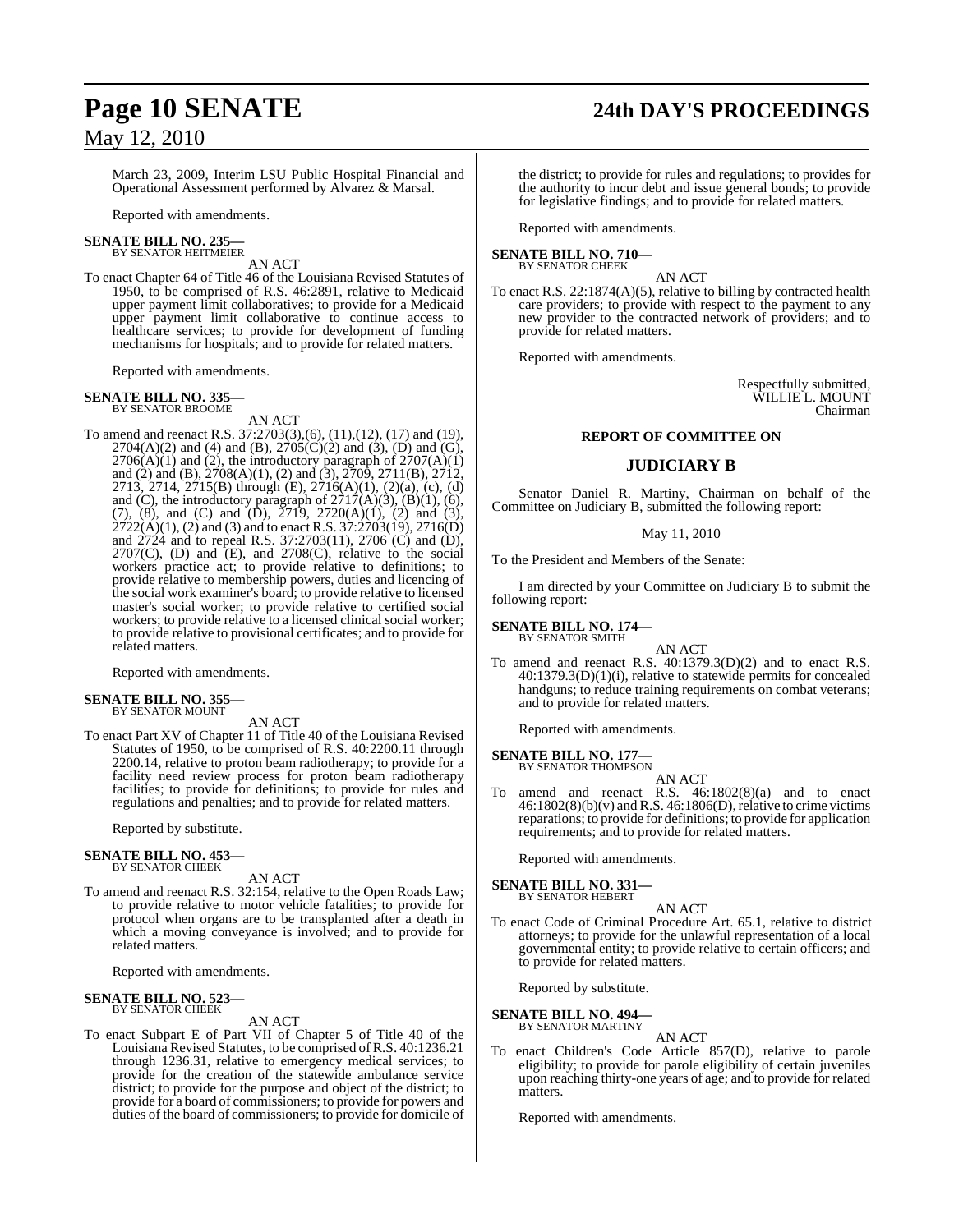March 23, 2009, Interim LSU Public Hospital Financial and Operational Assessment performed by Alvarez & Marsal.

Reported with amendments.

**SENATE BILL NO. 235—**
BY SENATOR HEITMEIER

AN ACT

To enact Chapter 64 of Title 46 of the Louisiana Revised Statutes of 1950, to be comprised of R.S. 46:2891, relative to Medicaid upper payment limit collaboratives; to provide for a Medicaid upper payment limit collaborative to continue access to healthcare services; to provide for development of funding mechanisms for hospitals; and to provide for related matters.

Reported with amendments.

**SENATE BILL NO. 335—**
BY SENATOR BROOME

AN ACT

To amend and reenact R.S. 37:2703(3),(6), (11),(12), (17) and (19), 2704(A)(2) and (4) and (B), 2705(C)(2) and (3), (D) and (G), 2706(A)(1) and (2), the introductory paragraph of 2707(A)(1) and (2) and (B), 2708(A)(1), (2) and (3), 2709, 2711(B), 2712, 2713, 2714, 2715(B) through (E), 2716(A)(1), (2)(a), (c), (d) and (C), the introductory paragraph of 2717(A)(3), (B)(1), (6), (7), (8), and (C) and (D), 2719, 2720(A)(1), (2) and (3), 2722(A)(1), (2) and (3) and to enact R.S. 37:2703(19), 2716(D) and 2724 and to repeal R.S. 37:2703(11), 2706 (C) and (D), 2707(C), (D) and (E), and 2708(C), relative to the social workers practice act; to provide relative to definitions; to provide relative to membership powers, duties and licencing of the social work examiner's board; to provide relative to licensed master's social worker; to provide relative to certified social workers; to provide relative to a licensed clinical social worker; to provide relative to provisional certificates; and to provide for related matters.

Reported with amendments.

**SENATE BILL NO. 355—**
BY SENATOR MOUNT

AN ACT

To enact Part XV of Chapter 11 of Title 40 of the Louisiana Revised Statutes of 1950, to be comprised of R.S. 40:2200.11 through 2200.14, relative to proton beam radiotherapy; to provide for a facility need review process for proton beam radiotherapy facilities; to provide for definitions; to provide for rules and regulations and penalties; and to provide for related matters.

Reported by substitute.

**SENATE BILL NO. 453—**
BY SENATOR CHEEK

AN ACT

To amend and reenact R.S. 32:154, relative to the Open Roads Law; to provide relative to motor vehicle fatalities; to provide for protocol when organs are to be transplanted after a death in which a moving conveyance is involved; and to provide for related matters.

Reported with amendments.

**SENATE BILL NO. 523—**
BY SENATOR CHEEK

AN ACT

To enact Subpart E of Part VII of Chapter 5 of Title 40 of the Louisiana Revised Statutes, to be comprised of R.S. 40:1236.21 through 1236.31, relative to emergency medical services; to provide for the creation of the statewide ambulance service district; to provide for the purpose and object of the district; to provide for a board of commissioners; to provide for powers and duties of the board of commissioners; to provide for domicile of the district; to provide for rules and regulations; to provides for the authority to incur debt and issue general bonds; to provide for legislative findings; and to provide for related matters.

Reported with amendments.

**SENATE BILL NO. 710—**
BY SENATOR CHEEK

AN ACT

To enact R.S. 22:1874(A)(5), relative to billing by contracted health care providers; to provide with respect to the payment to any new provider to the contracted network of providers; and to provide for related matters.

Reported with amendments.

Respectfully submitted,
WILLIE L. MOUNT
Chairman

## REPORT OF COMMITTEE ON

## JUDICIARY B

Senator Daniel R. Martiny, Chairman on behalf of the Committee on Judiciary B, submitted the following report:

May 11, 2010

To the President and Members of the Senate:

I am directed by your Committee on Judiciary B to submit the following report:

**SENATE BILL NO. 174—**
BY SENATOR SMITH

AN ACT

To amend and reenact R.S. 40:1379.3(D)(2) and to enact R.S. 40:1379.3(D)(1)(i), relative to statewide permits for concealed handguns; to reduce training requirements on combat veterans; and to provide for related matters.

Reported with amendments.

**SENATE BILL NO. 177—**
BY SENATOR THOMPSON

AN ACT

To amend and reenact R.S. 46:1802(8)(a) and to enact 46:1802(8)(b)(v) and R.S. 46:1806(D), relative to crime victims reparations; to provide for definitions; to provide for application requirements; and to provide for related matters.

Reported with amendments.

**SENATE BILL NO. 331—**
BY SENATOR HEBERT

AN ACT

To enact Code of Criminal Procedure Art. 65.1, relative to district attorneys; to provide for the unlawful representation of a local governmental entity; to provide relative to certain officers; and to provide for related matters.

Reported by substitute.

**SENATE BILL NO. 494—**
BY SENATOR MARTINY

AN ACT

To enact Children's Code Article 857(D), relative to parole eligibility; to provide for parole eligibility of certain juveniles upon reaching thirty-one years of age; and to provide for related matters.

Reported with amendments.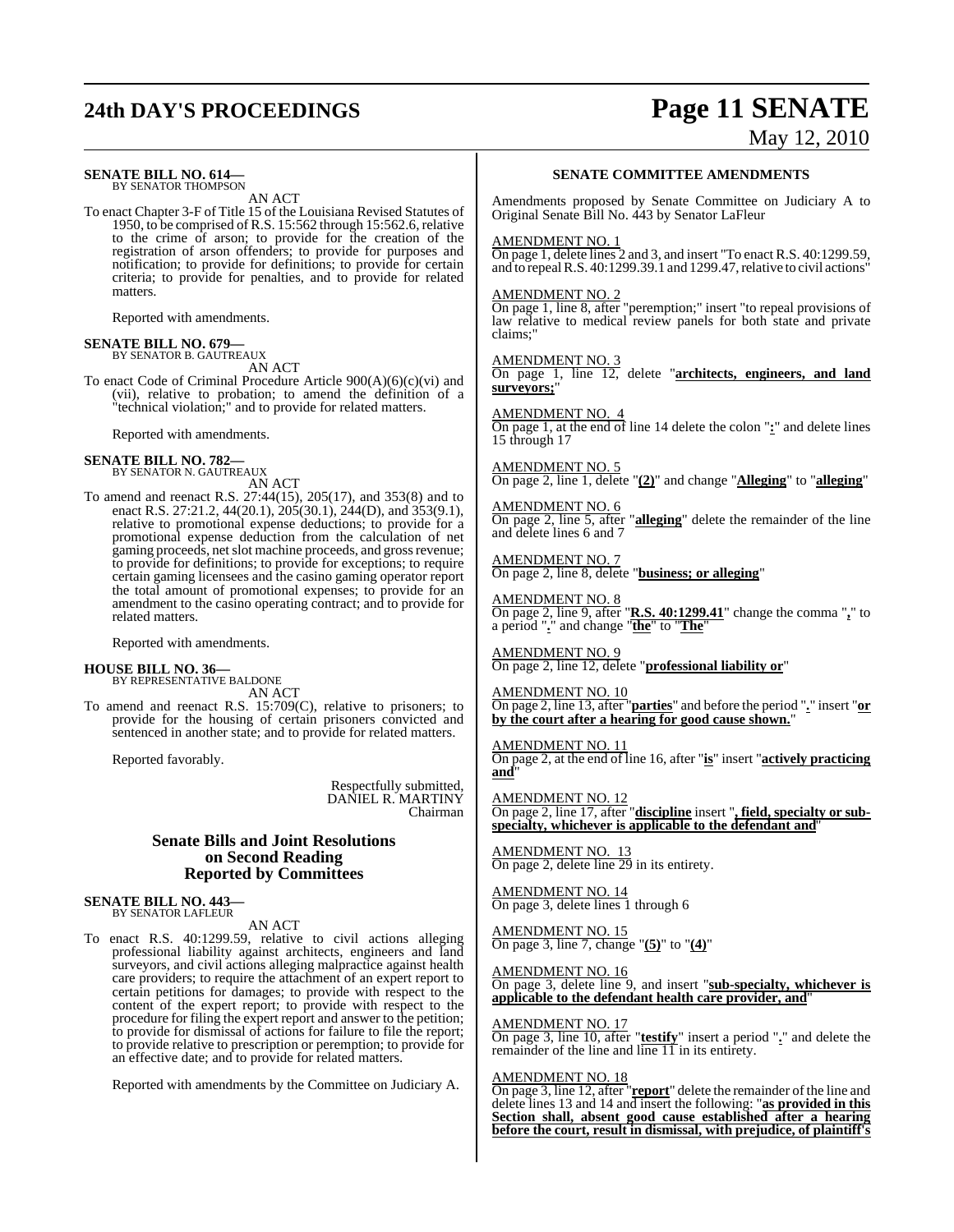**SENATE BILL NO. 614—**
BY SENATOR THOMPSON

AN ACT

To enact Chapter 3-F of Title 15 of the Louisiana Revised Statutes of 1950, to be comprised of R.S. 15:562 through 15:562.6, relative to the crime of arson; to provide for the creation of the registration of arson offenders; to provide for purposes and notification; to provide for definitions; to provide for certain criteria; to provide for penalties, and to provide for related matters.

Reported with amendments.

**SENATE BILL NO. 679—**
BY SENATOR B. GAUTREAUX

AN ACT

To enact Code of Criminal Procedure Article 900(A)(6)(c)(vi) and (vii), relative to probation; to amend the definition of a "technical violation;" and to provide for related matters.

Reported with amendments.

**SENATE BILL NO. 782—**
BY SENATOR N. GAUTREAUX

AN ACT

To amend and reenact R.S. 27:44(15), 205(17), and 353(8) and to enact R.S. 27:21.2, 44(20.1), 205(30.1), 244(D), and 353(9.1), relative to promotional expense deductions; to provide for a promotional expense deduction from the calculation of net gaming proceeds, net slot machine proceeds, and gross revenue; to provide for definitions; to provide for exceptions; to require certain gaming licensees and the casino gaming operator report the total amount of promotional expenses; to provide for an amendment to the casino operating contract; and to provide for related matters.

Reported with amendments.

**HOUSE BILL NO. 36—**
BY REPRESENTATIVE BALDONE

AN ACT

To amend and reenact R.S. 15:709(C), relative to prisoners; to provide for the housing of certain prisoners convicted and sentenced in another state; and to provide for related matters.

Reported favorably.

Respectfully submitted,
DANIEL R. MARTINY
Chairman

## Senate Bills and Joint Resolutions on Second Reading Reported by Committees

**SENATE BILL NO. 443—**
BY SENATOR LAFLEUR

AN ACT

To enact R.S. 40:1299.59, relative to civil actions alleging professional liability against architects, engineers and land surveyors, and civil actions alleging malpractice against health care providers; to require the attachment of an expert report to certain petitions for damages; to provide with respect to the content of the expert report; to provide with respect to the procedure for filing the expert report and answer to the petition; to provide for dismissal of actions for failure to file the report; to provide relative to prescription or peremption; to provide for an effective date; and to provide for related matters.

Reported with amendments by the Committee on Judiciary A.

### SENATE COMMITTEE AMENDMENTS

Amendments proposed by Senate Committee on Judiciary A to Original Senate Bill No. 443 by Senator LaFleur

AMENDMENT NO. 1
On page 1, delete lines 2 and 3, and insert "To enact R.S. 40:1299.59, and to repeal R.S. 40:1299.39.1 and 1299.47, relative to civil actions"

AMENDMENT NO. 2
On page 1, line 8, after "peremption;" insert "to repeal provisions of law relative to medical review panels for both state and private claims;"

AMENDMENT NO. 3
On page 1, line 12, delete "**architects, engineers, and land surveyors;**"

AMENDMENT NO. 4
On page 1, at the end of line 14 delete the colon "**:**" and delete lines 15 through 17

AMENDMENT NO. 5
On page 2, line 1, delete "**(2)**" and change "**Alleging**" to "**alleging**"

AMENDMENT NO. 6
On page 2, line 5, after "**alleging**" delete the remainder of the line and delete lines 6 and 7

AMENDMENT NO. 7
On page 2, line 8, delete "**business; or alleging**"

AMENDMENT NO. 8
On page 2, line 9, after "**R.S. 40:1299.41**" change the comma "**,**" to a period "**.**" and change "**the**" to "**The**"

AMENDMENT NO. 9
On page 2, line 12, delete "**professional liability or**"

AMENDMENT NO. 10
On page 2, line 13, after "**parties**" and before the period "**.**" insert "**or by the court after a hearing for good cause shown.**"

AMENDMENT NO. 11
On page 2, at the end of line 16, after "**is**" insert "**actively practicing and**"

AMENDMENT NO. 12
On page 2, line 17, after "**discipline** insert "**, field, specialty or sub-specialty, whichever is applicable to the defendant and**"

AMENDMENT NO. 13
On page 2, delete line 29 in its entirety.

AMENDMENT NO. 14
On page 3, delete lines 1 through 6

AMENDMENT NO. 15
On page 3, line 7, change "**(5)**" to "**(4)**"

AMENDMENT NO. 16
On page 3, delete line 9, and insert "**sub-specialty, whichever is applicable to the defendant health care provider, and**"

AMENDMENT NO. 17
On page 3, line 10, after "**testify**" insert a period "**.**" and delete the remainder of the line and line 11 in its entirety.

AMENDMENT NO. 18
On page 3, line 12, after "**report**" delete the remainder of the line and delete lines 13 and 14 and insert the following: "**as provided in this Section shall, absent good cause established after a hearing before the court, result in dismissal, with prejudice, of plaintiff's**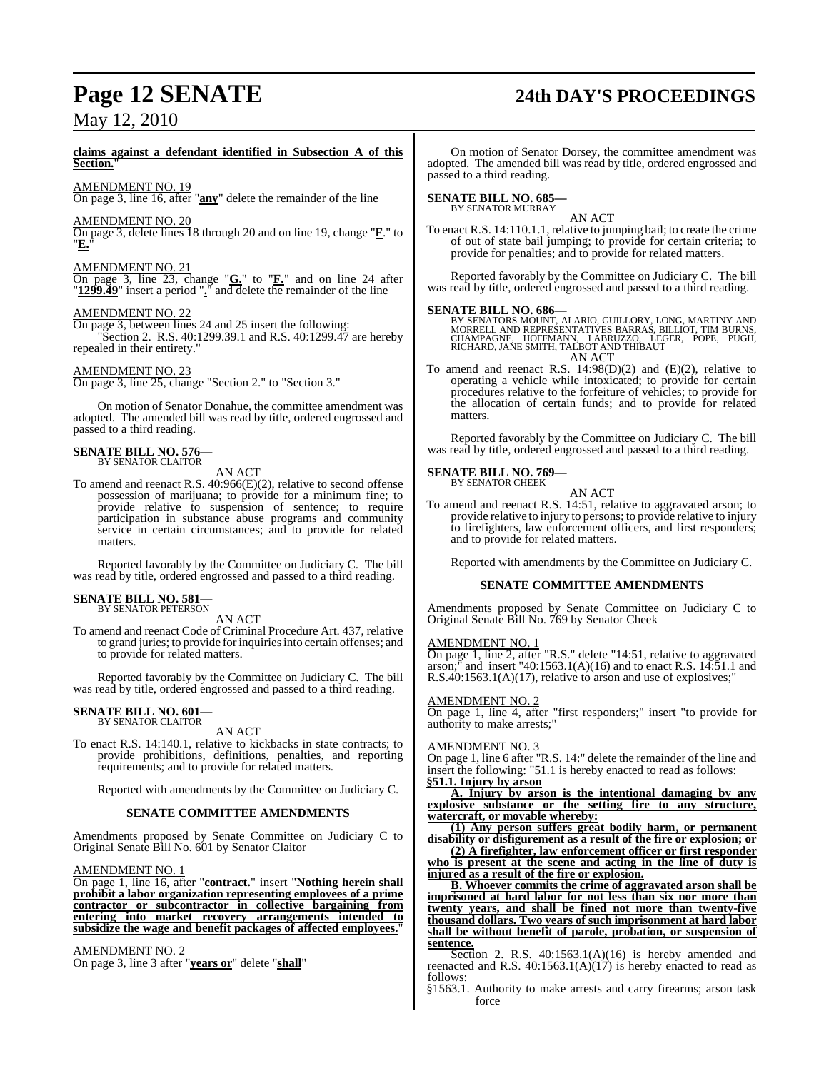**claims against a defendant identified in Subsection A of this Section.**"

AMENDMENT NO. 19
On page 3, line 16, after "**any**" delete the remainder of the line

AMENDMENT NO. 20
On page 3, delete lines 18 through 20 and on line 19, change "**F**." to "**E.**"

AMENDMENT NO. 21
On page 3, line 23, change "**G.**" to "**F.**" and on line 24 after "**1299.49**" insert a period "**.**" and delete the remainder of the line

AMENDMENT NO. 22
On page 3, between lines 24 and 25 insert the following:
"Section 2. R.S. 40:1299.39.1 and R.S. 40:1299.47 are hereby repealed in their entirety."

AMENDMENT NO. 23
On page 3, line 25, change "Section 2." to "Section 3."

On motion of Senator Donahue, the committee amendment was adopted. The amended bill was read by title, ordered engrossed and passed to a third reading.

**SENATE BILL NO. 576—**
BY SENATOR CLAITOR

AN ACT

To amend and reenact R.S. 40:966(E)(2), relative to second offense possession of marijuana; to provide for a minimum fine; to provide relative to suspension of sentence; to require participation in substance abuse programs and community service in certain circumstances; and to provide for related matters.

Reported favorably by the Committee on Judiciary C. The bill was read by title, ordered engrossed and passed to a third reading.

**SENATE BILL NO. 581—**
BY SENATOR PETERSON

AN ACT

To amend and reenact Code of Criminal Procedure Art. 437, relative to grand juries; to provide for inquiries into certain offenses; and to provide for related matters.

Reported favorably by the Committee on Judiciary C. The bill was read by title, ordered engrossed and passed to a third reading.

**SENATE BILL NO. 601—**
BY SENATOR CLAITOR

AN ACT

To enact R.S. 14:140.1, relative to kickbacks in state contracts; to provide prohibitions, definitions, penalties, and reporting requirements; and to provide for related matters.

Reported with amendments by the Committee on Judiciary C.

**SENATE COMMITTEE AMENDMENTS**

Amendments proposed by Senate Committee on Judiciary C to Original Senate Bill No. 601 by Senator Claitor

AMENDMENT NO. 1
On page 1, line 16, after "**contract.**" insert "**Nothing herein shall prohibit a labor organization representing employees of a prime contractor or subcontractor in collective bargaining from entering into market recovery arrangements intended to subsidize the wage and benefit packages of affected employees.**"

AMENDMENT NO. 2
On page 3, line 3 after "**years or**" delete "**shall**"

On motion of Senator Dorsey, the committee amendment was adopted. The amended bill was read by title, ordered engrossed and passed to a third reading.

**SENATE BILL NO. 685—**
BY SENATOR MURRAY

AN ACT

To enact R.S. 14:110.1.1, relative to jumping bail; to create the crime of out of state bail jumping; to provide for certain criteria; to provide for penalties; and to provide for related matters.

Reported favorably by the Committee on Judiciary C. The bill was read by title, ordered engrossed and passed to a third reading.

**SENATE BILL NO. 686—**
BY SENATORS MOUNT, ALARIO, GUILLORY, LONG, MARTINY AND MORRELL AND REPRESENTATIVES BARRAS, BILLIOT, TIM BURNS, CHAMPAGNE, HOFFMANN, LABRUZZO, LEGER, POPE, PUGH, RICHARD, JANE SMITH, TALBOT AND THIBAUT

AN ACT

To amend and reenact R.S. 14:98(D)(2) and (E)(2), relative to operating a vehicle while intoxicated; to provide for certain procedures relative to the forfeiture of vehicles; to provide for the allocation of certain funds; and to provide for related matters.

Reported favorably by the Committee on Judiciary C. The bill was read by title, ordered engrossed and passed to a third reading.

**SENATE BILL NO. 769—**
BY SENATOR CHEEK

AN ACT

To amend and reenact R.S. 14:51, relative to aggravated arson; to provide relative to injury to persons; to provide relative to injury to firefighters, law enforcement officers, and first responders; and to provide for related matters.

Reported with amendments by the Committee on Judiciary C.

**SENATE COMMITTEE AMENDMENTS**

Amendments proposed by Senate Committee on Judiciary C to Original Senate Bill No. 769 by Senator Cheek

AMENDMENT NO. 1
On page 1, line 2, after "R.S." delete "14:51, relative to aggravated arson;" and insert "40:1563.1(A)(16) and to enact R.S. 14:51.1 and R.S.40:1563.1(A)(17), relative to arson and use of explosives;"

AMENDMENT NO. 2
On page 1, line 4, after "first responders;" insert "to provide for authority to make arrests;"

AMENDMENT NO. 3
On page 1, line 6 after "R.S. 14:" delete the remainder of the line and insert the following: "51.1 is hereby enacted to read as follows:
**§51.1. Injury by arson**

**A. Injury by arson is the intentional damaging by any explosive substance or the setting fire to any structure, watercraft, or movable whereby:**

**(1) Any person suffers great bodily harm, or permanent disability or disfigurement as a result of the fire or explosion; or**

**(2) A firefighter, law enforcement officer or first responder who is present at the scene and acting in the line of duty is injured as a result of the fire or explosion.**

**B. Whoever commits the crime of aggravated arson shall be imprisoned at hard labor for not less than six nor more than twenty years, and shall be fined not more than twenty-five thousand dollars. Two years of such imprisonment at hard labor shall be without benefit of parole, probation, or suspension of sentence.**

Section 2. R.S. 40:1563.1(A)(16) is hereby amended and reenacted and R.S. 40:1563.1(A)(17) is hereby enacted to read as follows:

§1563.1. Authority to make arrests and carry firearms; arson task force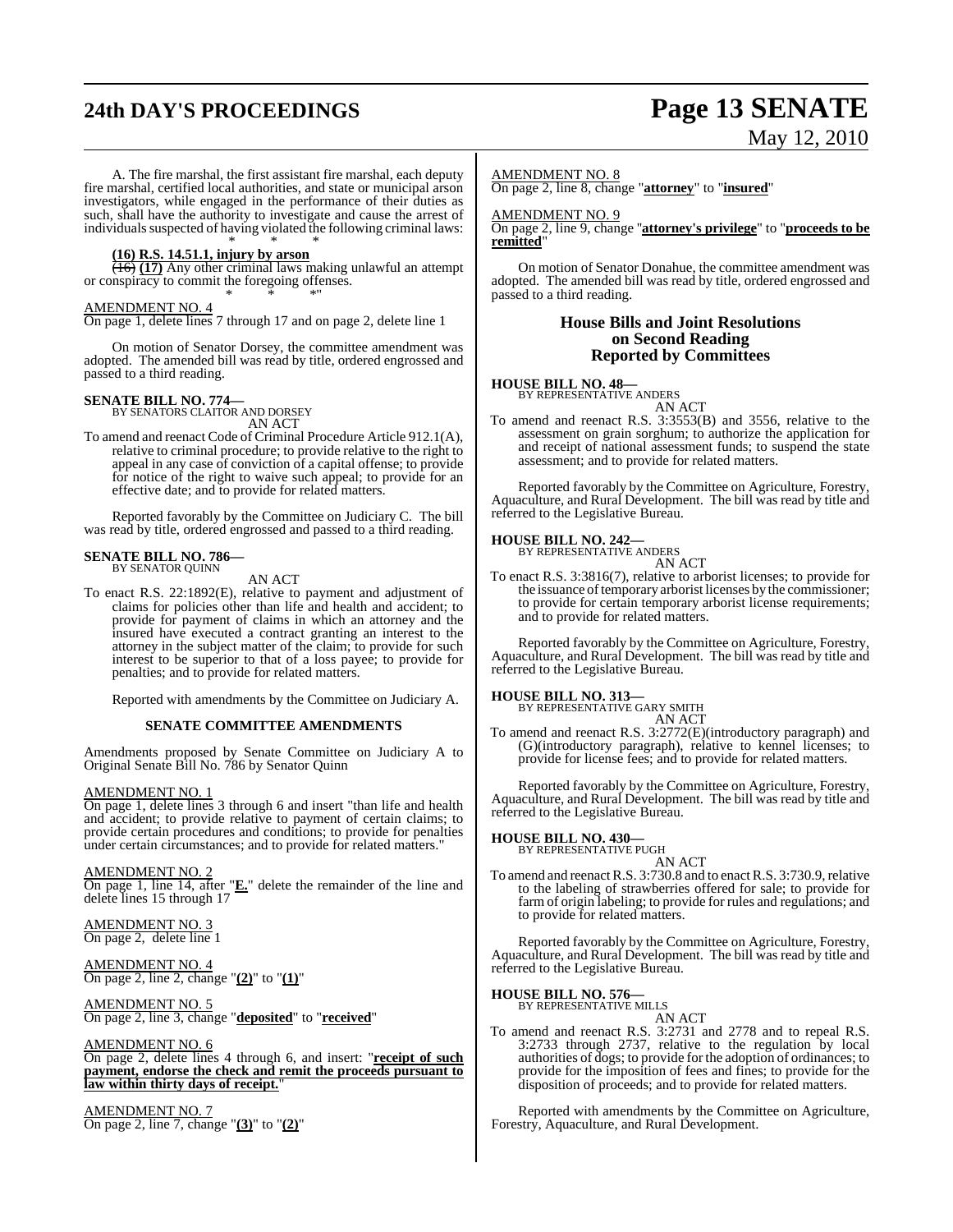A. The fire marshal, the first assistant fire marshal, each deputy fire marshal, certified local authorities, and state or municipal arson investigators, while engaged in the performance of their duties as such, shall have the authority to investigate and cause the arrest of individuals suspected of having violated the following criminal laws:

\* \* \*

**(16) R.S. 14.51.1, injury by arson**

~~(16)~~ **(17)** Any other criminal laws making unlawful an attempt or conspiracy to commit the foregoing offenses.

\* \* \*"

AMENDMENT NO. 4

On page 1, delete lines 7 through 17 and on page 2, delete line 1

On motion of Senator Dorsey, the committee amendment was adopted. The amended bill was read by title, ordered engrossed and passed to a third reading.

**SENATE BILL NO. 774—**
BY SENATORS CLAITOR AND DORSEY

AN ACT

To amend and reenact Code of Criminal Procedure Article 912.1(A), relative to criminal procedure; to provide relative to the right to appeal in any case of conviction of a capital offense; to provide for notice of the right to waive such appeal; to provide for an effective date; and to provide for related matters.

Reported favorably by the Committee on Judiciary C. The bill was read by title, ordered engrossed and passed to a third reading.

**SENATE BILL NO. 786—**
BY SENATOR QUINN

AN ACT

To enact R.S. 22:1892(E), relative to payment and adjustment of claims for policies other than life and health and accident; to provide for payment of claims in which an attorney and the insured have executed a contract granting an interest to the attorney in the subject matter of the claim; to provide for such interest to be superior to that of a loss payee; to provide for penalties; and to provide for related matters.

Reported with amendments by the Committee on Judiciary A.

**SENATE COMMITTEE AMENDMENTS**

Amendments proposed by Senate Committee on Judiciary A to Original Senate Bill No. 786 by Senator Quinn

AMENDMENT NO. 1

On page 1, delete lines 3 through 6 and insert "than life and health and accident; to provide relative to payment of certain claims; to provide certain procedures and conditions; to provide for penalties under certain circumstances; and to provide for related matters."

AMENDMENT NO. 2

On page 1, line 14, after "**E.**" delete the remainder of the line and delete lines 15 through 17

AMENDMENT NO. 3

On page 2, delete line 1

AMENDMENT NO. 4

On page 2, line 2, change "**(2)**" to "**(1)**"

AMENDMENT NO. 5

On page 2, line 3, change "**deposited**" to "**received**"

AMENDMENT NO. 6

On page 2, delete lines 4 through 6, and insert: "**receipt of such payment, endorse the check and remit the proceeds pursuant to law within thirty days of receipt.**"

AMENDMENT NO. 7

On page 2, line 7, change "**(3)**" to "**(2)**"

AMENDMENT NO. 8

On page 2, line 8, change "**attorney**" to "**insured**"

AMENDMENT NO. 9

On page 2, line 9, change "**attorney's privilege**" to "**proceeds to be remitted**"

On motion of Senator Donahue, the committee amendment was adopted. The amended bill was read by title, ordered engrossed and passed to a third reading.

## House Bills and Joint Resolutions on Second Reading Reported by Committees

**HOUSE BILL NO. 48—**
BY REPRESENTATIVE ANDERS

AN ACT

To amend and reenact R.S. 3:3553(B) and 3556, relative to the assessment on grain sorghum; to authorize the application for and receipt of national assessment funds; to suspend the state assessment; and to provide for related matters.

Reported favorably by the Committee on Agriculture, Forestry, Aquaculture, and Rural Development. The bill was read by title and referred to the Legislative Bureau.

**HOUSE BILL NO. 242—**
BY REPRESENTATIVE ANDERS

AN ACT

To enact R.S. 3:3816(7), relative to arborist licenses; to provide for the issuance of temporary arborist licenses by the commissioner; to provide for certain temporary arborist license requirements; and to provide for related matters.

Reported favorably by the Committee on Agriculture, Forestry, Aquaculture, and Rural Development. The bill was read by title and referred to the Legislative Bureau.

**HOUSE BILL NO. 313—**
BY REPRESENTATIVE GARY SMITH

AN ACT

To amend and reenact R.S. 3:2772(E)(introductory paragraph) and (G)(introductory paragraph), relative to kennel licenses; to provide for license fees; and to provide for related matters.

Reported favorably by the Committee on Agriculture, Forestry, Aquaculture, and Rural Development. The bill was read by title and referred to the Legislative Bureau.

**HOUSE BILL NO. 430—**
BY REPRESENTATIVE PUGH

AN ACT

To amend and reenact R.S. 3:730.8 and to enact R.S. 3:730.9, relative to the labeling of strawberries offered for sale; to provide for farm of origin labeling; to provide for rules and regulations; and to provide for related matters.

Reported favorably by the Committee on Agriculture, Forestry, Aquaculture, and Rural Development. The bill was read by title and referred to the Legislative Bureau.

**HOUSE BILL NO. 576—**
BY REPRESENTATIVE MILLS

AN ACT

To amend and reenact R.S. 3:2731 and 2778 and to repeal R.S. 3:2733 through 2737, relative to the regulation by local authorities of dogs; to provide for the adoption of ordinances; to provide for the imposition of fees and fines; to provide for the disposition of proceeds; and to provide for related matters.

Reported with amendments by the Committee on Agriculture, Forestry, Aquaculture, and Rural Development.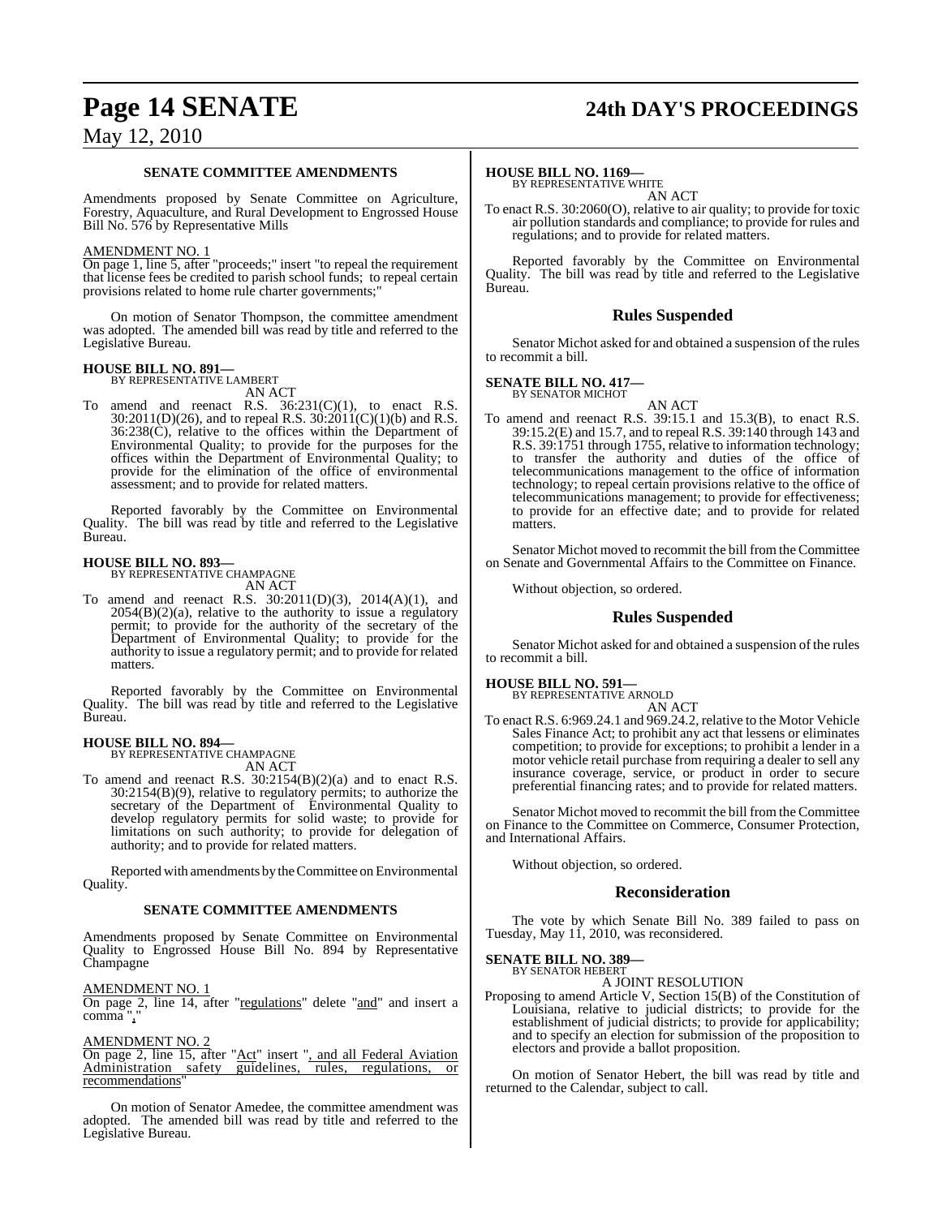### SENATE COMMITTEE AMENDMENTS

Amendments proposed by Senate Committee on Agriculture, Forestry, Aquaculture, and Rural Development to Engrossed House Bill No. 576 by Representative Mills

AMENDMENT NO. 1

On page 1, line 5, after "proceeds;" insert "to repeal the requirement that license fees be credited to parish school funds; to repeal certain provisions related to home rule charter governments;"

On motion of Senator Thompson, the committee amendment was adopted. The amended bill was read by title and referred to the Legislative Bureau.

**HOUSE BILL NO. 891—**
BY REPRESENTATIVE LAMBERT
AN ACT

To amend and reenact R.S. 36:231(C)(1), to enact R.S. 30:2011(D)(26), and to repeal R.S. 30:2011(C)(1)(b) and R.S. 36:238(C), relative to the offices within the Department of Environmental Quality; to provide for the purposes for the offices within the Department of Environmental Quality; to provide for the elimination of the office of environmental assessment; and to provide for related matters.

Reported favorably by the Committee on Environmental Quality. The bill was read by title and referred to the Legislative Bureau.

**HOUSE BILL NO. 893—**
BY REPRESENTATIVE CHAMPAGNE
AN ACT

To amend and reenact R.S. 30:2011(D)(3), 2014(A)(1), and 2054(B)(2)(a), relative to the authority to issue a regulatory permit; to provide for the authority of the secretary of the Department of Environmental Quality; to provide for the authority to issue a regulatory permit; and to provide for related matters.

Reported favorably by the Committee on Environmental Quality. The bill was read by title and referred to the Legislative Bureau.

**HOUSE BILL NO. 894—**
BY REPRESENTATIVE CHAMPAGNE
AN ACT

To amend and reenact R.S. 30:2154(B)(2)(a) and to enact R.S. 30:2154(B)(9), relative to regulatory permits; to authorize the secretary of the Department of Environmental Quality to develop regulatory permits for solid waste; to provide for limitations on such authority; to provide for delegation of authority; and to provide for related matters.

Reported with amendments by the Committee on Environmental Quality.

### SENATE COMMITTEE AMENDMENTS

Amendments proposed by Senate Committee on Environmental Quality to Engrossed House Bill No. 894 by Representative Champagne

AMENDMENT NO. 1

On page 2, line 14, after "regulations" delete "and" and insert a comma ","

AMENDMENT NO. 2

On page 2, line 15, after "Act" insert ", and all Federal Aviation Administration safety guidelines, rules, regulations, or recommendations"

On motion of Senator Amedee, the committee amendment was adopted. The amended bill was read by title and referred to the Legislative Bureau.

**HOUSE BILL NO. 1169—**
BY REPRESENTATIVE WHITE
AN ACT

To enact R.S. 30:2060(O), relative to air quality; to provide for toxic air pollution standards and compliance; to provide for rules and regulations; and to provide for related matters.

Reported favorably by the Committee on Environmental Quality. The bill was read by title and referred to the Legislative Bureau.

## Rules Suspended

Senator Michot asked for and obtained a suspension of the rules to recommit a bill.

**SENATE BILL NO. 417—**
BY SENATOR MICHOT
AN ACT

To amend and reenact R.S. 39:15.1 and 15.3(B), to enact R.S. 39:15.2(E) and 15.7, and to repeal R.S. 39:140 through 143 and R.S. 39:1751 through 1755, relative to information technology; to transfer the authority and duties of the office of telecommunications management to the office of information technology; to repeal certain provisions relative to the office of telecommunications management; to provide for effectiveness; to provide for an effective date; and to provide for related matters.

Senator Michot moved to recommit the bill from the Committee on Senate and Governmental Affairs to the Committee on Finance.

Without objection, so ordered.

## Rules Suspended

Senator Michot asked for and obtained a suspension of the rules to recommit a bill.

**HOUSE BILL NO. 591—**
BY REPRESENTATIVE ARNOLD
AN ACT

To enact R.S. 6:969.24.1 and 969.24.2, relative to the Motor Vehicle Sales Finance Act; to prohibit any act that lessens or eliminates competition; to provide for exceptions; to prohibit a lender in a motor vehicle retail purchase from requiring a dealer to sell any insurance coverage, service, or product in order to secure preferential financing rates; and to provide for related matters.

Senator Michot moved to recommit the bill from the Committee on Finance to the Committee on Commerce, Consumer Protection, and International Affairs.

Without objection, so ordered.

## Reconsideration

The vote by which Senate Bill No. 389 failed to pass on Tuesday, May 11, 2010, was reconsidered.

**SENATE BILL NO. 389—**
BY SENATOR HEBERT
A JOINT RESOLUTION

Proposing to amend Article V, Section 15(B) of the Constitution of Louisiana, relative to judicial districts; to provide for the establishment of judicial districts; to provide for applicability; and to specify an election for submission of the proposition to electors and provide a ballot proposition.

On motion of Senator Hebert, the bill was read by title and returned to the Calendar, subject to call.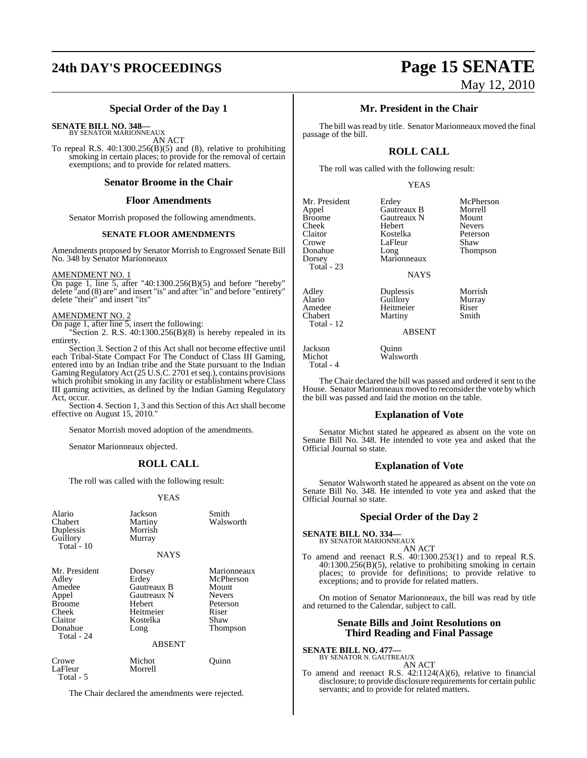## Special Order of the Day 1

**SENATE BILL NO. 348—**
BY SENATOR MARIONNEAUX
AN ACT

To repeal R.S. 40:1300.256(B)(5) and (8), relative to prohibiting smoking in certain places; to provide for the removal of certain exemptions; and to provide for related matters.

## Senator Broome in the Chair

### Floor Amendments

Senator Morrish proposed the following amendments.

#### SENATE FLOOR AMENDMENTS

Amendments proposed by Senator Morrish to Engrossed Senate Bill No. 348 by Senator Marionneaux

AMENDMENT NO. 1
On page 1, line 5, after "40:1300.256(B)(5) and before "hereby" delete "and (8) are" and insert "is" and after "in" and before "entirety" delete "their" and insert "its"

AMENDMENT NO. 2
On page 1, after line 5, insert the following:
"Section 2. R.S. 40:1300.256(B)(8) is hereby repealed in its entirety.
Section 3. Section 2 of this Act shall not become effective until each Tribal-State Compact For The Conduct of Class III Gaming, entered into by an Indian tribe and the State pursuant to the Indian Gaming Regulatory Act (25 U.S.C. 2701 et seq.), contains provisions which prohibit smoking in any facility or establishment where Class III gaming activities, as defined by the Indian Gaming Regulatory Act, occur.
Section 4. Section 1, 3 and this Section of this Act shall become effective on August 15, 2010."

Senator Morrish moved adoption of the amendments.

Senator Marionneaux objected.

### ROLL CALL

The roll was called with the following result:

YEAS

| | | |
|---|---|---|
| Alario | Jackson | Smith |
| Chabert | Martiny | Walsworth |
| Duplessis | Morrish | |
| Guillory | Murray | |
| Total - 10 | | |

NAYS

| | | |
|---|---|---|
| Mr. President | Dorsey | Marionneaux |
| Adley | Erdey | McPherson |
| Amedee | Gautreaux B | Mount |
| Appel | Gautreaux N | Nevers |
| Broome | Hebert | Peterson |
| Cheek | Heitmeier | Riser |
| Claitor | Kostelka | Shaw |
| Donahue | Long | Thompson |
| Total - 24 | | |

ABSENT

| | | |
|---|---|---|
| Crowe | Michot | Quinn |
| LaFleur | Morrell | |
| Total - 5 | | |

The Chair declared the amendments were rejected.

## Mr. President in the Chair

The bill was read by title. Senator Marionneaux moved the final passage of the bill.

### ROLL CALL

The roll was called with the following result:

YEAS

| | | |
|---|---|---|
| Mr. President | Erdey | McPherson |
| Appel | Gautreaux B | Morrell |
| Broome | Gautreaux N | Mount |
| Cheek | Hebert | Nevers |
| Claitor | Kostelka | Peterson |
| Crowe | LaFleur | Shaw |
| Donahue | Long | Thompson |
| Dorsey | Marionneaux | |
| Total - 23 | | |

NAYS

| | | |
|---|---|---|
| Adley | Duplessis | Morrish |
| Alario | Guillory | Murray |
| Amedee | Heitmeier | Riser |
| Chabert | Martiny | Smith |
| Total - 12 | | |

ABSENT

| | |
|---|---|
| Jackson | Quinn |
| Michot | Walsworth |
| Total - 4 | |

The Chair declared the bill was passed and ordered it sent to the House. Senator Marionneaux moved to reconsider the vote by which the bill was passed and laid the motion on the table.

### Explanation of Vote

Senator Michot stated he appeared as absent on the vote on Senate Bill No. 348. He intended to vote yea and asked that the Official Journal so state.

### Explanation of Vote

Senator Walsworth stated he appeared as absent on the vote on Senate Bill No. 348. He intended to vote yea and asked that the Official Journal so state.

## Special Order of the Day 2

**SENATE BILL NO. 334—**
BY SENATOR MARIONNEAUX
AN ACT

To amend and reenact R.S. 40:1300.253(1) and to repeal R.S. 40:1300.256(B)(5), relative to prohibiting smoking in certain places; to provide for definitions; to provide relative to exceptions; and to provide for related matters.

On motion of Senator Marionneaux, the bill was read by title and returned to the Calendar, subject to call.

## Senate Bills and Joint Resolutions on Third Reading and Final Passage

**SENATE BILL NO. 477—**
BY SENATOR N. GAUTREAUX
AN ACT

To amend and reenact R.S. 42:1124(A)(6), relative to financial disclosure; to provide disclosure requirements for certain public servants; and to provide for related matters.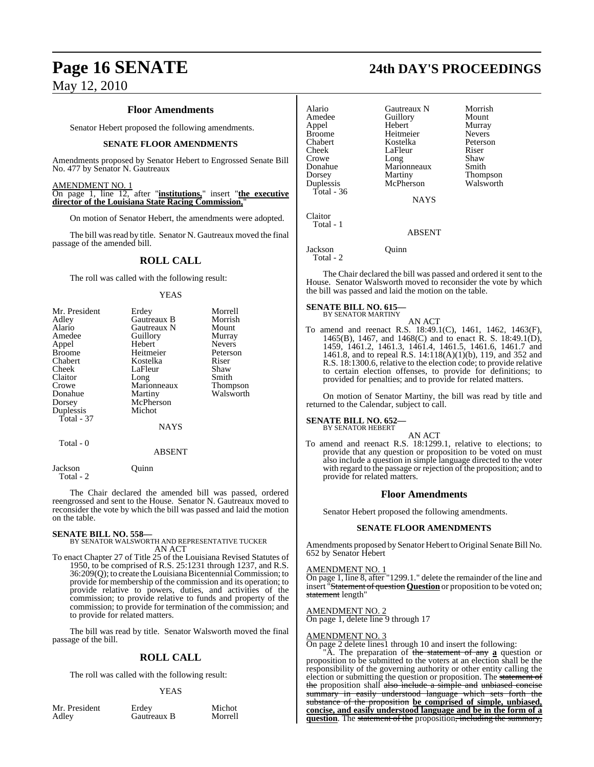### Floor Amendments

Senator Hebert proposed the following amendments.

#### SENATE FLOOR AMENDMENTS

Amendments proposed by Senator Hebert to Engrossed Senate Bill No. 477 by Senator N. Gautreaux

AMENDMENT NO. 1
On page 1, line 12, after "**institutions,**" insert "**the executive director of the Louisiana State Racing Commission,**"

On motion of Senator Hebert, the amendments were adopted.

The bill was read by title. Senator N. Gautreaux moved the final passage of the amended bill.

## ROLL CALL

The roll was called with the following result:

YEAS

| | | |
|---|---|---|
| Mr. President | Erdey | Morrell |
| Adley | Gautreaux B | Morrish |
| Alario | Gautreaux N | Mount |
| Amedee | Guillory | Murray |
| Appel | Hebert | Nevers |
| Broome | Heitmeier | Peterson |
| Chabert | Kostelka | Riser |
| Cheek | LaFleur | Shaw |
| Claitor | Long | Smith |
| Crowe | Marionneaux | Thompson |
| Donahue | Martiny | Walsworth |
| Dorsey | McPherson | |
| Duplessis | Michot | |

Total - 37

NAYS

Total - 0

ABSENT

Jackson Quinn

Total - 2

The Chair declared the amended bill was passed, ordered reengrossed and sent to the House. Senator N. Gautreaux moved to reconsider the vote by which the bill was passed and laid the motion on the table.

**SENATE BILL NO. 558—**
BY SENATOR WALSWORTH AND REPRESENTATIVE TUCKER
AN ACT

To enact Chapter 27 of Title 25 of the Louisiana Revised Statutes of 1950, to be comprised of R.S. 25:1231 through 1237, and R.S. 36:209(Q); to create the Louisiana Bicentennial Commission; to provide for membership of the commission and its operation; to provide relative to powers, duties, and activities of the commission; to provide relative to funds and property of the commission; to provide for termination of the commission; and to provide for related matters.

The bill was read by title. Senator Walsworth moved the final passage of the bill.

## ROLL CALL

The roll was called with the following result:

YEAS

| | | |
|---|---|---|
| Mr. President | Erdey | Michot |
| Adley | Gautreaux B | Morrell |
| Alario | Gautreaux N | Morrish |
| Amedee | Guillory | Mount |
| Appel | Hebert | Murray |
| Broome | Heitmeier | Nevers |
| Chabert | Kostelka | Peterson |
| Cheek | LaFleur | Riser |
| Crowe | Long | Shaw |
| Donahue | Marionneaux | Smith |
| Dorsey | Martiny | Thompson |
| Duplessis | McPherson | Walsworth |

Total - 36

NAYS

Claitor

Total - 1

ABSENT

Jackson Quinn

Total - 2

The Chair declared the bill was passed and ordered it sent to the House. Senator Walsworth moved to reconsider the vote by which the bill was passed and laid the motion on the table.

**SENATE BILL NO. 615—**
BY SENATOR MARTINY
AN ACT

To amend and reenact R.S. 18:49.1(C), 1461, 1462, 1463(F), 1465(B), 1467, and 1468(C) and to enact R. S. 18:49.1(D), 1459, 1461.2, 1461.3, 1461.4, 1461.5, 1461.6, 1461.7 and 1461.8, and to repeal R.S. 14:118(A)(1)(b), 119, and 352 and R.S. 18:1300.6, relative to the election code; to provide relative to certain election offenses, to provide for definitions; to provided for penalties; and to provide for related matters.

On motion of Senator Martiny, the bill was read by title and returned to the Calendar, subject to call.

**SENATE BILL NO. 652—**
BY SENATOR HEBERT
AN ACT

To amend and reenact R.S. 18:1299.1, relative to elections; to provide that any question or proposition to be voted on must also include a question in simple language directed to the voter with regard to the passage or rejection of the proposition; and to provide for related matters.

### Floor Amendments

Senator Hebert proposed the following amendments.

#### SENATE FLOOR AMENDMENTS

Amendments proposed by Senator Hebert to Original Senate Bill No. 652 by Senator Hebert

AMENDMENT NO. 1
On page 1, line 8, after "1299.1." delete the remainder of the line and insert "~~Statement of question~~ **Question** or proposition to be voted on; ~~statement~~ length"

AMENDMENT NO. 2
On page 1, delete line 9 through 17

AMENDMENT NO. 3
On page 2 delete lines1 through 10 and insert the following:

"A. The preparation of ~~the statement of any~~ **a** question or proposition to be submitted to the voters at an election shall be the responsibility of the governing authority or other entity calling the election or submitting the question or proposition. The ~~statement of the~~ proposition shall ~~also include a simple and unbiased concise summary in easily understood language which sets forth the substance of the proposition~~ **be comprised of simple, unbiased, concise, and easily understood language and be in the form of a question**. The ~~statement of the~~ proposition~~, including the summary,~~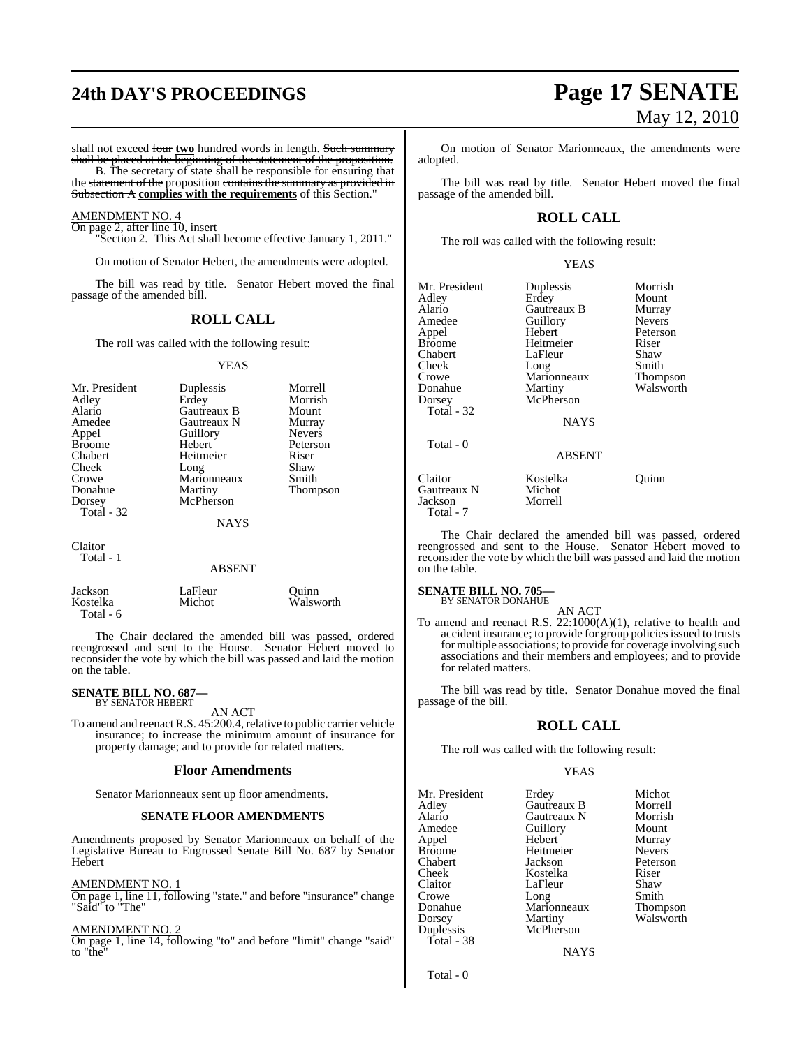shall not exceed ~~four~~ **two** hundred words in length. ~~Such summary shall be placed at the beginning of the statement of the proposition.~~

B. The secretary of state shall be responsible for ensuring that the ~~statement of the~~ proposition ~~contains the summary as provided in Subsection A~~ **complies with the requirements** of this Section."

AMENDMENT NO. 4

On page 2, after line 10, insert

"Section 2. This Act shall become effective January 1, 2011."

On motion of Senator Hebert, the amendments were adopted.

The bill was read by title. Senator Hebert moved the final passage of the amended bill.

## ROLL CALL

The roll was called with the following result:

YEAS

| | | |
|---|---|---|
| Mr. President | Duplessis | Morrell |
| Adley | Erdey | Morrish |
| Alario | Gautreaux B | Mount |
| Amedee | Gautreaux N | Murray |
| Appel | Guillory | Nevers |
| Broome | Hebert | Peterson |
| Chabert | Heitmeier | Riser |
| Cheek | Long | Shaw |
| Crowe | Marionneaux | Smith |
| Donahue | Martiny | Thompson |
| Dorsey | McPherson | |
| Total - 32 | | |

NAYS

Claitor
Total - 1

ABSENT

| | | |
|---|---|---|
| Jackson | LaFleur | Quinn |
| Kostelka | Michot | Walsworth |
| Total - 6 | | |

The Chair declared the amended bill was passed, ordered reengrossed and sent to the House. Senator Hebert moved to reconsider the vote by which the bill was passed and laid the motion on the table.

**SENATE BILL NO. 687—**
BY SENATOR HEBERT

AN ACT

To amend and reenact R.S. 45:200.4, relative to public carrier vehicle insurance; to increase the minimum amount of insurance for property damage; and to provide for related matters.

### Floor Amendments

Senator Marionneaux sent up floor amendments.

#### SENATE FLOOR AMENDMENTS

Amendments proposed by Senator Marionneaux on behalf of the Legislative Bureau to Engrossed Senate Bill No. 687 by Senator Hebert

AMENDMENT NO. 1

On page 1, line 11, following "state." and before "insurance" change "Said" to "The"

AMENDMENT NO. 2

On page 1, line 14, following "to" and before "limit" change "said" to "the"

On motion of Senator Marionneaux, the amendments were adopted.

The bill was read by title. Senator Hebert moved the final passage of the amended bill.

## ROLL CALL

The roll was called with the following result:

YEAS

| | | |
|---|---|---|
| Mr. President | Duplessis | Morrish |
| Adley | Erdey | Mount |
| Alario | Gautreaux B | Murray |
| Amedee | Guillory | Nevers |
| Appel | Hebert | Peterson |
| Broome | Heitmeier | Riser |
| Chabert | LaFleur | Shaw |
| Cheek | Long | Smith |
| Crowe | Marionneaux | Thompson |
| Donahue | Martiny | Walsworth |
| Dorsey | McPherson | |
| Total - 32 | | |

NAYS

Total - 0

ABSENT

| | | |
|---|---|---|
| Claitor | Kostelka | Quinn |
| Gautreaux N | Michot | |
| Jackson | Morrell | |
| Total - 7 | | |

The Chair declared the amended bill was passed, ordered reengrossed and sent to the House. Senator Hebert moved to reconsider the vote by which the bill was passed and laid the motion on the table.

**SENATE BILL NO. 705—**
BY SENATOR DONAHUE

AN ACT

To amend and reenact R.S. 22:1000(A)(1), relative to health and accident insurance; to provide for group policies issued to trusts for multiple associations; to provide for coverage involving such associations and their members and employees; and to provide for related matters.

The bill was read by title. Senator Donahue moved the final passage of the bill.

## ROLL CALL

The roll was called with the following result:

YEAS

| | | |
|---|---|---|
| Mr. President | Erdey | Michot |
| Adley | Gautreaux B | Morrell |
| Alario | Gautreaux N | Morrish |
| Amedee | Guillory | Mount |
| Appel | Hebert | Murray |
| Broome | Heitmeier | Nevers |
| Chabert | Jackson | Peterson |
| Cheek | Kostelka | Riser |
| Claitor | LaFleur | Shaw |
| Crowe | Long | Smith |
| Donahue | Marionneaux | Thompson |
| Dorsey | Martiny | Walsworth |
| Duplessis | McPherson | |
| Total - 38 | | |

NAYS

Total - 0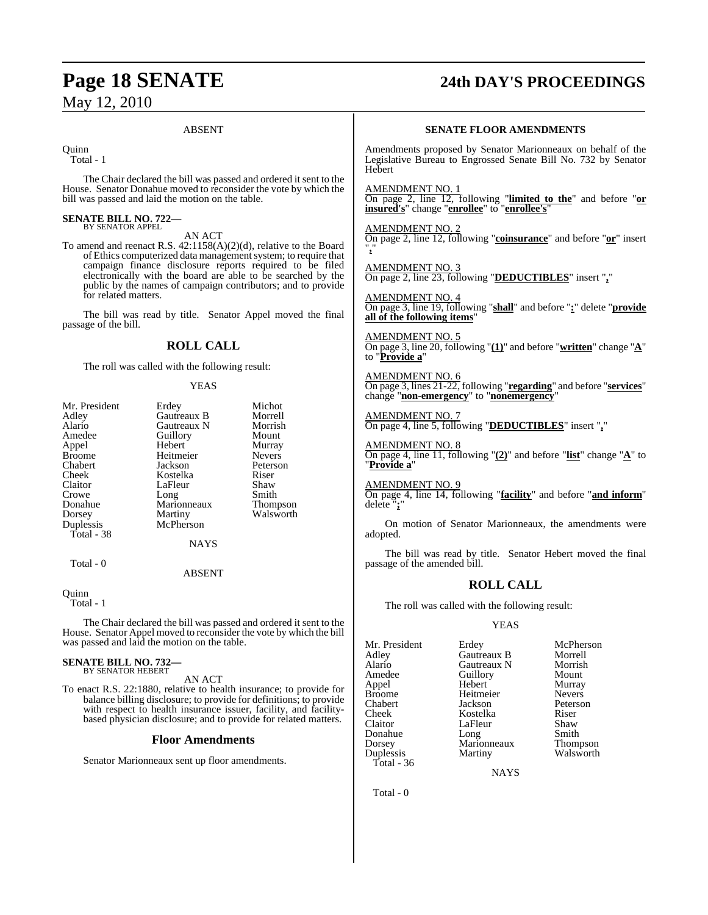ABSENT

Quinn
Total - 1

The Chair declared the bill was passed and ordered it sent to the House. Senator Donahue moved to reconsider the vote by which the bill was passed and laid the motion on the table.

**SENATE BILL NO. 722—**
BY SENATOR APPEL

AN ACT

To amend and reenact R.S. 42:1158(A)(2)(d), relative to the Board of Ethics computerized data management system; to require that campaign finance disclosure reports required to be filed electronically with the board are able to be searched by the public by the names of campaign contributors; and to provide for related matters.

The bill was read by title. Senator Appel moved the final passage of the bill.

## ROLL CALL

The roll was called with the following result:

YEAS

| | | |
|---|---|---|
| Mr. President | Erdey | Michot |
| Adley | Gautreaux B | Morrell |
| Alario | Gautreaux N | Morrish |
| Amedee | Guillory | Mount |
| Appel | Hebert | Murray |
| Broome | Heitmeier | Nevers |
| Chabert | Jackson | Peterson |
| Cheek | Kostelka | Riser |
| Claitor | LaFleur | Shaw |
| Crowe | Long | Smith |
| Donahue | Marionneaux | Thompson |
| Dorsey | Martiny | Walsworth |
| Duplessis | McPherson | |

Total - 38

NAYS

Total - 0

ABSENT

Quinn
Total - 1

The Chair declared the bill was passed and ordered it sent to the House. Senator Appel moved to reconsider the vote by which the bill was passed and laid the motion on the table.

**SENATE BILL NO. 732—**
BY SENATOR HEBERT

AN ACT

To enact R.S. 22:1880, relative to health insurance; to provide for balance billing disclosure; to provide for definitions; to provide with respect to health insurance issuer, facility, and facility-based physician disclosure; and to provide for related matters.

## Floor Amendments

Senator Marionneaux sent up floor amendments.

### SENATE FLOOR AMENDMENTS

Amendments proposed by Senator Marionneaux on behalf of the Legislative Bureau to Engrossed Senate Bill No. 732 by Senator Hebert

AMENDMENT NO. 1
On page 2, line 12, following "**limited to the**" and before "**or insured's**" change "**enrollee**" to "**enrollee's**"

AMENDMENT NO. 2
On page 2, line 12, following "**coinsurance**" and before "**or**" insert "**,**"

AMENDMENT NO. 3
On page 2, line 23, following "**DEDUCTIBLES**" insert "**,**"

AMENDMENT NO. 4
On page 3, line 19, following "**shall**" and before "**:**" delete "**provide all of the following items**"

AMENDMENT NO. 5
On page 3, line 20, following "**(1)**" and before "**written**" change "**A**" to "**Provide a**"

AMENDMENT NO. 6
On page 3, lines 21-22, following "**regarding**" and before "**services**" change "**non-emergency**" to "**nonemergency**"

AMENDMENT NO. 7
On page 4, line 5, following "**DEDUCTIBLES**" insert "**,**"

AMENDMENT NO. 8
On page 4, line 11, following "**(2)**" and before "**list**" change "**A**" to "**Provide a**"

AMENDMENT NO. 9
On page 4, line 14, following "**facility**" and before "**and inform**" delete "**;**"

On motion of Senator Marionneaux, the amendments were adopted.

The bill was read by title. Senator Hebert moved the final passage of the amended bill.

## ROLL CALL

The roll was called with the following result:

YEAS

| | | |
|---|---|---|
| Mr. President | Erdey | McPherson |
| Adley | Gautreaux B | Morrell |
| Alario | Gautreaux N | Morrish |
| Amedee | Guillory | Mount |
| Appel | Hebert | Murray |
| Broome | Heitmeier | Nevers |
| Chabert | Jackson | Peterson |
| Cheek | Kostelka | Riser |
| Claitor | LaFleur | Shaw |
| Donahue | Long | Smith |
| Dorsey | Marionneaux | Thompson |
| Duplessis | Martiny | Walsworth |

Total - 36

NAYS

Total - 0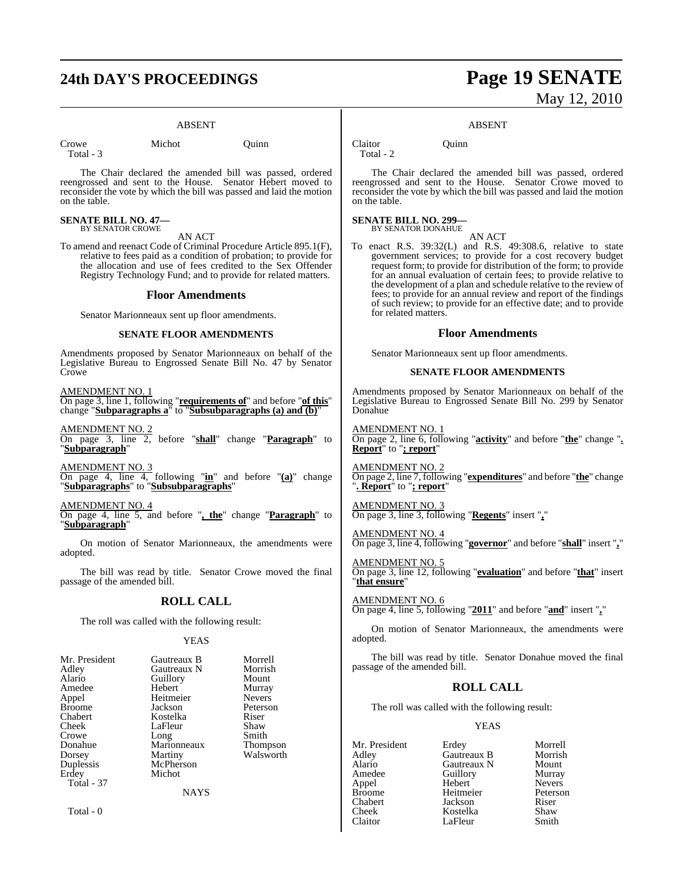ABSENT

| | | |
|---|---|---|
| Crowe | Michot | Quinn |
| Total - 3 | | |

The Chair declared the amended bill was passed, ordered reengrossed and sent to the House. Senator Hebert moved to reconsider the vote by which the bill was passed and laid the motion on the table.

**SENATE BILL NO. 47—**
BY SENATOR CROWE

AN ACT

To amend and reenact Code of Criminal Procedure Article 895.1(F), relative to fees paid as a condition of probation; to provide for the allocation and use of fees credited to the Sex Offender Registry Technology Fund; and to provide for related matters.

## Floor Amendments

Senator Marionneaux sent up floor amendments.

### SENATE FLOOR AMENDMENTS

Amendments proposed by Senator Marionneaux on behalf of the Legislative Bureau to Engrossed Senate Bill No. 47 by Senator Crowe

AMENDMENT NO. 1
On page 3, line 1, following "**requirements of**" and before "**of this**" change "**Subparagraphs a**" to "**Subsubparagraphs (a) and (b)**"

AMENDMENT NO. 2
On page 3, line 2, before "**shall**" change "**Paragraph**" to "**Subparagraph**"

AMENDMENT NO. 3
On page 4, line 4, following "**in**" and before "**(a)**" change "**Subparagraphs**" to "**Subsubparagraphs**"

AMENDMENT NO. 4
On page 4, line 5, and before "**, the**" change "**Paragraph**" to "**Subparagraph**"

On motion of Senator Marionneaux, the amendments were adopted.

The bill was read by title. Senator Crowe moved the final passage of the amended bill.

## ROLL CALL

The roll was called with the following result:

YEAS

| | | |
|---|---|---|
| Mr. President | Gautreaux B | Morrell |
| Adley | Gautreaux N | Morrish |
| Alario | Guillory | Mount |
| Amedee | Hebert | Murray |
| Appel | Heitmeier | Nevers |
| Broome | Jackson | Peterson |
| Chabert | Kostelka | Riser |
| Cheek | LaFleur | Shaw |
| Crowe | Long | Smith |
| Donahue | Marionneaux | Thompson |
| Dorsey | Martiny | Walsworth |
| Duplessis | McPherson | |
| Erdey | Michot | |
| Total - 37 | | |

NAYS

Total - 0

ABSENT

| | |
|---|---|
| Claitor | Quinn |
| Total - 2 | |

The Chair declared the amended bill was passed, ordered reengrossed and sent to the House. Senator Crowe moved to reconsider the vote by which the bill was passed and laid the motion on the table.

**SENATE BILL NO. 299—**
BY SENATOR DONAHUE

AN ACT

To enact R.S. 39:32(L) and R.S. 49:308.6, relative to state government services; to provide for a cost recovery budget request form; to provide for distribution of the form; to provide for an annual evaluation of certain fees; to provide relative to the development of a plan and schedule relative to the review of fees; to provide for an annual review and report of the findings of such review; to provide for an effective date; and to provide for related matters.

## Floor Amendments

Senator Marionneaux sent up floor amendments.

### SENATE FLOOR AMENDMENTS

Amendments proposed by Senator Marionneaux on behalf of the Legislative Bureau to Engrossed Senate Bill No. 299 by Senator Donahue

AMENDMENT NO. 1
On page 2, line 6, following "**activity**" and before "**the**" change "**. Report**" to "**; report**"

AMENDMENT NO. 2
On page 2, line 7, following "**expenditures**" and before "**the**" change "**. Report**" to "**; report**"

AMENDMENT NO. 3
On page 3, line 3, following "**Regents**" insert "**,**"

AMENDMENT NO. 4
On page 3, line 4, following "**governor**" and before "**shall**" insert "**,**"

AMENDMENT NO. 5
On page 3, line 12, following "**evaluation**" and before "**that**" insert "**that ensure**"

AMENDMENT NO. 6
On page 4, line 5, following "**2011**" and before "**and**" insert "**,**"

On motion of Senator Marionneaux, the amendments were adopted.

The bill was read by title. Senator Donahue moved the final passage of the amended bill.

## ROLL CALL

The roll was called with the following result:

YEAS

| | | |
|---|---|---|
| Mr. President | Erdey | Morrell |
| Adley | Gautreaux B | Morrish |
| Alario | Gautreaux N | Mount |
| Amedee | Guillory | Murray |
| Appel | Hebert | Nevers |
| Broome | Heitmeier | Peterson |
| Chabert | Jackson | Riser |
| Cheek | Kostelka | Shaw |
| Claitor | LaFleur | Smith |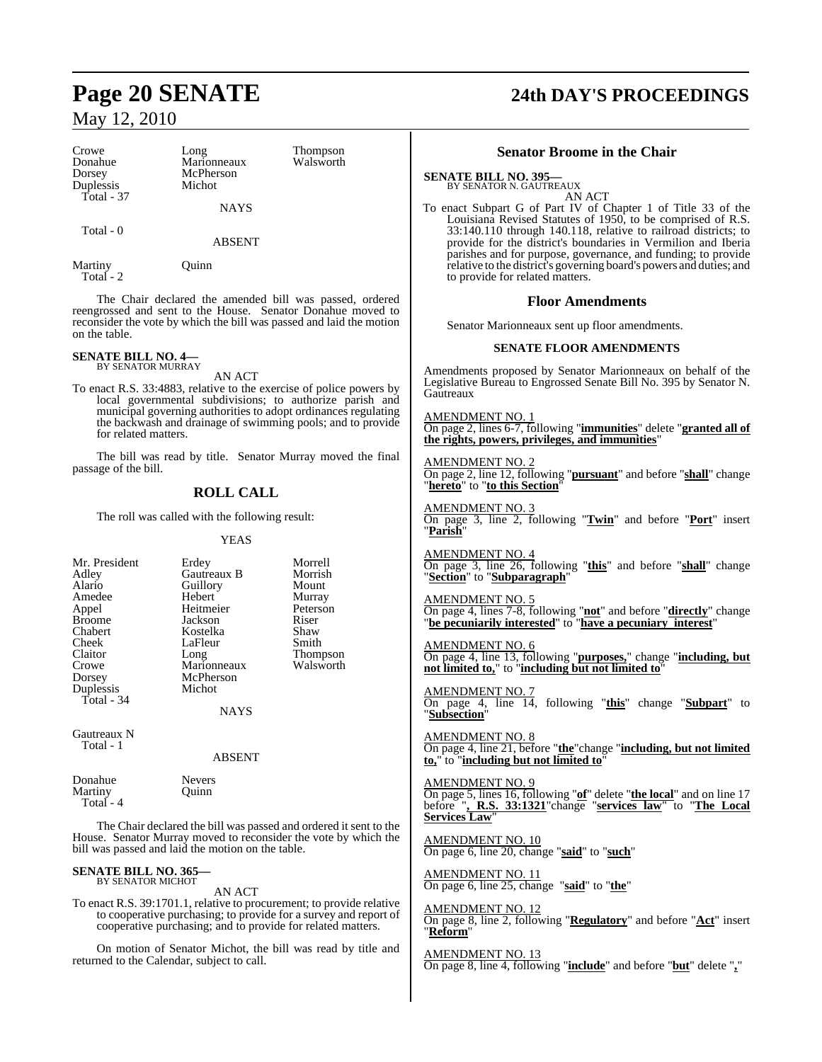| | | |
|---|---|---|
| Crowe | Long | Thompson |
| Donahue | Marionneaux | Walsworth |
| Dorsey | McPherson | |
| Duplessis | Michot | |
| Total - 37 | | |

NAYS

Total - 0

ABSENT

| | |
|---|---|
| Martiny | Quinn |
| Total - 2 | |

The Chair declared the amended bill was passed, ordered reengrossed and sent to the House. Senator Donahue moved to reconsider the vote by which the bill was passed and laid the motion on the table.

**SENATE BILL NO. 4—**
BY SENATOR MURRAY

AN ACT

To enact R.S. 33:4883, relative to the exercise of police powers by local governmental subdivisions; to authorize parish and municipal governing authorities to adopt ordinances regulating the backwash and drainage of swimming pools; and to provide for related matters.

The bill was read by title. Senator Murray moved the final passage of the bill.

## ROLL CALL

The roll was called with the following result:

YEAS

| | | |
|---|---|---|
| Mr. President | Erdey | Morrell |
| Adley | Gautreaux B | Morrish |
| Alario | Guillory | Mount |
| Amedee | Hebert | Murray |
| Appel | Heitmeier | Peterson |
| Broome | Jackson | Riser |
| Chabert | Kostelka | Shaw |
| Cheek | LaFleur | Smith |
| Claitor | Long | Thompson |
| Crowe | Marionneaux | Walsworth |
| Dorsey | McPherson | |
| Duplessis | Michot | |
| Total - 34 | | |

NAYS

Gautreaux N
Total - 1

ABSENT

| | |
|---|---|
| Donahue | Nevers |
| Martiny | Quinn |
| Total - 4 | |

The Chair declared the bill was passed and ordered it sent to the House. Senator Murray moved to reconsider the vote by which the bill was passed and laid the motion on the table.

**SENATE BILL NO. 365—**
BY SENATOR MICHOT

AN ACT

To enact R.S. 39:1701.1, relative to procurement; to provide relative to cooperative purchasing; to provide for a survey and report of cooperative purchasing; and to provide for related matters.

On motion of Senator Michot, the bill was read by title and returned to the Calendar, subject to call.

## Senator Broome in the Chair

**SENATE BILL NO. 395—**
BY SENATOR N. GAUTREAUX

AN ACT

To enact Subpart G of Part IV of Chapter 1 of Title 33 of the Louisiana Revised Statutes of 1950, to be comprised of R.S. 33:140.110 through 140.118, relative to railroad districts; to provide for the district's boundaries in Vermilion and Iberia parishes and for purpose, governance, and funding; to provide relative to the district's governing board's powers and duties; and to provide for related matters.

## Floor Amendments

Senator Marionneaux sent up floor amendments.

### SENATE FLOOR AMENDMENTS

Amendments proposed by Senator Marionneaux on behalf of the Legislative Bureau to Engrossed Senate Bill No. 395 by Senator N. Gautreaux

AMENDMENT NO. 1
On page 2, lines 6-7, following "**immunities**" delete "**granted all of the rights, powers, privileges, and immunities**"

AMENDMENT NO. 2
On page 2, line 12, following "**pursuant**" and before "**shall**" change "**hereto**" to "**to this Section**"

AMENDMENT NO. 3
On page 3, line 2, following "**Twin**" and before "**Port**" insert "**Parish**"

AMENDMENT NO. 4
On page 3, line 26, following "**this**" and before "**shall**" change "**Section**" to "**Subparagraph**"

AMENDMENT NO. 5
On page 4, lines 7-8, following "**not**" and before "**directly**" change "**be pecuniarily interested**" to "**have a pecuniary interest**"

AMENDMENT NO. 6
On page 4, line 13, following "**purposes,**" change "**including, but not limited to,**" to "**including but not limited to**"

AMENDMENT NO. 7
On page 4, line 14, following "**this**" change "**Subpart**" to "**Subsection**"

AMENDMENT NO. 8
On page 4, line 21, before "**the**"change "**including, but not limited to,**" to "**including but not limited to**"

AMENDMENT NO. 9
On page 5, lines 16, following "**of**" delete "**the local**" and on line 17 before "**, R.S. 33:1321**"change "**services law**" to "**The Local Services Law**"

AMENDMENT NO. 10
On page 6, line 20, change "**said**" to "**such**"

AMENDMENT NO. 11
On page 6, line 25, change "**said**" to "**the**"

AMENDMENT NO. 12
On page 8, line 2, following "**Regulatory**" and before "**Act**" insert "**Reform**"

AMENDMENT NO. 13
On page 8, line 4, following "**include**" and before "**but**" delete "**,**"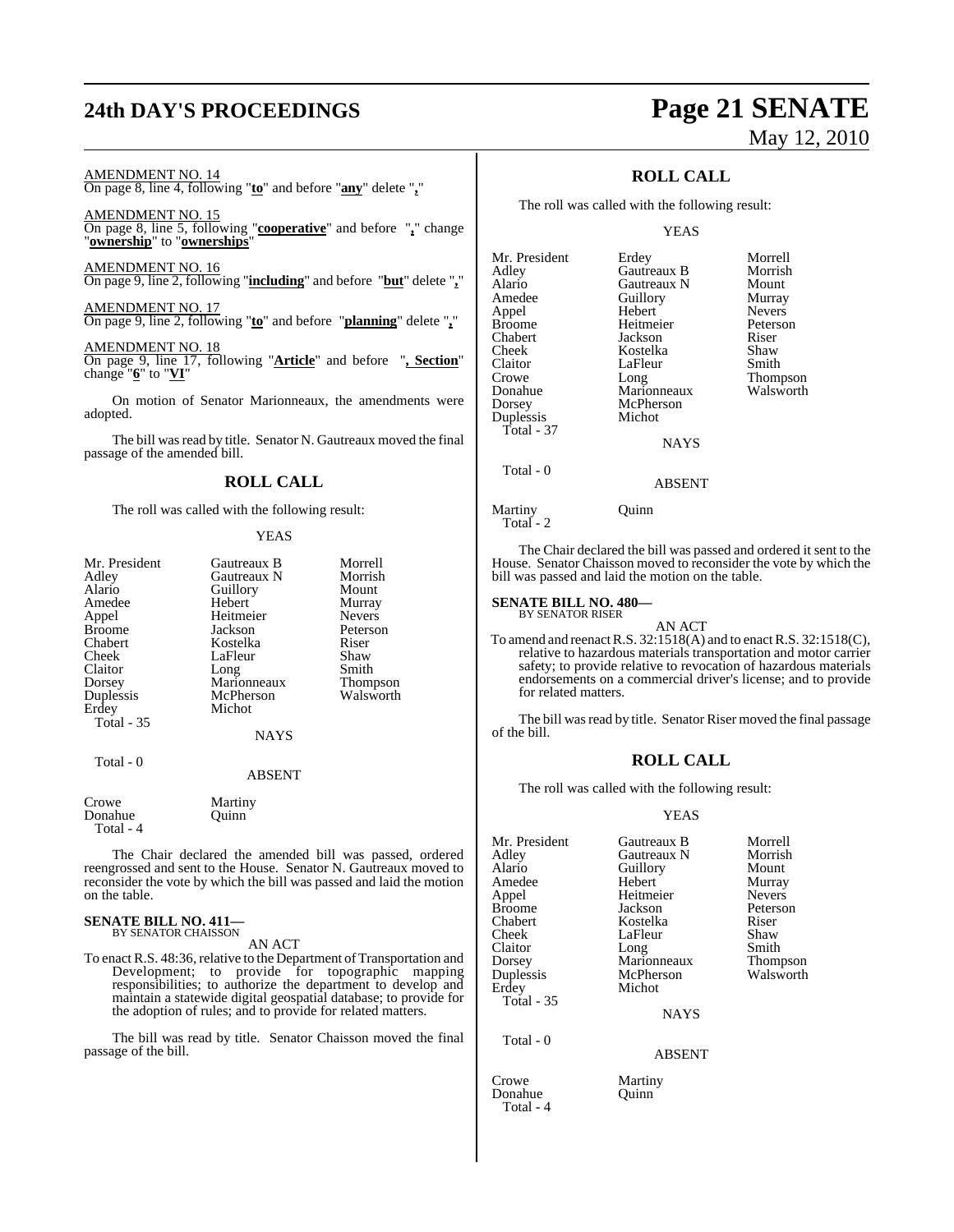AMENDMENT NO. 14
On page 8, line 4, following "**to**" and before "**any**" delete "**,**"

AMENDMENT NO. 15
On page 8, line 5, following "**cooperative**" and before "**,**" change "**ownership**" to "**ownerships**"

AMENDMENT NO. 16
On page 9, line 2, following "**including**" and before "**but**" delete "**,**"

AMENDMENT NO. 17
On page 9, line 2, following "**to**" and before "**planning**" delete "**,**"

AMENDMENT NO. 18
On page 9, line 17, following "**Article**" and before "**, Section**" change "**6**" to "**VI**"

On motion of Senator Marionneaux, the amendments were adopted.

The bill was read by title. Senator N. Gautreaux moved the final passage of the amended bill.

## ROLL CALL

The roll was called with the following result:

YEAS

| | | |
|---|---|---|
| Mr. President | Gautreaux B | Morrell |
| Adley | Gautreaux N | Morrish |
| Alario | Guillory | Mount |
| Amedee | Hebert | Murray |
| Appel | Heitmeier | Nevers |
| Broome | Jackson | Peterson |
| Chabert | Kostelka | Riser |
| Cheek | LaFleur | Shaw |
| Claitor | Long | Smith |
| Dorsey | Marionneaux | Thompson |
| Duplessis | McPherson | Walsworth |
| Erdey | Michot | |

Total - 35

NAYS

Total - 0

ABSENT

| | |
|---|---|
| Crowe | Martiny |
| Donahue | Quinn |

Total - 4

The Chair declared the amended bill was passed, ordered reengrossed and sent to the House. Senator N. Gautreaux moved to reconsider the vote by which the bill was passed and laid the motion on the table.

**SENATE BILL NO. 411—**
BY SENATOR CHAISSON

AN ACT

To enact R.S. 48:36, relative to the Department of Transportation and Development; to provide for topographic mapping responsibilities; to authorize the department to develop and maintain a statewide digital geospatial database; to provide for the adoption of rules; and to provide for related matters.

The bill was read by title. Senator Chaisson moved the final passage of the bill.

## ROLL CALL

The roll was called with the following result:

YEAS

| | | |
|---|---|---|
| Mr. President | Erdey | Morrell |
| Adley | Gautreaux B | Morrish |
| Alario | Gautreaux N | Mount |
| Amedee | Guillory | Murray |
| Appel | Hebert | Nevers |
| Broome | Heitmeier | Peterson |
| Chabert | Jackson | Riser |
| Cheek | Kostelka | Shaw |
| Claitor | LaFleur | Smith |
| Crowe | Long | Thompson |
| Donahue | Marionneaux | Walsworth |
| Dorsey | McPherson | |
| Duplessis | Michot | |

Total - 37

NAYS

Total - 0

ABSENT

| | |
|---|---|
| Martiny | Quinn |

Total - 2

The Chair declared the bill was passed and ordered it sent to the House. Senator Chaisson moved to reconsider the vote by which the bill was passed and laid the motion on the table.

**SENATE BILL NO. 480—**
BY SENATOR RISER

AN ACT

To amend and reenact R.S. 32:1518(A) and to enact R.S. 32:1518(C), relative to hazardous materials transportation and motor carrier safety; to provide relative to revocation of hazardous materials endorsements on a commercial driver's license; and to provide for related matters.

The bill was read by title. Senator Riser moved the final passage of the bill.

## ROLL CALL

The roll was called with the following result:

YEAS

| | | |
|---|---|---|
| Mr. President | Gautreaux B | Morrell |
| Adley | Gautreaux N | Morrish |
| Alario | Guillory | Mount |
| Amedee | Hebert | Murray |
| Appel | Heitmeier | Nevers |
| Broome | Jackson | Peterson |
| Chabert | Kostelka | Riser |
| Cheek | LaFleur | Shaw |
| Claitor | Long | Smith |
| Dorsey | Marionneaux | Thompson |
| Duplessis | McPherson | Walsworth |
| Erdey | Michot | |

Total - 35

NAYS

Total - 0

ABSENT

| | |
|---|---|
| Crowe | Martiny |
| Donahue | Quinn |

Total - 4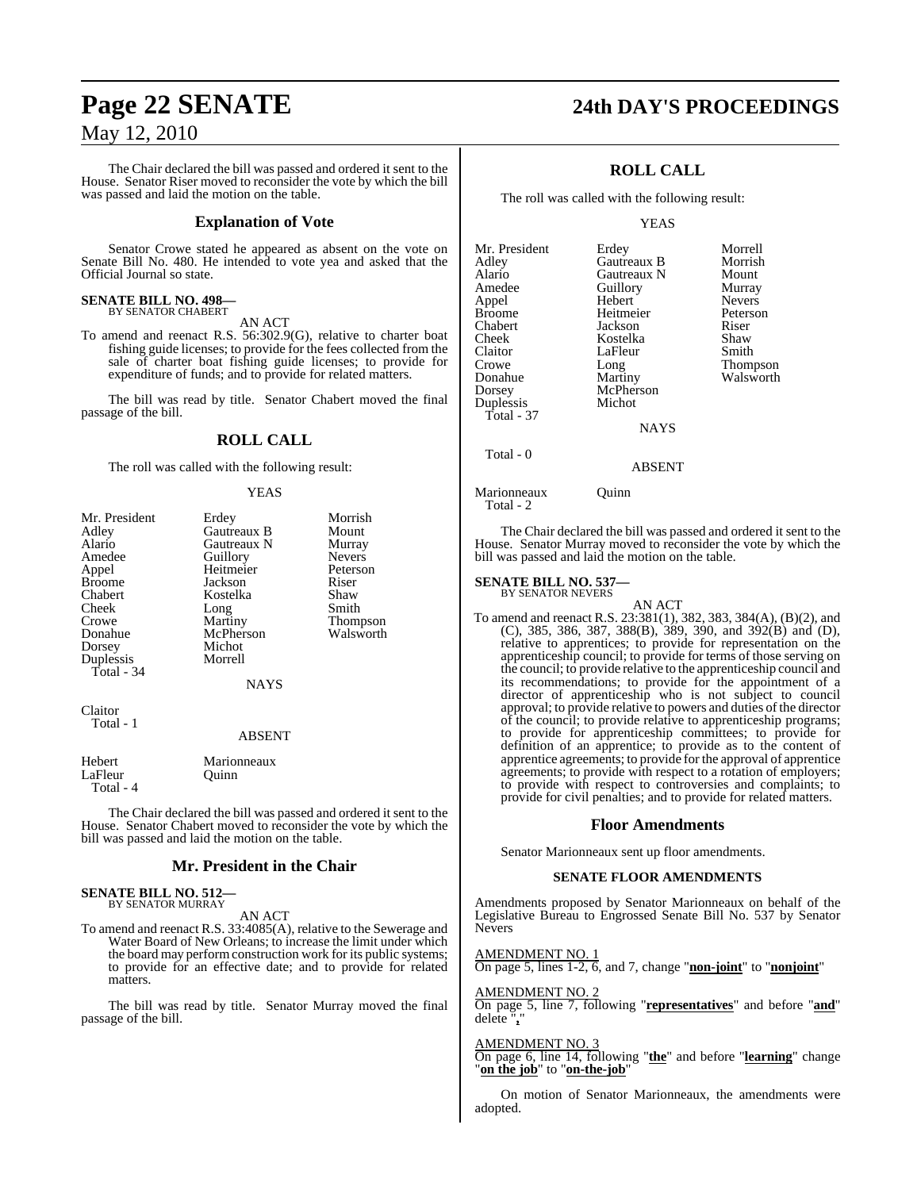The Chair declared the bill was passed and ordered it sent to the House. Senator Riser moved to reconsider the vote by which the bill was passed and laid the motion on the table.

## Explanation of Vote

Senator Crowe stated he appeared as absent on the vote on Senate Bill No. 480. He intended to vote yea and asked that the Official Journal so state.

**SENATE BILL NO. 498—**
BY SENATOR CHABERT

AN ACT

To amend and reenact R.S. 56:302.9(G), relative to charter boat fishing guide licenses; to provide for the fees collected from the sale of charter boat fishing guide licenses; to provide for expenditure of funds; and to provide for related matters.

The bill was read by title. Senator Chabert moved the final passage of the bill.

## ROLL CALL

The roll was called with the following result:

YEAS

| | | |
|---|---|---|
| Mr. President | Erdey | Morrish |
| Adley | Gautreaux B | Mount |
| Alario | Gautreaux N | Murray |
| Amedee | Guillory | Nevers |
| Appel | Heitmeier | Peterson |
| Broome | Jackson | Riser |
| Chabert | Kostelka | Shaw |
| Cheek | Long | Smith |
| Crowe | Martiny | Thompson |
| Donahue | McPherson | Walsworth |
| Dorsey | Michot | |
| Duplessis | Morrell | |
| Total - 34 | | |

NAYS

Claitor
Total - 1

ABSENT

| | |
|---|---|
| Hebert | Marionneaux |
| LaFleur | Quinn |
| Total - 4 | |

The Chair declared the bill was passed and ordered it sent to the House. Senator Chabert moved to reconsider the vote by which the bill was passed and laid the motion on the table.

## Mr. President in the Chair

**SENATE BILL NO. 512—**
BY SENATOR MURRAY

AN ACT

To amend and reenact R.S. 33:4085(A), relative to the Sewerage and Water Board of New Orleans; to increase the limit under which the board may perform construction work for its public systems; to provide for an effective date; and to provide for related matters.

The bill was read by title. Senator Murray moved the final passage of the bill.

## ROLL CALL

The roll was called with the following result:

YEAS

| | | |
|---|---|---|
| Mr. President | Erdey | Morrell |
| Adley | Gautreaux B | Morrish |
| Alario | Gautreaux N | Mount |
| Amedee | Guillory | Murray |
| Appel | Hebert | Nevers |
| Broome | Heitmeier | Peterson |
| Chabert | Jackson | Riser |
| Cheek | Kostelka | Shaw |
| Claitor | LaFleur | Smith |
| Crowe | Long | Thompson |
| Donahue | Martiny | Walsworth |
| Dorsey | McPherson | |
| Duplessis | Michot | |
| Total - 37 | | |

NAYS

Total - 0

ABSENT

| | |
|---|---|
| Marionneaux | Quinn |
| Total - 2 | |

The Chair declared the bill was passed and ordered it sent to the House. Senator Murray moved to reconsider the vote by which the bill was passed and laid the motion on the table.

**SENATE BILL NO. 537—**
BY SENATOR NEVERS

AN ACT

To amend and reenact R.S. 23:381(1), 382, 383, 384(A), (B)(2), and (C), 385, 386, 387, 388(B), 389, 390, and 392(B) and (D), relative to apprentices; to provide for representation on the apprenticeship council; to provide for terms of those serving on the council; to provide relative to the apprenticeship council and its recommendations; to provide for the appointment of a director of apprenticeship who is not subject to council approval; to provide relative to powers and duties of the director of the council; to provide relative to apprenticeship programs; to provide for apprenticeship committees; to provide for definition of an apprentice; to provide as to the content of apprentice agreements; to provide for the approval of apprentice agreements; to provide with respect to a rotation of employers; to provide with respect to controversies and complaints; to provide for civil penalties; and to provide for related matters.

## Floor Amendments

Senator Marionneaux sent up floor amendments.

### SENATE FLOOR AMENDMENTS

Amendments proposed by Senator Marionneaux on behalf of the Legislative Bureau to Engrossed Senate Bill No. 537 by Senator Nevers

AMENDMENT NO. 1
On page 5, lines 1-2, 6, and 7, change "**non-joint**" to "**nonjoint**"

AMENDMENT NO. 2
On page 5, line 7, following "**representatives**" and before "**and**" delete "**,**"

AMENDMENT NO. 3
On page 6, line 14, following "**the**" and before "**learning**" change "**on the job**" to "**on-the-job**"

On motion of Senator Marionneaux, the amendments were adopted.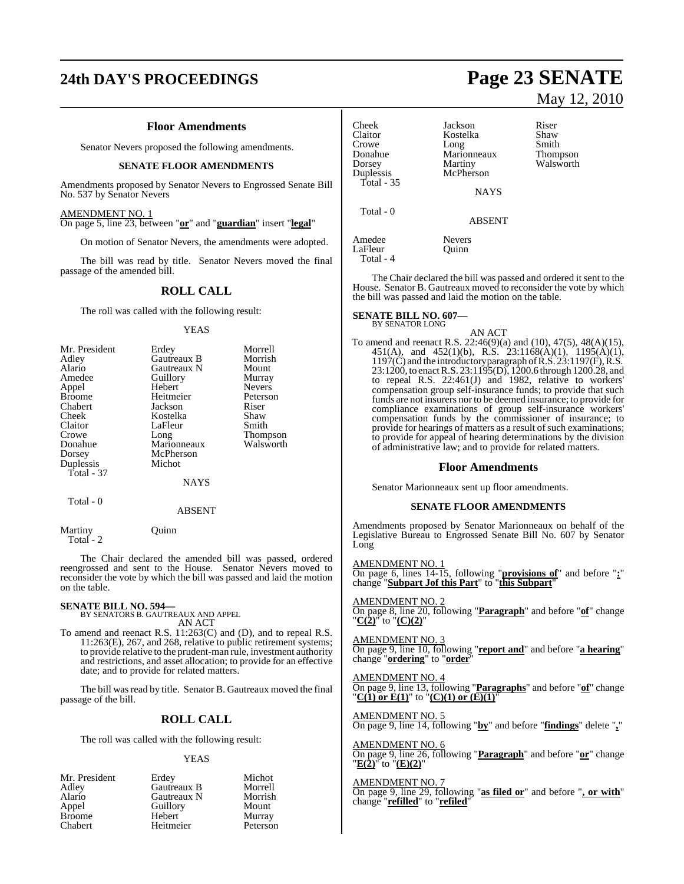## Floor Amendments

Senator Nevers proposed the following amendments.

### SENATE FLOOR AMENDMENTS

Amendments proposed by Senator Nevers to Engrossed Senate Bill No. 537 by Senator Nevers

AMENDMENT NO. 1
On page 5, line 23, between "**or**" and "**guardian**" insert "**legal**"

On motion of Senator Nevers, the amendments were adopted.

The bill was read by title. Senator Nevers moved the final passage of the amended bill.

## ROLL CALL

The roll was called with the following result:

YEAS

| | | |
|---|---|---|
| Mr. President | Erdey | Morrell |
| Adley | Gautreaux B | Morrish |
| Alario | Gautreaux N | Mount |
| Amedee | Guillory | Murray |
| Appel | Hebert | Nevers |
| Broome | Heitmeier | Peterson |
| Chabert | Jackson | Riser |
| Cheek | Kostelka | Shaw |
| Claitor | LaFleur | Smith |
| Crowe | Long | Thompson |
| Donahue | Marionneaux | Walsworth |
| Dorsey | McPherson | |
| Duplessis | Michot | |
| Total - 37 | | |

NAYS

Total - 0

ABSENT

| | |
|---|---|
| Martiny | Quinn |
| Total - 2 | |

The Chair declared the amended bill was passed, ordered reengrossed and sent to the House. Senator Nevers moved to reconsider the vote by which the bill was passed and laid the motion on the table.

**SENATE BILL NO. 594—**
BY SENATORS B. GAUTREAUX AND APPEL
AN ACT

To amend and reenact R.S. 11:263(C) and (D), and to repeal R.S. 11:263(E), 267, and 268, relative to public retirement systems; to provide relative to the prudent-man rule, investment authority and restrictions, and asset allocation; to provide for an effective date; and to provide for related matters.

The bill was read by title. Senator B. Gautreaux moved the final passage of the bill.

## ROLL CALL

The roll was called with the following result:

YEAS

| | | |
|---|---|---|
| Mr. President | Erdey | Michot |
| Adley | Gautreaux B | Morrell |
| Alario | Gautreaux N | Morrish |
| Appel | Guillory | Mount |
| Broome | Hebert | Murray |
| Chabert | Heitmeier | Peterson |
| Cheek | Jackson | Riser |
| Claitor | Kostelka | Shaw |
| Crowe | Long | Smith |
| Donahue | Marionneaux | Thompson |
| Dorsey | Martiny | Walsworth |
| Duplessis | McPherson | |
| Total - 35 | | |

NAYS

Total - 0

ABSENT

| | |
|---|---|
| Amedee | Nevers |
| LaFleur | Quinn |
| Total - 4 | |

The Chair declared the bill was passed and ordered it sent to the House. Senator B. Gautreaux moved to reconsider the vote by which the bill was passed and laid the motion on the table.

**SENATE BILL NO. 607—**
BY SENATOR LONG
AN ACT

To amend and reenact R.S. 22:46(9)(a) and (10), 47(5), 48(A)(15), 451(A), and 452(1)(b), R.S. 23:1168(A)(1), 1195(A)(1), 1197(C) and the introductory paragraph of R.S. 23:1197(F), R.S. 23:1200, to enact R.S. 23:1195(D), 1200.6 through 1200.28, and to repeal R.S. 22:461(J) and 1982, relative to workers' compensation group self-insurance funds; to provide that such funds are not insurers nor to be deemed insurance; to provide for compliance examinations of group self-insurance workers' compensation funds by the commissioner of insurance; to provide for hearings of matters as a result of such examinations; to provide for appeal of hearing determinations by the division of administrative law; and to provide for related matters.

## Floor Amendments

Senator Marionneaux sent up floor amendments.

### SENATE FLOOR AMENDMENTS

Amendments proposed by Senator Marionneaux on behalf of the Legislative Bureau to Engrossed Senate Bill No. 607 by Senator Long

AMENDMENT NO. 1
On page 6, lines 14-15, following "**provisions of**" and before "**:**" change "**Subpart Jof this Part**" to "**this Subpart**"

AMENDMENT NO. 2
On page 8, line 20, following "**Paragraph**" and before "**of**" change "**C(2)**" to "**(C)(2)**"

AMENDMENT NO. 3
On page 9, line 10, following "**report and**" and before "**a hearing**" change "**ordering**" to "**order**"

AMENDMENT NO. 4
On page 9, line 13, following "**Paragraphs**" and before "**of**" change "**C(1) or E(1)**" to "**(C)(1) or (E)(1)**"

AMENDMENT NO. 5
On page 9, line 14, following "**by**" and before "**findings**" delete "**,**"

AMENDMENT NO. 6
On page 9, line 26, following "**Paragraph**" and before "**or**" change "**E(2)**" to "**(E)(2)**"

AMENDMENT NO. 7
On page 9, line 29, following "**as filed or**" and before "**, or with**" change "**refilled**" to "**refiled**"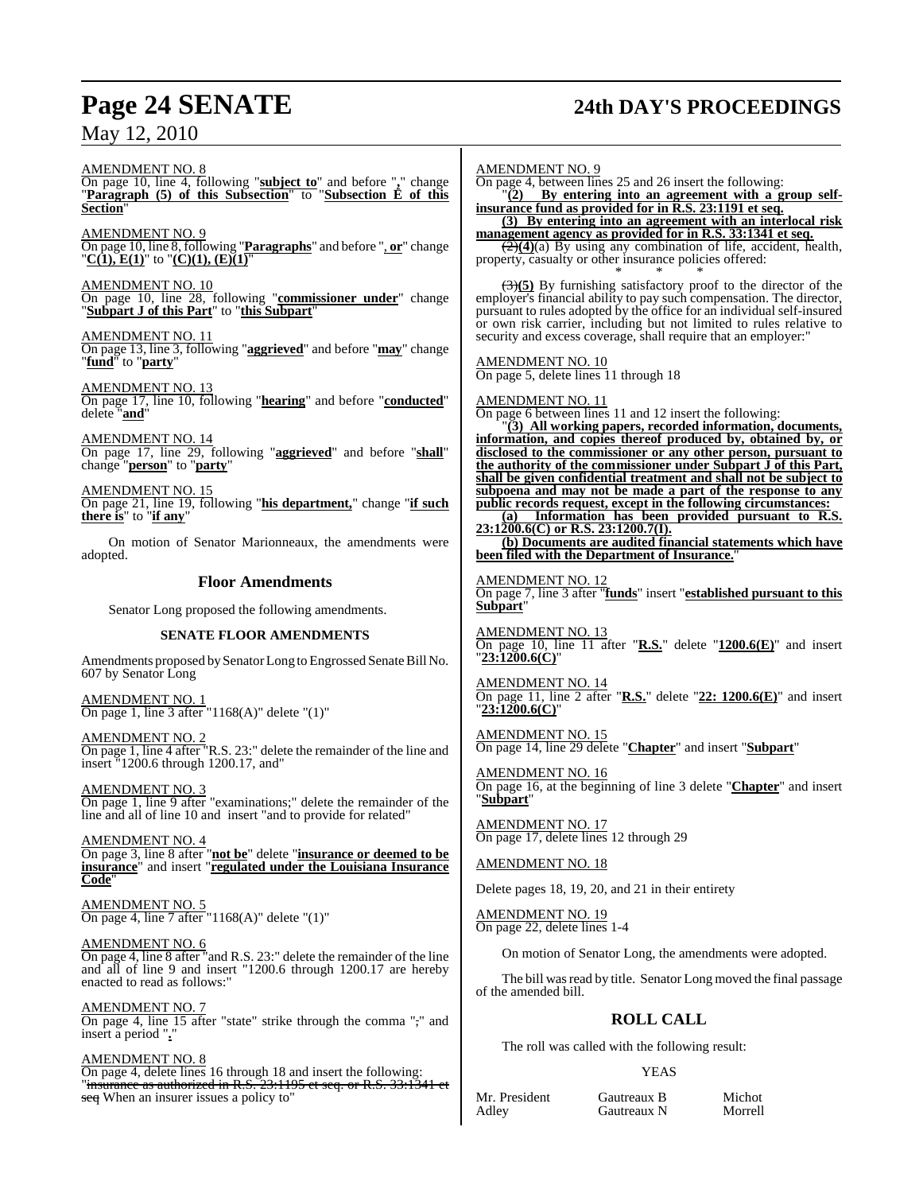AMENDMENT NO. 8
On page 10, line 4, following "**subject to**" and before "**,**" change "**Paragraph (5) of this Subsection**" to "**Subsection E of this Section**"

AMENDMENT NO. 9
On page 10, line 8, following "**Paragraphs**" and before "**, or**" change "**C(1), E(1)**" to "**(C)(1), (E)(1)**"

AMENDMENT NO. 10
On page 10, line 28, following "**commissioner under**" change "**Subpart J of this Part**" to "**this Subpart**"

AMENDMENT NO. 11
On page 13, line 3, following "**aggrieved**" and before "**may**" change "**fund**" to "**party**"

AMENDMENT NO. 13
On page 17, line 10, following "**hearing**" and before "**conducted**" delete "**and**"

AMENDMENT NO. 14
On page 17, line 29, following "**aggrieved**" and before "**shall**" change "**person**" to "**party**"

AMENDMENT NO. 15
On page 21, line 19, following "**his department,**" change "**if such there is**" to "**if any**"

On motion of Senator Marionneaux, the amendments were adopted.

## Floor Amendments

Senator Long proposed the following amendments.

### SENATE FLOOR AMENDMENTS

Amendments proposed by Senator Long to Engrossed Senate Bill No. 607 by Senator Long

AMENDMENT NO. 1
On page 1, line 3 after "1168(A)" delete "(1)"

AMENDMENT NO. 2
On page 1, line 4 after "R.S. 23:" delete the remainder of the line and insert "1200.6 through 1200.17, and"

AMENDMENT NO. 3
On page 1, line 9 after "examinations;" delete the remainder of the line and all of line 10 and insert "and to provide for related"

AMENDMENT NO. 4
On page 3, line 8 after "**not be**" delete "**insurance or deemed to be insurance**" and insert "**regulated under the Louisiana Insurance Code**"

AMENDMENT NO. 5
On page 4, line 7 after "1168(A)" delete "(1)"

AMENDMENT NO. 6
On page 4, line 8 after "and R.S. 23:" delete the remainder of the line and all of line 9 and insert "1200.6 through 1200.17 are hereby enacted to read as follows:"

AMENDMENT NO. 7
On page 4, line 15 after "state" strike through the comma ";" and insert a period "**.**"

AMENDMENT NO. 8
On page 4, delete lines 16 through 18 and insert the following:
"~~insurance as authorized in R.S. 23:1195 et seq. or R.S. 33:1341 et seq~~ When an insurer issues a policy to"

AMENDMENT NO. 9
On page 4, between lines 25 and 26 insert the following:
"**(2) By entering into an agreement with a group self-insurance fund as provided for in R.S. 23:1191 et seq.**

**(3) By entering into an agreement with an interlocal risk management agency as provided for in R.S. 33:1341 et seq.**

~~(2)~~**(4)**(a) By using any combination of life, accident, health, property, casualty or other insurance policies offered:

\* \* \*

~~(3)~~**(5)** By furnishing satisfactory proof to the director of the employer's financial ability to pay such compensation. The director, pursuant to rules adopted by the office for an individual self-insured or own risk carrier, including but not limited to rules relative to security and excess coverage, shall require that an employer:"

AMENDMENT NO. 10
On page 5, delete lines 11 through 18

AMENDMENT NO. 11
On page 6 between lines 11 and 12 insert the following:
"**(3) All working papers, recorded information, documents, information, and copies thereof produced by, obtained by, or disclosed to the commissioner or any other person, pursuant to the authority of the commissioner under Subpart J of this Part, shall be given confidential treatment and shall not be subject to subpoena and may not be made a part of the response to any public records request, except in the following circumstances:**

**(a) Information has been provided pursuant to R.S. 23:1200.6(C) or R.S. 23:1200.7(I).**

**(b) Documents are audited financial statements which have been filed with the Department of Insurance.**"

AMENDMENT NO. 12
On page 7, line 3 after "**funds**" insert "**established pursuant to this Subpart**"

AMENDMENT NO. 13
On page 10, line 11 after "**R.S.**" delete "**1200.6(E)**" and insert "**23:1200.6(C)**"

AMENDMENT NO. 14
On page 11, line 2 after "**R.S.**" delete "**22: 1200.6(E)**" and insert "**23:1200.6(C)**"

AMENDMENT NO. 15
On page 14, line 29 delete "**Chapter**" and insert "**Subpart**"

AMENDMENT NO. 16
On page 16, at the beginning of line 3 delete "**Chapter**" and insert "**Subpart**"

AMENDMENT NO. 17
On page 17, delete lines 12 through 29

AMENDMENT NO. 18

Delete pages 18, 19, 20, and 21 in their entirety

AMENDMENT NO. 19
On page 22, delete lines 1-4

On motion of Senator Long, the amendments were adopted.

The bill was read by title. Senator Long moved the final passage of the amended bill.

## ROLL CALL

The roll was called with the following result:

YEAS

| | | |
|---|---|---|
| Mr. President | Gautreaux B | Michot |
| Adley | Gautreaux N | Morrell |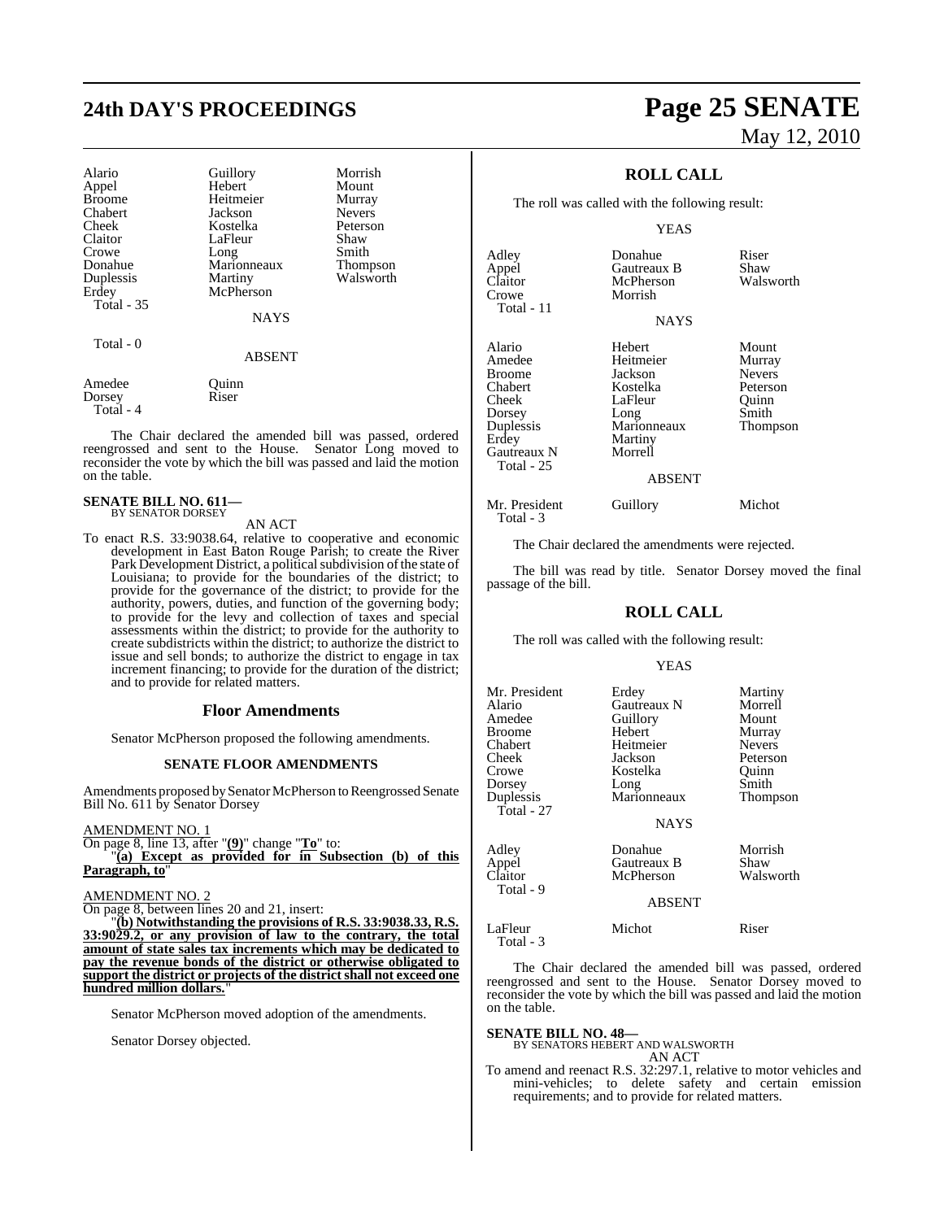| | | |
|---|---|---|
| Alario | Guillory | Morrish |
| Appel | Hebert | Mount |
| Broome | Heitmeier | Murray |
| Chabert | Jackson | Nevers |
| Cheek | Kostelka | Peterson |
| Claitor | LaFleur | Shaw |
| Crowe | Long | Smith |
| Donahue | Marionneaux | Thompson |
| Duplessis | Martiny | Walsworth |
| Erdey | McPherson | |
| Total - 35 | | |

NAYS

Total - 0

ABSENT

| | |
|---|---|
| Amedee | Quinn |
| Dorsey | Riser |
| Total - 4 | |

The Chair declared the amended bill was passed, ordered reengrossed and sent to the House. Senator Long moved to reconsider the vote by which the bill was passed and laid the motion on the table.

**SENATE BILL NO. 611—**
BY SENATOR DORSEY

AN ACT

To enact R.S. 33:9038.64, relative to cooperative and economic development in East Baton Rouge Parish; to create the River Park Development District, a political subdivision of the state of Louisiana; to provide for the boundaries of the district; to provide for the governance of the district; to provide for the authority, powers, duties, and function of the governing body; to provide for the levy and collection of taxes and special assessments within the district; to provide for the authority to create subdistricts within the district; to authorize the district to issue and sell bonds; to authorize the district to engage in tax increment financing; to provide for the duration of the district; and to provide for related matters.

## Floor Amendments

Senator McPherson proposed the following amendments.

### SENATE FLOOR AMENDMENTS

Amendments proposed by Senator McPherson to Reengrossed Senate Bill No. 611 by Senator Dorsey

AMENDMENT NO. 1
On page 8, line 13, after "**(9)**" change "**To**" to:
"**(a) Except as provided for in Subsection (b) of this Paragraph, to**"

AMENDMENT NO. 2
On page 8, between lines 20 and 21, insert:
"**(b) Notwithstanding the provisions of R.S. 33:9038.33, R.S. 33:9029.2, or any provision of law to the contrary, the total amount of state sales tax increments which may be dedicated to pay the revenue bonds of the district or otherwise obligated to support the district or projects of the district shall not exceed one hundred million dollars.**"

Senator McPherson moved adoption of the amendments.

Senator Dorsey objected.

## ROLL CALL

The roll was called with the following result:

YEAS

| | | |
|---|---|---|
| Adley | Donahue | Riser |
| Appel | Gautreaux B | Shaw |
| Claitor | McPherson | Walsworth |
| Crowe | Morrish | |
| Total - 11 | | |

NAYS

| | | |
|---|---|---|
| Alario | Hebert | Mount |
| Amedee | Heitmeier | Murray |
| Broome | Jackson | Nevers |
| Chabert | Kostelka | Peterson |
| Cheek | LaFleur | Quinn |
| Dorsey | Long | Smith |
| Duplessis | Marionneaux | Thompson |
| Erdey | Martiny | |
| Gautreaux N | Morrell | |
| Total - 25 | | |

ABSENT

| | | |
|---|---|---|
| Mr. President | Guillory | Michot |
| Total - 3 | | |

The Chair declared the amendments were rejected.

The bill was read by title. Senator Dorsey moved the final passage of the bill.

## ROLL CALL

The roll was called with the following result:

YEAS

| | | |
|---|---|---|
| Mr. President | Erdey | Martiny |
| Alario | Gautreaux N | Morrell |
| Amedee | Guillory | Mount |
| Broome | Hebert | Murray |
| Chabert | Heitmeier | Nevers |
| Cheek | Jackson | Peterson |
| Crowe | Kostelka | Quinn |
| Dorsey | Long | Smith |
| Duplessis | Marionneaux | Thompson |
| Total - 27 | | |

NAYS

| | | |
|---|---|---|
| Adley | Donahue | Morrish |
| Appel | Gautreaux B | Shaw |
| Claitor | McPherson | Walsworth |
| Total - 9 | | |

ABSENT

| | | |
|---|---|---|
| LaFleur | Michot | Riser |
| Total - 3 | | |

The Chair declared the amended bill was passed, ordered reengrossed and sent to the House. Senator Dorsey moved to reconsider the vote by which the bill was passed and laid the motion on the table.

**SENATE BILL NO. 48—**
BY SENATORS HEBERT AND WALSWORTH

AN ACT

To amend and reenact R.S. 32:297.1, relative to motor vehicles and mini-vehicles; to delete safety and certain emission requirements; and to provide for related matters.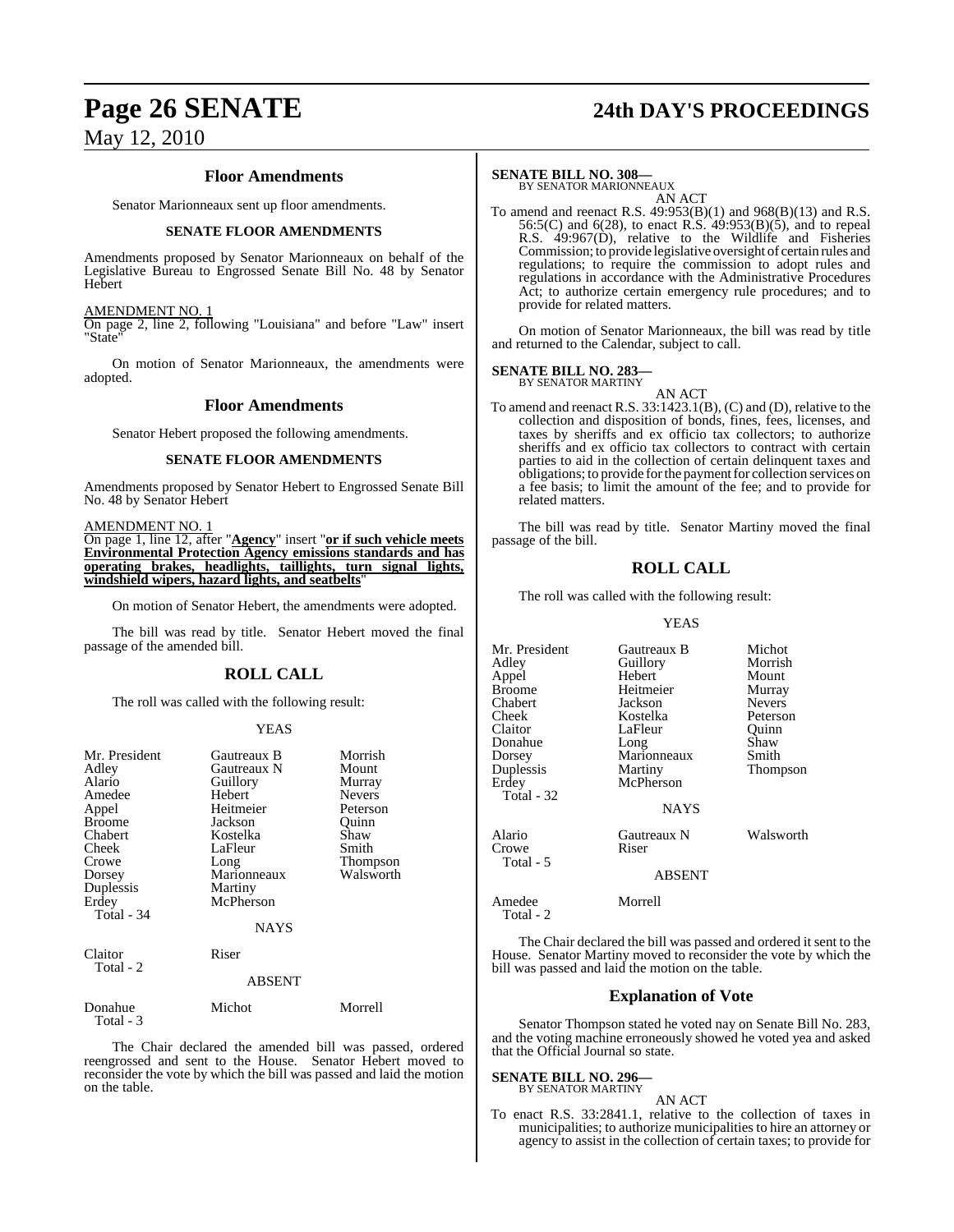## Floor Amendments

Senator Marionneaux sent up floor amendments.

### SENATE FLOOR AMENDMENTS

Amendments proposed by Senator Marionneaux on behalf of the Legislative Bureau to Engrossed Senate Bill No. 48 by Senator Hebert

AMENDMENT NO. 1
On page 2, line 2, following "Louisiana" and before "Law" insert "State"

On motion of Senator Marionneaux, the amendments were adopted.

## Floor Amendments

Senator Hebert proposed the following amendments.

### SENATE FLOOR AMENDMENTS

Amendments proposed by Senator Hebert to Engrossed Senate Bill No. 48 by Senator Hebert

AMENDMENT NO. 1
On page 1, line 12, after "**Agency**" insert "**or if such vehicle meets Environmental Protection Agency emissions standards and has operating brakes, headlights, taillights, turn signal lights, windshield wipers, hazard lights, and seatbelts**"

On motion of Senator Hebert, the amendments were adopted.

The bill was read by title. Senator Hebert moved the final passage of the amended bill.

## ROLL CALL

The roll was called with the following result:

YEAS

| | | |
|---|---|---|
| Mr. President | Gautreaux B | Morrish |
| Adley | Gautreaux N | Mount |
| Alario | Guillory | Murray |
| Amedee | Hebert | Nevers |
| Appel | Heitmeier | Peterson |
| Broome | Jackson | Quinn |
| Chabert | Kostelka | Shaw |
| Cheek | LaFleur | Smith |
| Crowe | Long | Thompson |
| Dorsey | Marionneaux | Walsworth |
| Duplessis | Martiny | |
| Erdey | McPherson | |
| Total - 34 | | |

NAYS

| | |
|---|---|
| Claitor | Riser |
| Total - 2 | |

ABSENT

| | | |
|---|---|---|
| Donahue | Michot | Morrell |
| Total - 3 | | |

The Chair declared the amended bill was passed, ordered reengrossed and sent to the House. Senator Hebert moved to reconsider the vote by which the bill was passed and laid the motion on the table.

**SENATE BILL NO. 308—**
BY SENATOR MARIONNEAUX

AN ACT

To amend and reenact R.S. 49:953(B)(1) and 968(B)(13) and R.S. 56:5(C) and 6(28), to enact R.S. 49:953(B)(5), and to repeal R.S. 49:967(D), relative to the Wildlife and Fisheries Commission; to provide legislative oversight of certain rules and regulations; to require the commission to adopt rules and regulations in accordance with the Administrative Procedures Act; to authorize certain emergency rule procedures; and to provide for related matters.

On motion of Senator Marionneaux, the bill was read by title and returned to the Calendar, subject to call.

**SENATE BILL NO. 283—**
BY SENATOR MARTINY

AN ACT

To amend and reenact R.S. 33:1423.1(B), (C) and (D), relative to the collection and disposition of bonds, fines, fees, licenses, and taxes by sheriffs and ex officio tax collectors; to authorize sheriffs and ex officio tax collectors to contract with certain parties to aid in the collection of certain delinquent taxes and obligations; to provide for the payment for collection services on a fee basis; to limit the amount of the fee; and to provide for related matters.

The bill was read by title. Senator Martiny moved the final passage of the bill.

## ROLL CALL

The roll was called with the following result:

YEAS

| | | |
|---|---|---|
| Mr. President | Gautreaux B | Michot |
| Adley | Guillory | Morrish |
| Appel | Hebert | Mount |
| Broome | Heitmeier | Murray |
| Chabert | Jackson | Nevers |
| Cheek | Kostelka | Peterson |
| Claitor | LaFleur | Quinn |
| Donahue | Long | Shaw |
| Dorsey | Marionneaux | Smith |
| Duplessis | Martiny | Thompson |
| Erdey | McPherson | |
| Total - 32 | | |

NAYS

| | | |
|---|---|---|
| Alario | Gautreaux N | Walsworth |
| Crowe | Riser | |
| Total - 5 | | |

ABSENT

| | |
|---|---|
| Amedee | Morrell |
| Total - 2 | |

The Chair declared the bill was passed and ordered it sent to the House. Senator Martiny moved to reconsider the vote by which the bill was passed and laid the motion on the table.

## Explanation of Vote

Senator Thompson stated he voted nay on Senate Bill No. 283, and the voting machine erroneously showed he voted yea and asked that the Official Journal so state.

**SENATE BILL NO. 296—**
BY SENATOR MARTINY

AN ACT

To enact R.S. 33:2841.1, relative to the collection of taxes in municipalities; to authorize municipalities to hire an attorney or agency to assist in the collection of certain taxes; to provide for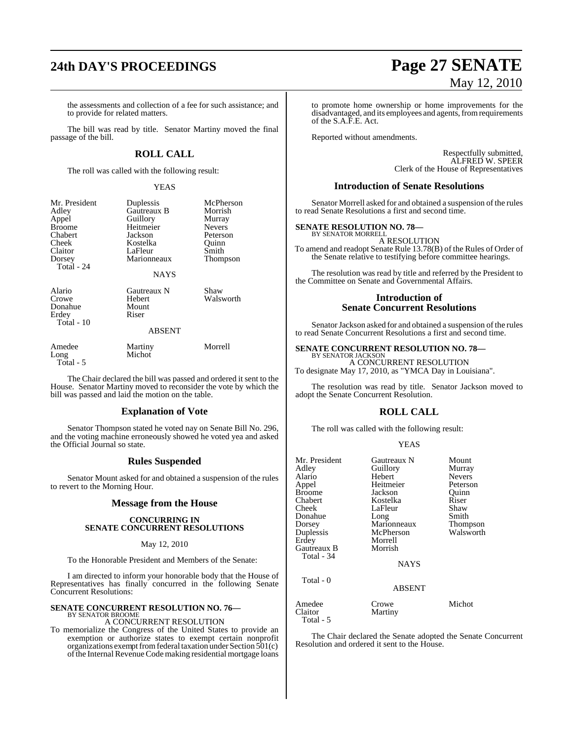the assessments and collection of a fee for such assistance; and to provide for related matters.

The bill was read by title. Senator Martiny moved the final passage of the bill.

## ROLL CALL

The roll was called with the following result:

YEAS

| | | |
|---|---|---|
| Mr. President | Duplessis | McPherson |
| Adley | Gautreaux B | Morrish |
| Appel | Guillory | Murray |
| Broome | Heitmeier | Nevers |
| Chabert | Jackson | Peterson |
| Cheek | Kostelka | Quinn |
| Claitor | LaFleur | Smith |
| Dorsey | Marionneaux | Thompson |
| Total - 24 | | |

NAYS

| | | |
|---|---|---|
| Alario | Gautreaux N | Shaw |
| Crowe | Hebert | Walsworth |
| Donahue | Mount | |
| Erdey | Riser | |
| Total - 10 | | |

ABSENT

| | | |
|---|---|---|
| Amedee | Martiny | Morrell |
| Long | Michot | |
| Total - 5 | | |

The Chair declared the bill was passed and ordered it sent to the House. Senator Martiny moved to reconsider the vote by which the bill was passed and laid the motion on the table.

## Explanation of Vote

Senator Thompson stated he voted nay on Senate Bill No. 296, and the voting machine erroneously showed he voted yea and asked the Official Journal so state.

## Rules Suspended

Senator Mount asked for and obtained a suspension of the rules to revert to the Morning Hour.

## Message from the House

### CONCURRING IN SENATE CONCURRENT RESOLUTIONS

May 12, 2010

To the Honorable President and Members of the Senate:

I am directed to inform your honorable body that the House of Representatives has finally concurred in the following Senate Concurrent Resolutions:

**SENATE CONCURRENT RESOLUTION NO. 76—**
BY SENATOR BROOME
A CONCURRENT RESOLUTION
To memorialize the Congress of the United States to provide an exemption or authorize states to exempt certain nonprofit organizations exempt from federal taxation under Section 501(c) of the Internal Revenue Code making residential mortgage loans to promote home ownership or home improvements for the disadvantaged, and its employees and agents, from requirements of the S.A.F.E. Act.

Reported without amendments.

Respectfully submitted,
ALFRED W. SPEER
Clerk of the House of Representatives

## Introduction of Senate Resolutions

Senator Morrell asked for and obtained a suspension of the rules to read Senate Resolutions a first and second time.

**SENATE RESOLUTION NO. 78—**
BY SENATOR MORRELL
A RESOLUTION
To amend and readopt Senate Rule 13.78(B) of the Rules of Order of the Senate relative to testifying before committee hearings.

The resolution was read by title and referred by the President to the Committee on Senate and Governmental Affairs.

## Introduction of Senate Concurrent Resolutions

Senator Jackson asked for and obtained a suspension of the rules to read Senate Concurrent Resolutions a first and second time.

**SENATE CONCURRENT RESOLUTION NO. 78—**
BY SENATOR JACKSON
A CONCURRENT RESOLUTION
To designate May 17, 2010, as "YMCA Day in Louisiana".

The resolution was read by title. Senator Jackson moved to adopt the Senate Concurrent Resolution.

## ROLL CALL

The roll was called with the following result:

YEAS

| | | |
|---|---|---|
| Mr. President | Gautreaux N | Mount |
| Adley | Guillory | Murray |
| Alario | Hebert | Nevers |
| Appel | Heitmeier | Peterson |
| Broome | Jackson | Quinn |
| Chabert | Kostelka | Riser |
| Cheek | LaFleur | Shaw |
| Donahue | Long | Smith |
| Dorsey | Marionneaux | Thompson |
| Duplessis | McPherson | Walsworth |
| Erdey | Morrell | |
| Gautreaux B | Morrish | |
| Total - 34 | | |

NAYS

Total - 0

ABSENT

| | | |
|---|---|---|
| Amedee | Crowe | Michot |
| Claitor | Martiny | |
| Total - 5 | | |

The Chair declared the Senate adopted the Senate Concurrent Resolution and ordered it sent to the House.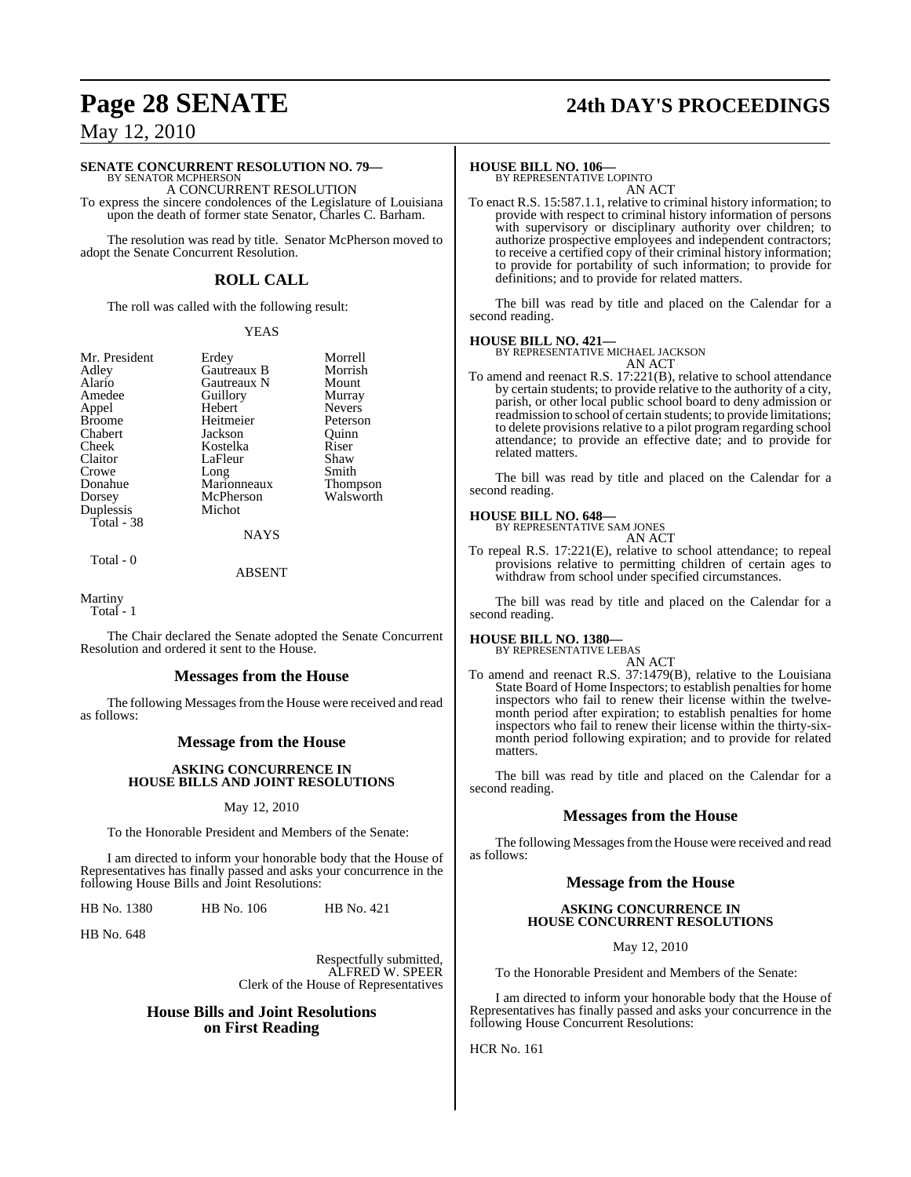**SENATE CONCURRENT RESOLUTION NO. 79—**
BY SENATOR MCPHERSON

A CONCURRENT RESOLUTION

To express the sincere condolences of the Legislature of Louisiana upon the death of former state Senator, Charles C. Barham.

The resolution was read by title. Senator McPherson moved to adopt the Senate Concurrent Resolution.

## ROLL CALL

The roll was called with the following result:

YEAS

| | | |
|---|---|---|
| Mr. President | Erdey | Morrell |
| Adley | Gautreaux B | Morrish |
| Alario | Gautreaux N | Mount |
| Amedee | Guillory | Murray |
| Appel | Hebert | Nevers |
| Broome | Heitmeier | Peterson |
| Chabert | Jackson | Quinn |
| Cheek | Kostelka | Riser |
| Claitor | LaFleur | Shaw |
| Crowe | Long | Smith |
| Donahue | Marionneaux | Thompson |
| Dorsey | McPherson | Walsworth |
| Duplessis | Michot | |

Total - 38

NAYS

Total - 0

ABSENT

Martiny

Total - 1

The Chair declared the Senate adopted the Senate Concurrent Resolution and ordered it sent to the House.

## Messages from the House

The following Messages from the House were received and read as follows:

## Message from the House

### ASKING CONCURRENCE IN HOUSE BILLS AND JOINT RESOLUTIONS

May 12, 2010

To the Honorable President and Members of the Senate:

I am directed to inform your honorable body that the House of Representatives has finally passed and asks your concurrence in the following House Bills and Joint Resolutions:

HB No. 1380 HB No. 106 HB No. 421

HB No. 648

Respectfully submitted,
ALFRED W. SPEER
Clerk of the House of Representatives

## House Bills and Joint Resolutions on First Reading

**HOUSE BILL NO. 106—**
BY REPRESENTATIVE LOPINTO

AN ACT

To enact R.S. 15:587.1.1, relative to criminal history information; to provide with respect to criminal history information of persons with supervisory or disciplinary authority over children; to authorize prospective employees and independent contractors; to receive a certified copy of their criminal history information; to provide for portability of such information; to provide for definitions; and to provide for related matters.

The bill was read by title and placed on the Calendar for a second reading.

**HOUSE BILL NO. 421—**
BY REPRESENTATIVE MICHAEL JACKSON

AN ACT

To amend and reenact R.S. 17:221(B), relative to school attendance by certain students; to provide relative to the authority of a city, parish, or other local public school board to deny admission or readmission to school of certain students; to provide limitations; to delete provisions relative to a pilot program regarding school attendance; to provide an effective date; and to provide for related matters.

The bill was read by title and placed on the Calendar for a second reading.

**HOUSE BILL NO. 648—**
BY REPRESENTATIVE SAM JONES

AN ACT

To repeal R.S. 17:221(E), relative to school attendance; to repeal provisions relative to permitting children of certain ages to withdraw from school under specified circumstances.

The bill was read by title and placed on the Calendar for a second reading.

**HOUSE BILL NO. 1380—**
BY REPRESENTATIVE LEBAS

AN ACT

To amend and reenact R.S. 37:1479(B), relative to the Louisiana State Board of Home Inspectors; to establish penalties for home inspectors who fail to renew their license within the twelve-month period after expiration; to establish penalties for home inspectors who fail to renew their license within the thirty-six-month period following expiration; and to provide for related matters.

The bill was read by title and placed on the Calendar for a second reading.

## Messages from the House

The following Messages from the House were received and read as follows:

## Message from the House

### ASKING CONCURRENCE IN HOUSE CONCURRENT RESOLUTIONS

May 12, 2010

To the Honorable President and Members of the Senate:

I am directed to inform your honorable body that the House of Representatives has finally passed and asks your concurrence in the following House Concurrent Resolutions:

HCR No. 161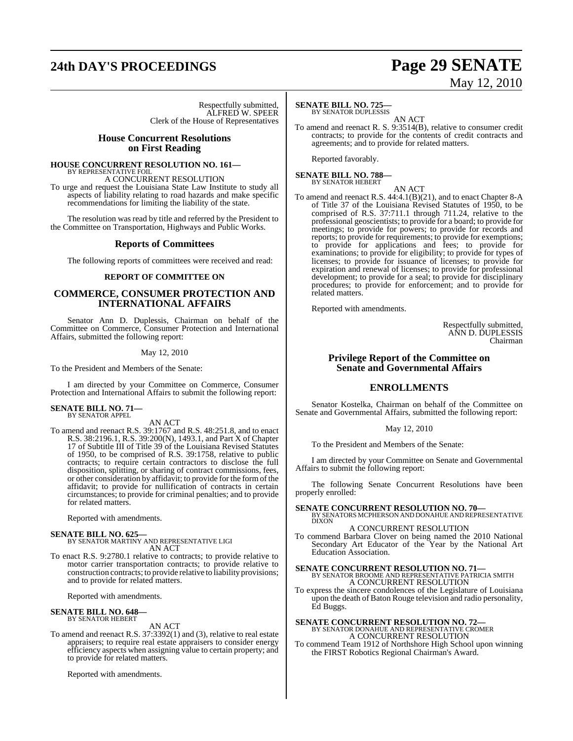Respectfully submitted,
ALFRED W. SPEER
Clerk of the House of Representatives

## House Concurrent Resolutions on First Reading

**HOUSE CONCURRENT RESOLUTION NO. 161—**
BY REPRESENTATIVE FOIL
A CONCURRENT RESOLUTION

To urge and request the Louisiana State Law Institute to study all aspects of liability relating to road hazards and make specific recommendations for limiting the liability of the state.

The resolution was read by title and referred by the President to the Committee on Transportation, Highways and Public Works.

## Reports of Committees

The following reports of committees were received and read:

### REPORT OF COMMITTEE ON

## COMMERCE, CONSUMER PROTECTION AND INTERNATIONAL AFFAIRS

Senator Ann D. Duplessis, Chairman on behalf of the Committee on Commerce, Consumer Protection and International Affairs, submitted the following report:

May 12, 2010

To the President and Members of the Senate:

I am directed by your Committee on Commerce, Consumer Protection and International Affairs to submit the following report:

**SENATE BILL NO. 71—**
BY SENATOR APPEL
AN ACT

To amend and reenact R.S. 39:1767 and R.S. 48:251.8, and to enact R.S. 38:2196.1, R.S. 39:200(N), 1493.1, and Part X of Chapter 17 of Subtitle III of Title 39 of the Louisiana Revised Statutes of 1950, to be comprised of R.S. 39:1758, relative to public contracts; to require certain contractors to disclose the full disposition, splitting, or sharing of contract commissions, fees, or other consideration by affidavit; to provide for the form of the affidavit; to provide for nullification of contracts in certain circumstances; to provide for criminal penalties; and to provide for related matters.

Reported with amendments.

**SENATE BILL NO. 625—**
BY SENATOR MARTINY AND REPRESENTATIVE LIGI
AN ACT

To enact R.S. 9:2780.1 relative to contracts; to provide relative to motor carrier transportation contracts; to provide relative to construction contracts; to provide relative to liability provisions; and to provide for related matters.

Reported with amendments.

**SENATE BILL NO. 648—**
BY SENATOR HEBERT
AN ACT

To amend and reenact R.S. 37:3392(1) and (3), relative to real estate appraisers; to require real estate appraisers to consider energy efficiency aspects when assigning value to certain property; and to provide for related matters.

Reported with amendments.

**SENATE BILL NO. 725—**
BY SENATOR DUPLESSIS
AN ACT

To amend and reenact R. S. 9:3514(B), relative to consumer credit contracts; to provide for the contents of credit contracts and agreements; and to provide for related matters.

Reported favorably.

**SENATE BILL NO. 788—**
BY SENATOR HEBERT
AN ACT

To amend and reenact R.S. 44:4.1(B)(21), and to enact Chapter 8-A of Title 37 of the Louisiana Revised Statutes of 1950, to be comprised of R.S. 37:711.1 through 711.24, relative to the professional geoscientists; to provide for a board; to provide for meetings; to provide for powers; to provide for records and reports; to provide for requirements; to provide for exemptions; to provide for applications and fees; to provide for examinations; to provide for eligibility; to provide for types of licenses; to provide for issuance of licenses; to provide for expiration and renewal of licenses; to provide for professional development; to provide for a seal; to provide for disciplinary procedures; to provide for enforcement; and to provide for related matters.

Reported with amendments.

Respectfully submitted,
ANN D. DUPLESSIS
Chairman

## Privilege Report of the Committee on Senate and Governmental Affairs

## ENROLLMENTS

Senator Kostelka, Chairman on behalf of the Committee on Senate and Governmental Affairs, submitted the following report:

May 12, 2010

To the President and Members of the Senate:

I am directed by your Committee on Senate and Governmental Affairs to submit the following report:

The following Senate Concurrent Resolutions have been properly enrolled:

**SENATE CONCURRENT RESOLUTION NO. 70—**
BY SENATORS MCPHERSON AND DONAHUE AND REPRESENTATIVE DIXON
A CONCURRENT RESOLUTION

To commend Barbara Clover on being named the 2010 National Secondary Art Educator of the Year by the National Art Education Association.

**SENATE CONCURRENT RESOLUTION NO. 71—**
BY SENATOR BROOME AND REPRESENTATIVE PATRICIA SMITH
A CONCURRENT RESOLUTION

To express the sincere condolences of the Legislature of Louisiana upon the death of Baton Rouge television and radio personality, Ed Buggs.

**SENATE CONCURRENT RESOLUTION NO. 72—**
BY SENATOR DONAHUE AND REPRESENTATIVE CROMER
A CONCURRENT RESOLUTION

To commend Team 1912 of Northshore High School upon winning the FIRST Robotics Regional Chairman's Award.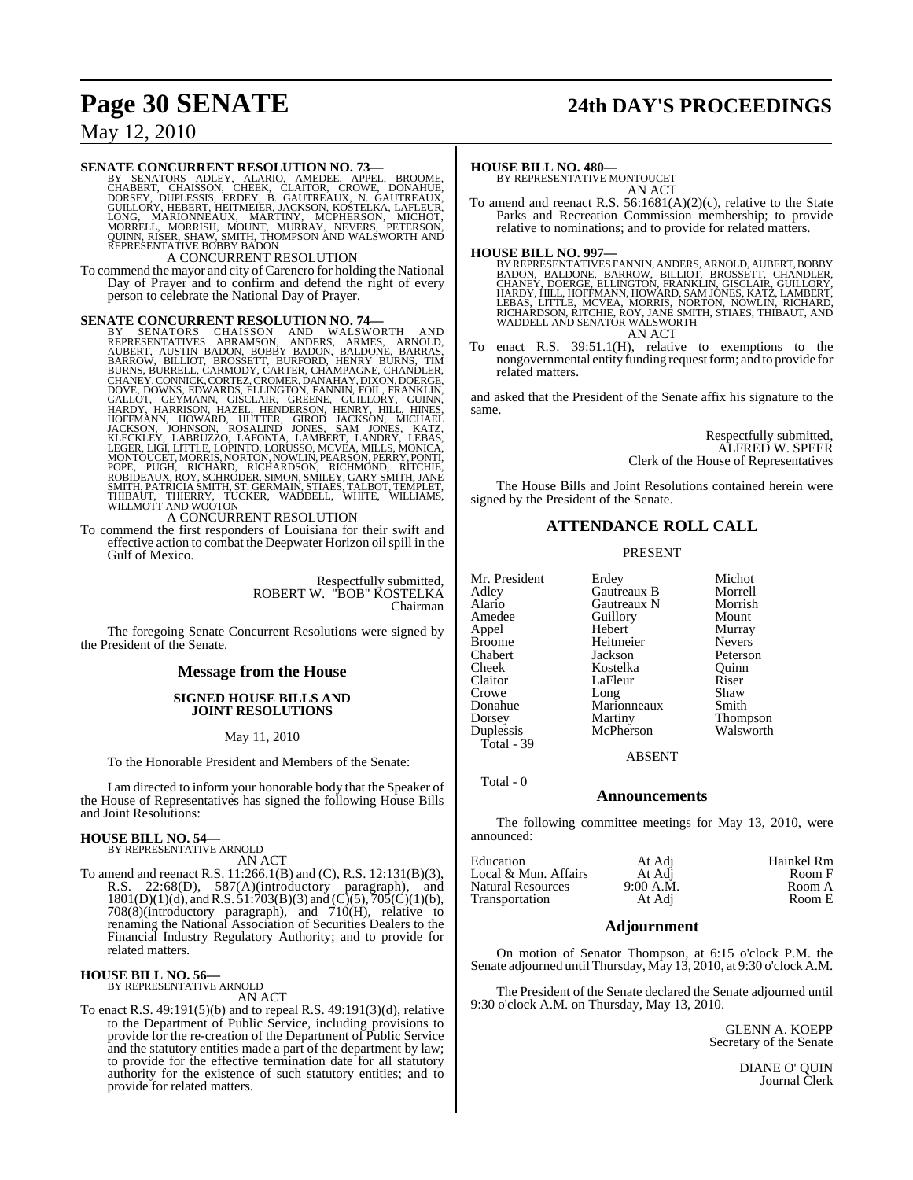**SENATE CONCURRENT RESOLUTION NO. 73—**
BY SENATORS ADLEY, ALARIO, AMEDEE, APPEL, BROOME, CHABERT, CHAISSON, CHEEK, CLAITOR, CROWE, DONAHUE, DORSEY, DUPLESSIS, ERDEY, B. GAUTREAUX, N. GAUTREAUX, GUILLORY, HEBERT, HEITMEIER, JACKSON, KOSTELKA, LAFLEUR, LONG, MARIONNEAUX, MARTINY, MCPHERSON, MICHOT, MORRELL, MORRISH, MOUNT, MURRAY, NEVERS, PETERSON, QUINN, RISER, SHAW, SMITH, THOMPSON AND WALSWORTH AND REPRESENTATIVE BOBBY BADON

A CONCURRENT RESOLUTION

To commend the mayor and city of Carencro for holding the National Day of Prayer and to confirm and defend the right of every person to celebrate the National Day of Prayer.

**SENATE CONCURRENT RESOLUTION NO. 74—**
BY SENATORS CHAISSON AND WALSWORTH AND REPRESENTATIVES ABRAMSON, ANDERS, ARMES, ARNOLD, AUBERT, AUSTIN BADON, BOBBY BADON, BALDONE, BARRAS, BARROW, BILLIOT, BROSSETT, BURFORD, HENRY BURNS, TIM BURNS, BURRELL, CARMODY, CARTER, CHAMPAGNE, CHANDLER, CHANEY, CONNICK, CORTEZ, CROMER, DANAHAY, DIXON, DOERGE, DOVE, DOWNS, EDWARDS, ELLINGTON, FANNIN, FOIL, FRANKLIN, GALLOT, GEYMANN, GISCLAIR, GREENE, GUILLORY, GUINN, HARDY, HARRISON, HAZEL, HENDERSON, HENRY, HILL, HINES, HOFFMANN, HOWARD, HUTTER, GIROD JACKSON, MICHAEL JACKSON, JOHNSON, ROSALIND JONES, SAM JONES, KATZ, KLECKLEY, LABRUZZO, LAFONTA, LAMBERT, LANDRY, LEBAS, LEGER, LIGI, LITTLE, LOPINTO, LORUSSO, MCVEA, MILLS, MONICA, MONTOUCET, MORRIS, NORTON, NOWLIN, PEARSON, PERRY, PONTI, POPE, PUGH, RICHARD, RICHARDSON, RICHMOND, RITCHIE, ROBIDEAUX, ROY, SCHRODER, SIMON, SMILEY, GARY SMITH, JANE SMITH, PATRICIA SMITH, ST. GERMAIN, STIAES, TALBOT, TEMPLET, THIBAUT, THIERRY, TUCKER, WADDELL, WHITE, WILLIAMS, WILLMOTT AND WOOTON

A CONCURRENT RESOLUTION

To commend the first responders of Louisiana for their swift and effective action to combat the Deepwater Horizon oil spill in the Gulf of Mexico.

Respectfully submitted,
ROBERT W. "BOB" KOSTELKA
Chairman

The foregoing Senate Concurrent Resolutions were signed by the President of the Senate.

## Message from the House

### SIGNED HOUSE BILLS AND JOINT RESOLUTIONS

May 11, 2010

To the Honorable President and Members of the Senate:

I am directed to inform your honorable body that the Speaker of the House of Representatives has signed the following House Bills and Joint Resolutions:

**HOUSE BILL NO. 54—**
BY REPRESENTATIVE ARNOLD

AN ACT

To amend and reenact R.S. 11:266.1(B) and (C), R.S. 12:131(B)(3), R.S. 22:68(D), 587(A)(introductory paragraph), and 1801(D)(1)(d), and R.S. 51:703(B)(3) and (C)(5), 705(C)(1)(b), 708(8)(introductory paragraph), and 710(H), relative to renaming the National Association of Securities Dealers to the Financial Industry Regulatory Authority; and to provide for related matters.

**HOUSE BILL NO. 56—**
BY REPRESENTATIVE ARNOLD

AN ACT

To enact R.S. 49:191(5)(b) and to repeal R.S. 49:191(3)(d), relative to the Department of Public Service, including provisions to provide for the re-creation of the Department of Public Service and the statutory entities made a part of the department by law; to provide for the effective termination date for all statutory authority for the existence of such statutory entities; and to provide for related matters.

**HOUSE BILL NO. 480—**
BY REPRESENTATIVE MONTOUCET

AN ACT

To amend and reenact R.S. 56:1681(A)(2)(c), relative to the State Parks and Recreation Commission membership; to provide relative to nominations; and to provide for related matters.

**HOUSE BILL NO. 997—**
BY REPRESENTATIVES FANNIN, ANDERS, ARNOLD, AUBERT, BOBBY BADON, BALDONE, BARROW, BILLIOT, BROSSETT, CHANDLER, CHANEY, DOERGE, ELLINGTON, FRANKLIN, GISCLAIR, GUILLORY, HARDY, HILL, HOFFMANN, HOWARD, SAM JONES, KATZ, LAMBERT, LEBAS, LITTLE, MCVEA, MORRIS, NORTON, NOWLIN, RICHARD, RICHARDSON, RITCHIE, ROY, JANE SMITH, STIAES, THIBAUT, AND WADDELL AND SENATOR WALSWORTH

AN ACT

To enact R.S. 39:51.1(H), relative to exemptions to the nongovernmental entity funding request form; and to provide for related matters.

and asked that the President of the Senate affix his signature to the same.

Respectfully submitted,
ALFRED W. SPEER
Clerk of the House of Representatives

The House Bills and Joint Resolutions contained herein were signed by the President of the Senate.

## ATTENDANCE ROLL CALL

PRESENT

| | | |
|---|---|---|
| Mr. President | Erdey | Michot |
| Adley | Gautreaux B | Morrell |
| Alario | Gautreaux N | Morrish |
| Amedee | Guillory | Mount |
| Appel | Hebert | Murray |
| Broome | Heitmeier | Nevers |
| Chabert | Jackson | Peterson |
| Cheek | Kostelka | Quinn |
| Claitor | LaFleur | Riser |
| Crowe | Long | Shaw |
| Donahue | Marionneaux | Smith |
| Dorsey | Martiny | Thompson |
| Duplessis | McPherson | Walsworth |
| Total - 39 | | |

ABSENT

Total - 0

## Announcements

The following committee meetings for May 13, 2010, were announced:

| | | |
|---|---|---|
| Education | At Adj | Hainkel Rm |
| Local & Mun. Affairs | At Adj | Room F |
| Natural Resources | 9:00 A.M. | Room A |
| Transportation | At Adj | Room E |

## Adjournment

On motion of Senator Thompson, at 6:15 o'clock P.M. the Senate adjourned until Thursday, May 13, 2010, at 9:30 o'clock A.M.

The President of the Senate declared the Senate adjourned until 9:30 o'clock A.M. on Thursday, May 13, 2010.

GLENN A. KOEPP
Secretary of the Senate

DIANE O' QUIN
Journal Clerk